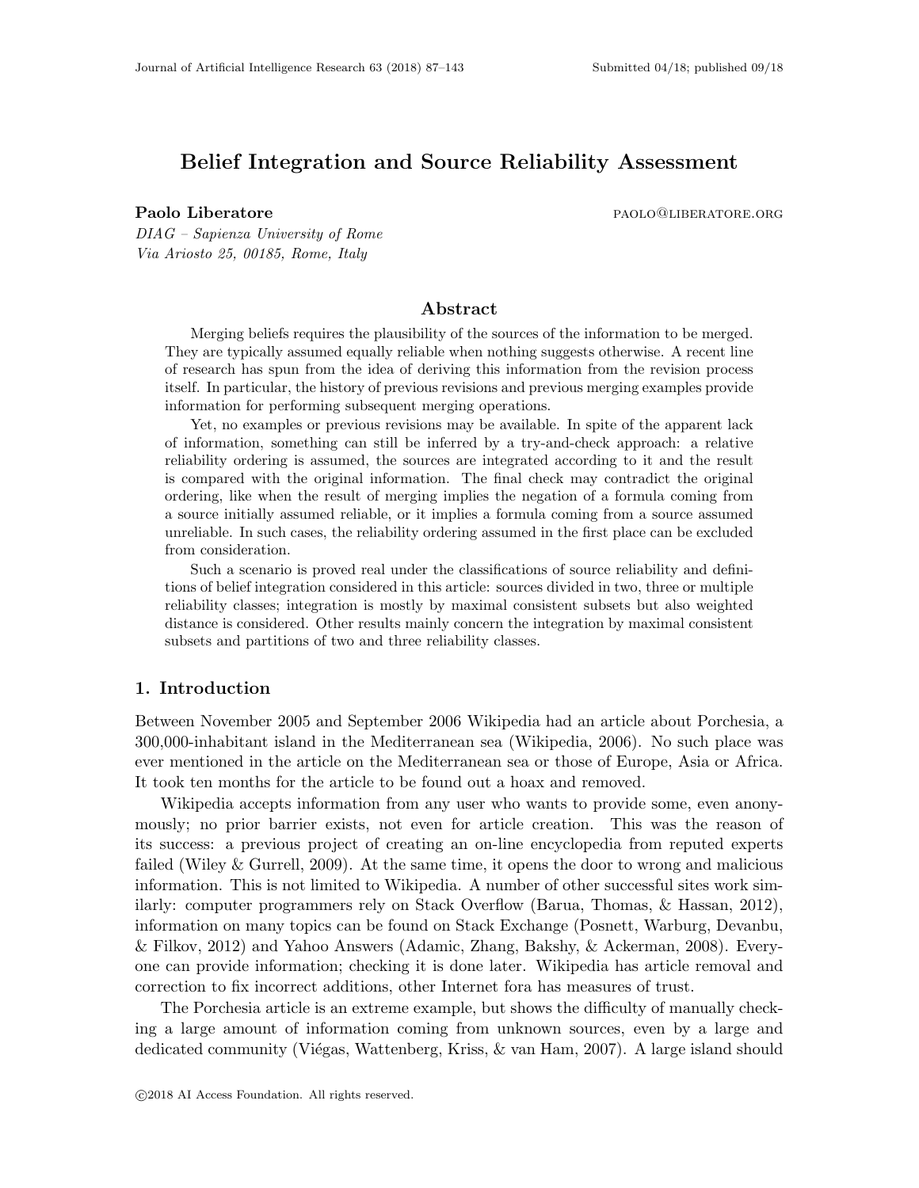# Belief Integration and Source Reliability Assessment

**Paolo Liberatore** PAOLO@LIBERATORE.ORG

*DIAG – Sapienza University of Rome*
*Via Ariosto 25, 00185, Rome, Italy*

## Abstract

Merging beliefs requires the plausibility of the sources of the information to be merged. They are typically assumed equally reliable when nothing suggests otherwise. A recent line of research has spun from the idea of deriving this information from the revision process itself. In particular, the history of previous revisions and previous merging examples provide information for performing subsequent merging operations.

Yet, no examples or previous revisions may be available. In spite of the apparent lack of information, something can still be inferred by a try-and-check approach: a relative reliability ordering is assumed, the sources are integrated according to it and the result is compared with the original information. The final check may contradict the original ordering, like when the result of merging implies the negation of a formula coming from a source initially assumed reliable, or it implies a formula coming from a source assumed unreliable. In such cases, the reliability ordering assumed in the first place can be excluded from consideration.

Such a scenario is proved real under the classifications of source reliability and definitions of belief integration considered in this article: sources divided in two, three or multiple reliability classes; integration is mostly by maximal consistent subsets but also weighted distance is considered. Other results mainly concern the integration by maximal consistent subsets and partitions of two and three reliability classes.

## 1. Introduction

Between November 2005 and September 2006 Wikipedia had an article about Porchesia, a 300,000-inhabitant island in the Mediterranean sea (Wikipedia, 2006). No such place was ever mentioned in the article on the Mediterranean sea or those of Europe, Asia or Africa. It took ten months for the article to be found out a hoax and removed.

Wikipedia accepts information from any user who wants to provide some, even anonymously; no prior barrier exists, not even for article creation. This was the reason of its success: a previous project of creating an on-line encyclopedia from reputed experts failed (Wiley & Gurrell, 2009). At the same time, it opens the door to wrong and malicious information. This is not limited to Wikipedia. A number of other successful sites work similarly: computer programmers rely on Stack Overflow (Barua, Thomas, & Hassan, 2012), information on many topics can be found on Stack Exchange (Posnett, Warburg, Devanbu, & Filkov, 2012) and Yahoo Answers (Adamic, Zhang, Bakshy, & Ackerman, 2008). Everyone can provide information; checking it is done later. Wikipedia has article removal and correction to fix incorrect additions, other Internet fora has measures of trust.

The Porchesia article is an extreme example, but shows the difficulty of manually checking a large amount of information coming from unknown sources, even by a large and dedicated community (Viégas, Wattenberg, Kriss, & van Ham, 2007). A large island should

©2018 AI Access Foundation. All rights reserved.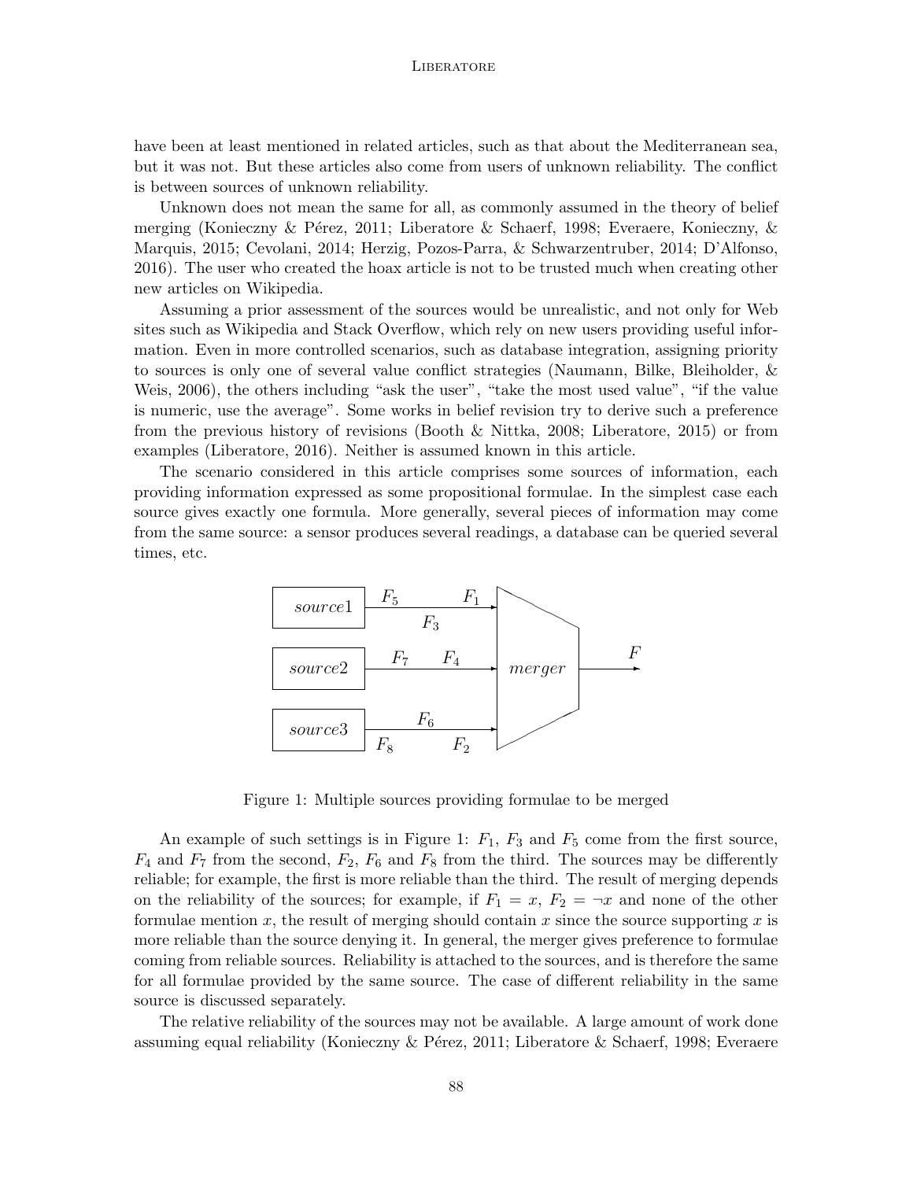have been at least mentioned in related articles, such as that about the Mediterranean sea, but it was not. But these articles also come from users of unknown reliability. The conflict is between sources of unknown reliability.

Unknown does not mean the same for all, as commonly assumed in the theory of belief merging (Konieczny & Pérez, 2011; Liberatore & Schaerf, 1998; Everaere, Konieczny, & Marquis, 2015; Cevolani, 2014; Herzig, Pozos-Parra, & Schwarzentruber, 2014; D'Alfonso, 2016). The user who created the hoax article is not to be trusted much when creating other new articles on Wikipedia.

Assuming a prior assessment of the sources would be unrealistic, and not only for Web sites such as Wikipedia and Stack Overflow, which rely on new users providing useful information. Even in more controlled scenarios, such as database integration, assigning priority to sources is only one of several value conflict strategies (Naumann, Bilke, Bleiholder, & Weis, 2006), the others including "ask the user", "take the most used value", "if the value is numeric, use the average". Some works in belief revision try to derive such a preference from the previous history of revisions (Booth & Nittka, 2008; Liberatore, 2015) or from examples (Liberatore, 2016). Neither is assumed known in this article.

The scenario considered in this article comprises some sources of information, each providing information expressed as some propositional formulae. In the simplest case each source gives exactly one formula. More generally, several pieces of information may come from the same source: a sensor produces several readings, a database can be queried several times, etc.

Figure 1: Multiple sources providing formulae to be merged

An example of such settings is in Figure 1: $F_1$, $F_3$ and $F_5$ come from the first source, $F_4$ and $F_7$ from the second, $F_2$, $F_6$ and $F_8$ from the third. The sources may be differently reliable; for example, the first is more reliable than the third. The result of merging depends on the reliability of the sources; for example, if $F_1 = x$, $F_2 = \neg x$ and none of the other formulae mention $x$, the result of merging should contain $x$ since the source supporting $x$ is more reliable than the source denying it. In general, the merger gives preference to formulae coming from reliable sources. Reliability is attached to the sources, and is therefore the same for all formulae provided by the same source. The case of different reliability in the same source is discussed separately.

The relative reliability of the sources may not be available. A large amount of work done assuming equal reliability (Konieczny & Pérez, 2011; Liberatore & Schaerf, 1998; Everaere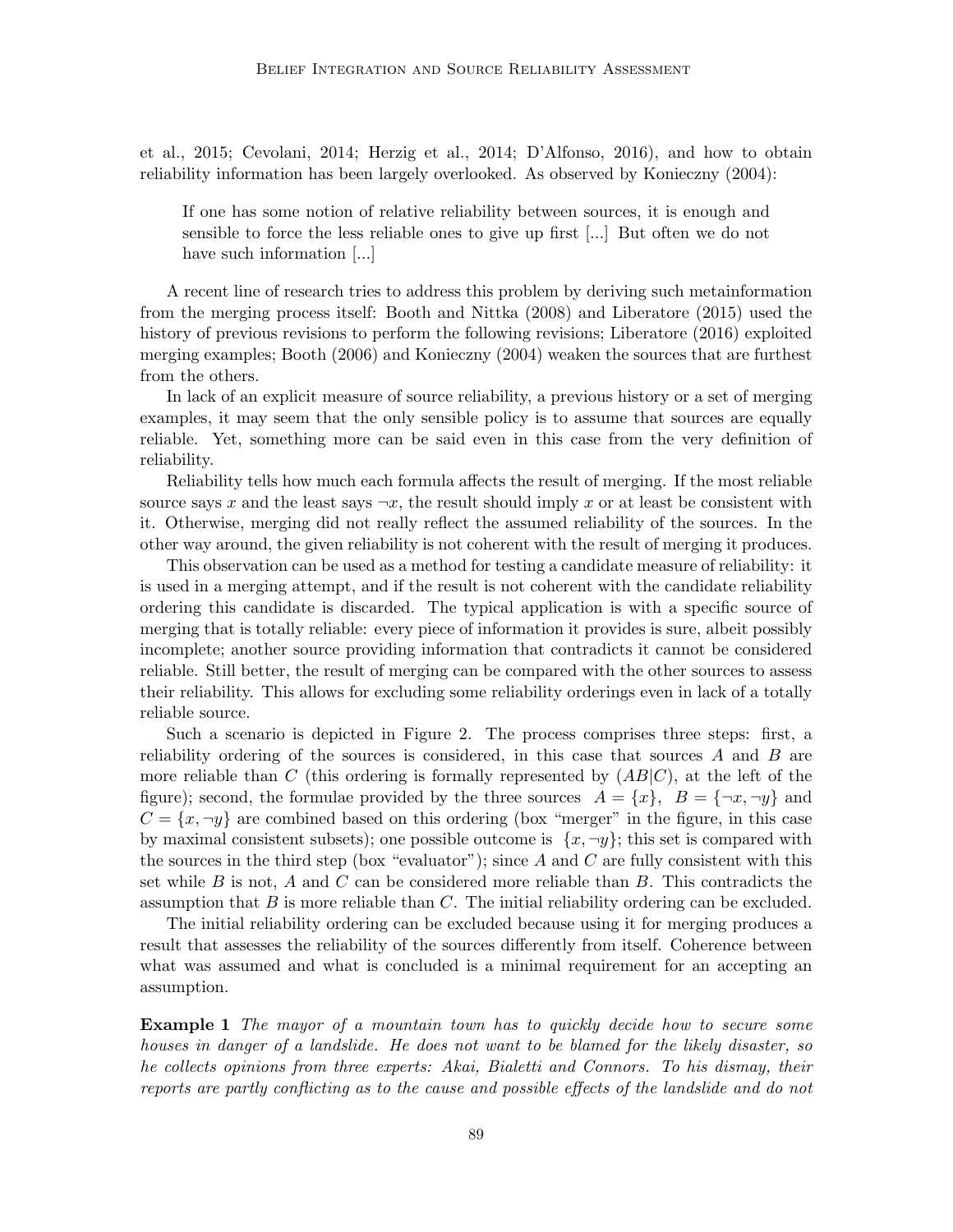et al., 2015; Cevolani, 2014; Herzig et al., 2014; D'Alfonso, 2016), and how to obtain reliability information has been largely overlooked. As observed by Konieczny (2004):

> If one has some notion of relative reliability between sources, it is enough and sensible to force the less reliable ones to give up first [...] But often we do not have such information [...]

A recent line of research tries to address this problem by deriving such metainformation from the merging process itself: Booth and Nittka (2008) and Liberatore (2015) used the history of previous revisions to perform the following revisions; Liberatore (2016) exploited merging examples; Booth (2006) and Konieczny (2004) weaken the sources that are furthest from the others.

In lack of an explicit measure of source reliability, a previous history or a set of merging examples, it may seem that the only sensible policy is to assume that sources are equally reliable. Yet, something more can be said even in this case from the very definition of reliability.

Reliability tells how much each formula affects the result of merging. If the most reliable source says $x$ and the least says $\neg x$, the result should imply $x$ or at least be consistent with it. Otherwise, merging did not really reflect the assumed reliability of the sources. In the other way around, the given reliability is not coherent with the result of merging it produces.

This observation can be used as a method for testing a candidate measure of reliability: it is used in a merging attempt, and if the result is not coherent with the candidate reliability ordering this candidate is discarded. The typical application is with a specific source of merging that is totally reliable: every piece of information it provides is sure, albeit possibly incomplete; another source providing information that contradicts it cannot be considered reliable. Still better, the result of merging can be compared with the other sources to assess their reliability. This allows for excluding some reliability orderings even in lack of a totally reliable source.

Such a scenario is depicted in Figure 2. The process comprises three steps: first, a reliability ordering of the sources is considered, in this case that sources $A$ and $B$ are more reliable than $C$ (this ordering is formally represented by $(AB|C)$, at the left of the figure); second, the formulae provided by the three sources $A = \{x\}$, $B = \{\neg x, \neg y\}$ and $C = \{x, \neg y\}$ are combined based on this ordering (box "merger" in the figure, in this case by maximal consistent subsets); one possible outcome is $\{x, \neg y\}$; this set is compared with the sources in the third step (box "evaluator"); since $A$ and $C$ are fully consistent with this set while $B$ is not, $A$ and $C$ can be considered more reliable than $B$. This contradicts the assumption that $B$ is more reliable than $C$. The initial reliability ordering can be excluded.

The initial reliability ordering can be excluded because using it for merging produces a result that assesses the reliability of the sources differently from itself. Coherence between what was assumed and what is concluded is a minimal requirement for an accepting an assumption.

**Example 1** *The mayor of a mountain town has to quickly decide how to secure some houses in danger of a landslide. He does not want to be blamed for the likely disaster, so he collects opinions from three experts: Akai, Bialetti and Connors. To his dismay, their reports are partly conflicting as to the cause and possible effects of the landslide and do not*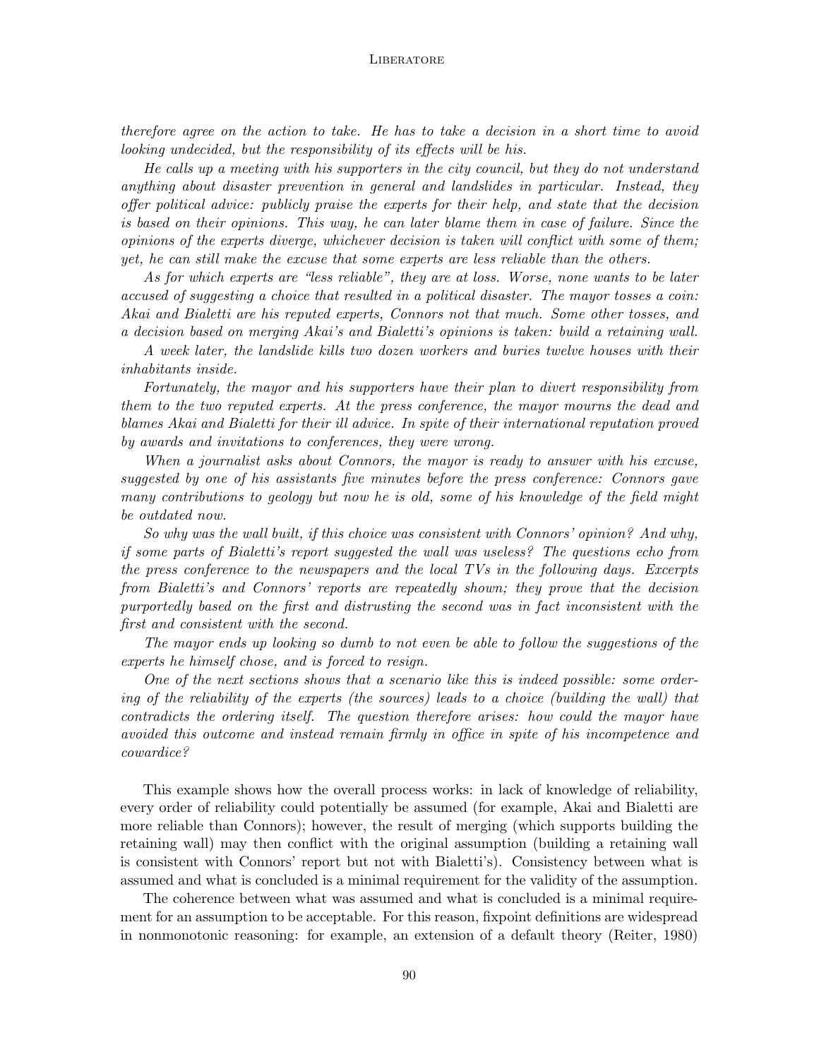*therefore agree on the action to take. He has to take a decision in a short time to avoid looking undecided, but the responsibility of its effects will be his.*

*He calls up a meeting with his supporters in the city council, but they do not understand anything about disaster prevention in general and landslides in particular. Instead, they offer political advice: publicly praise the experts for their help, and state that the decision is based on their opinions. This way, he can later blame them in case of failure. Since the opinions of the experts diverge, whichever decision is taken will conflict with some of them; yet, he can still make the excuse that some experts are less reliable than the others.*

*As for which experts are "less reliable", they are at loss. Worse, none wants to be later accused of suggesting a choice that resulted in a political disaster. The mayor tosses a coin: Akai and Bialetti are his reputed experts, Connors not that much. Some other tosses, and a decision based on merging Akai's and Bialetti's opinions is taken: build a retaining wall.*

*A week later, the landslide kills two dozen workers and buries twelve houses with their inhabitants inside.*

*Fortunately, the mayor and his supporters have their plan to divert responsibility from them to the two reputed experts. At the press conference, the mayor mourns the dead and blames Akai and Bialetti for their ill advice. In spite of their international reputation proved by awards and invitations to conferences, they were wrong.*

*When a journalist asks about Connors, the mayor is ready to answer with his excuse, suggested by one of his assistants five minutes before the press conference: Connors gave many contributions to geology but now he is old, some of his knowledge of the field might be outdated now.*

*So why was the wall built, if this choice was consistent with Connors' opinion? And why, if some parts of Bialetti's report suggested the wall was useless? The questions echo from the press conference to the newspapers and the local TVs in the following days. Excerpts from Bialetti's and Connors' reports are repeatedly shown; they prove that the decision purportedly based on the first and distrusting the second was in fact inconsistent with the first and consistent with the second.*

*The mayor ends up looking so dumb to not even be able to follow the suggestions of the experts he himself chose, and is forced to resign.*

*One of the next sections shows that a scenario like this is indeed possible: some ordering of the reliability of the experts (the sources) leads to a choice (building the wall) that contradicts the ordering itself. The question therefore arises: how could the mayor have avoided this outcome and instead remain firmly in office in spite of his incompetence and cowardice?*

This example shows how the overall process works: in lack of knowledge of reliability, every order of reliability could potentially be assumed (for example, Akai and Bialetti are more reliable than Connors); however, the result of merging (which supports building the retaining wall) may then conflict with the original assumption (building a retaining wall is consistent with Connors' report but not with Bialetti's). Consistency between what is assumed and what is concluded is a minimal requirement for the validity of the assumption.

The coherence between what was assumed and what is concluded is a minimal requirement for an assumption to be acceptable. For this reason, fixpoint definitions are widespread in nonmonotonic reasoning: for example, an extension of a default theory (Reiter, 1980)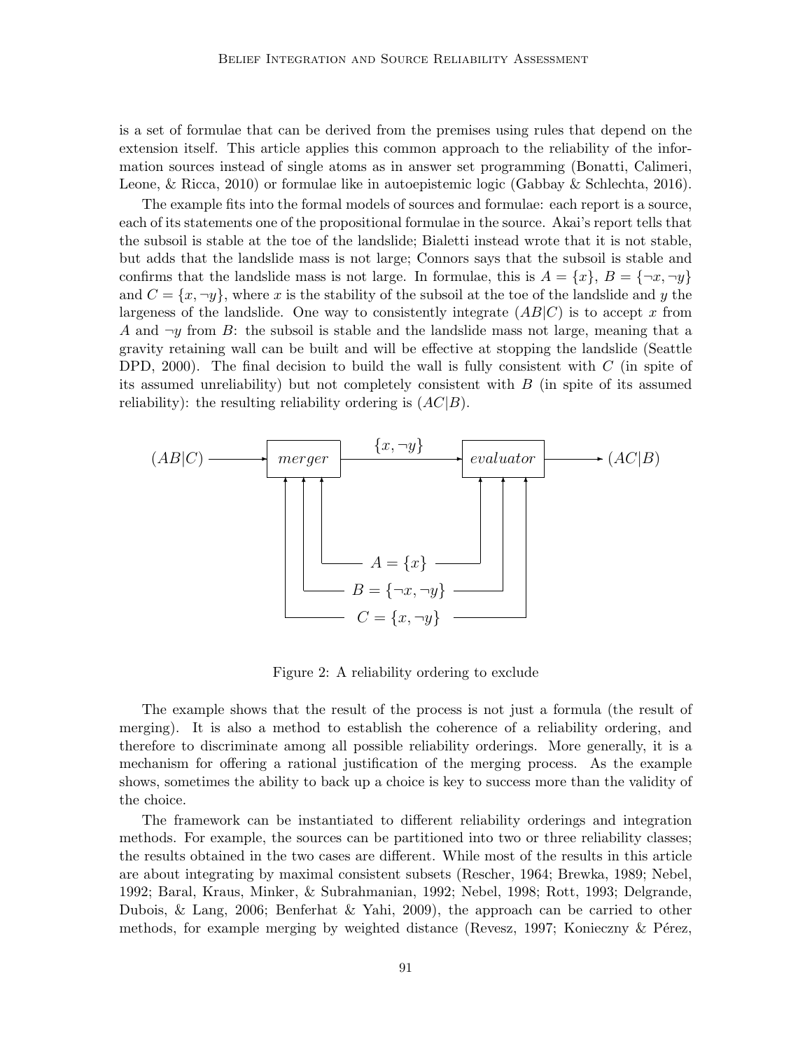is a set of formulae that can be derived from the premises using rules that depend on the extension itself. This article applies this common approach to the reliability of the information sources instead of single atoms as in answer set programming (Bonatti, Calimeri, Leone, & Ricca, 2010) or formulae like in autoepistemic logic (Gabbay & Schlechta, 2016).

The example fits into the formal models of sources and formulae: each report is a source, each of its statements one of the propositional formulae in the source. Akai's report tells that the subsoil is stable at the toe of the landslide; Bialetti instead wrote that it is not stable, but adds that the landslide mass is not large; Connors says that the subsoil is stable and confirms that the landslide mass is not large. In formulae, this is $A = \{x\}$, $B = \{\neg x, \neg y\}$ and $C = \{x, \neg y\}$, where $x$ is the stability of the subsoil at the toe of the landslide and $y$ the largeness of the landslide. One way to consistently integrate $(AB|C)$ is to accept $x$ from $A$ and $\neg y$ from $B$: the subsoil is stable and the landslide mass not large, meaning that a gravity retaining wall can be built and will be effective at stopping the landslide (Seattle DPD, 2000). The final decision to build the wall is fully consistent with $C$ (in spite of its assumed unreliability) but not completely consistent with $B$ (in spite of its assumed reliability): the resulting reliability ordering is $(AC|B)$.

$(AB|C)$ → *merger* → $\{x, \neg y\}$ → *evaluator* → $(AC|B)$

$A = \{x\}$, $B = \{\neg x, \neg y\}$, $C = \{x, \neg y\}$ (inputs to both *merger* and *evaluator*)

Figure 2: A reliability ordering to exclude

The example shows that the result of the process is not just a formula (the result of merging). It is also a method to establish the coherence of a reliability ordering, and therefore to discriminate among all possible reliability orderings. More generally, it is a mechanism for offering a rational justification of the merging process. As the example shows, sometimes the ability to back up a choice is key to success more than the validity of the choice.

The framework can be instantiated to different reliability orderings and integration methods. For example, the sources can be partitioned into two or three reliability classes; the results obtained in the two cases are different. While most of the results in this article are about integrating by maximal consistent subsets (Rescher, 1964; Brewka, 1989; Nebel, 1992; Baral, Kraus, Minker, & Subrahmanian, 1992; Nebel, 1998; Rott, 1993; Delgrande, Dubois, & Lang, 2006; Benferhat & Yahi, 2009), the approach can be carried to other methods, for example merging by weighted distance (Revesz, 1997; Konieczny & Pérez,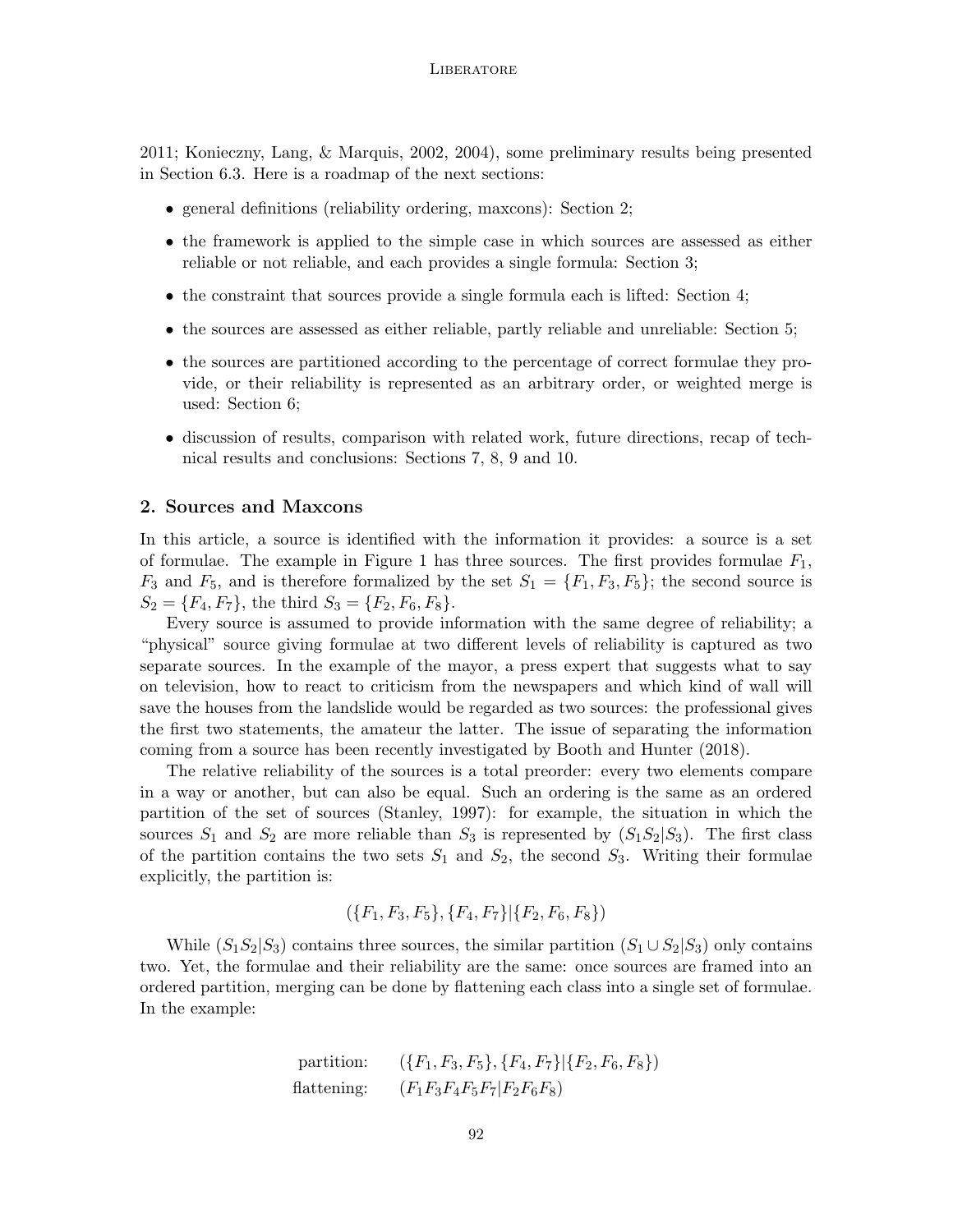2011; Konieczny, Lang, & Marquis, 2002, 2004), some preliminary results being presented in Section 6.3. Here is a roadmap of the next sections:

- general definitions (reliability ordering, maxcons): Section 2;
- the framework is applied to the simple case in which sources are assessed as either reliable or not reliable, and each provides a single formula: Section 3;
- the constraint that sources provide a single formula each is lifted: Section 4;
- the sources are assessed as either reliable, partly reliable and unreliable: Section 5;
- the sources are partitioned according to the percentage of correct formulae they provide, or their reliability is represented as an arbitrary order, or weighted merge is used: Section 6;
- discussion of results, comparison with related work, future directions, recap of technical results and conclusions: Sections 7, 8, 9 and 10.

## 2. Sources and Maxcons

In this article, a source is identified with the information it provides: a source is a set of formulae. The example in Figure 1 has three sources. The first provides formulae $F_1$, $F_3$ and $F_5$, and is therefore formalized by the set $S_1 = \{F_1, F_3, F_5\}$; the second source is $S_2 = \{F_4, F_7\}$, the third $S_3 = \{F_2, F_6, F_8\}$.

Every source is assumed to provide information with the same degree of reliability; a "physical" source giving formulae at two different levels of reliability is captured as two separate sources. In the example of the mayor, a press expert that suggests what to say on television, how to react to criticism from the newspapers and which kind of wall will save the houses from the landslide would be regarded as two sources: the professional gives the first two statements, the amateur the latter. The issue of separating the information coming from a source has been recently investigated by Booth and Hunter (2018).

The relative reliability of the sources is a total preorder: every two elements compare in a way or another, but can also be equal. Such an ordering is the same as an ordered partition of the set of sources (Stanley, 1997): for example, the situation in which the sources $S_1$ and $S_2$ are more reliable than $S_3$ is represented by $(S_1 S_2 | S_3)$. The first class of the partition contains the two sets $S_1$ and $S_2$, the second $S_3$. Writing their formulae explicitly, the partition is:

$$(\{F_1, F_3, F_5\}, \{F_4, F_7\} | \{F_2, F_6, F_8\})$$

While $(S_1 S_2 | S_3)$ contains three sources, the similar partition $(S_1 \cup S_2 | S_3)$ only contains two. Yet, the formulae and their reliability are the same: once sources are framed into an ordered partition, merging can be done by flattening each class into a single set of formulae. In the example:

$$\begin{array}{rl} \text{partition:} & (\{F_1, F_3, F_5\}, \{F_4, F_7\} | \{F_2, F_6, F_8\}) \\ \text{flattening:} & (F_1 F_3 F_4 F_5 F_7 | F_2 F_6 F_8) \end{array}$$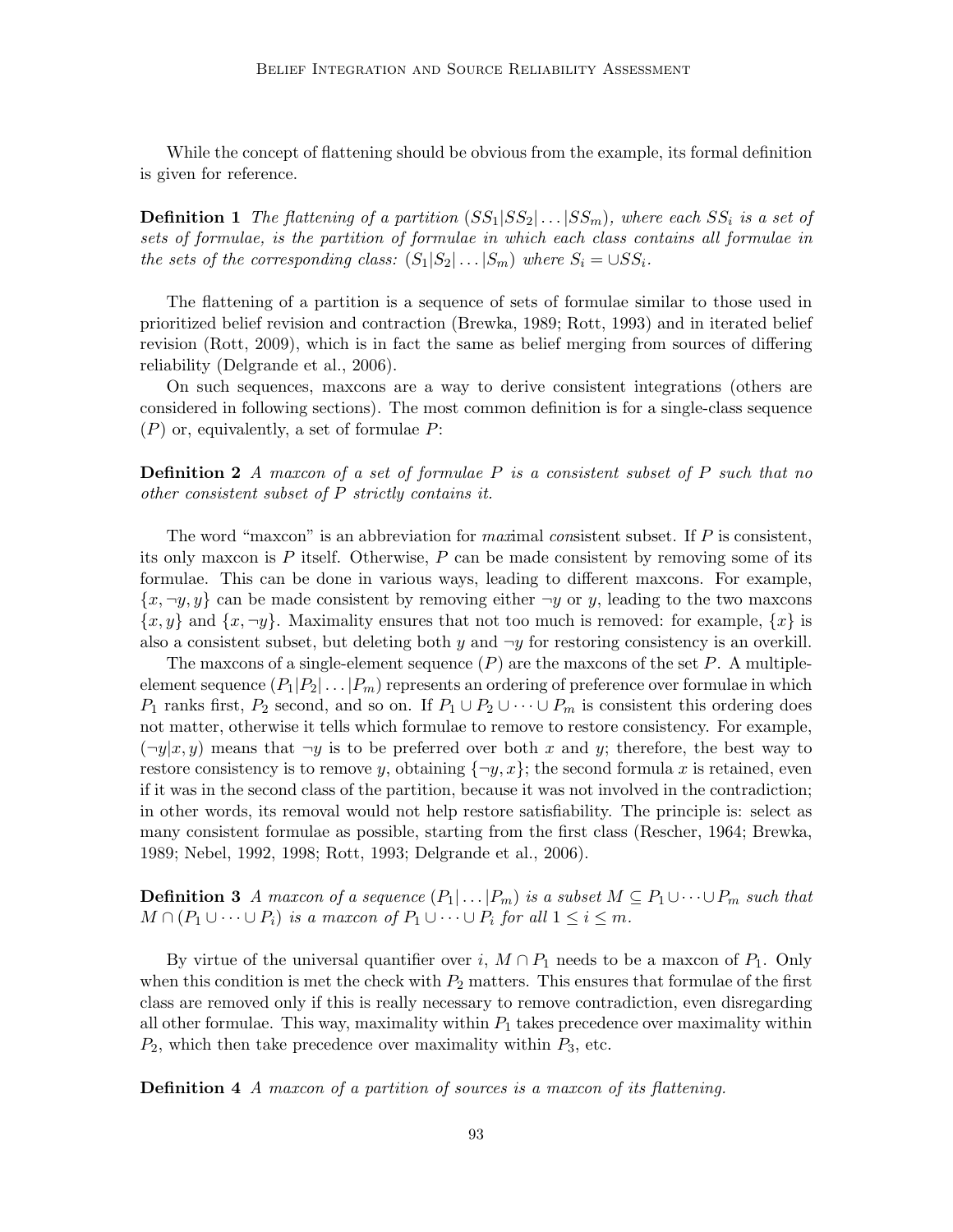While the concept of flattening should be obvious from the example, its formal definition is given for reference.

**Definition 1** *The flattening of a partition $(SS_1|SS_2|\dots|SS_m)$, where each $SS_i$ is a set of sets of formulae, is the partition of formulae in which each class contains all formulae in the sets of the corresponding class: $(S_1|S_2|\dots|S_m)$ where $S_i = \cup SS_i$.*

The flattening of a partition is a sequence of sets of formulae similar to those used in prioritized belief revision and contraction (Brewka, 1989; Rott, 1993) and in iterated belief revision (Rott, 2009), which is in fact the same as belief merging from sources of differing reliability (Delgrande et al., 2006).

On such sequences, maxcons are a way to derive consistent integrations (others are considered in following sections). The most common definition is for a single-class sequence $(P)$ or, equivalently, a set of formulae $P$:

**Definition 2** *A maxcon of a set of formulae $P$ is a consistent subset of $P$ such that no other consistent subset of $P$ strictly contains it.*

The word "maxcon" is an abbreviation for *max*imal *con*sistent subset. If $P$ is consistent, its only maxcon is $P$ itself. Otherwise, $P$ can be made consistent by removing some of its formulae. This can be done in various ways, leading to different maxcons. For example, $\{x, \neg y, y\}$ can be made consistent by removing either $\neg y$ or $y$, leading to the two maxcons $\{x, y\}$ and $\{x, \neg y\}$. Maximality ensures that not too much is removed: for example, $\{x\}$ is also a consistent subset, but deleting both $y$ and $\neg y$ for restoring consistency is an overkill.

The maxcons of a single-element sequence $(P)$ are the maxcons of the set $P$. A multiple-element sequence $(P_1|P_2|\dots|P_m)$ represents an ordering of preference over formulae in which $P_1$ ranks first, $P_2$ second, and so on. If $P_1 \cup P_2 \cup \dots \cup P_m$ is consistent this ordering does not matter, otherwise it tells which formulae to remove to restore consistency. For example, $(\neg y|x, y)$ means that $\neg y$ is to be preferred over both $x$ and $y$; therefore, the best way to restore consistency is to remove $y$, obtaining $\{\neg y, x\}$; the second formula $x$ is retained, even if it was in the second class of the partition, because it was not involved in the contradiction; in other words, its removal would not help restore satisfiability. The principle is: select as many consistent formulae as possible, starting from the first class (Rescher, 1964; Brewka, 1989; Nebel, 1992, 1998; Rott, 1993; Delgrande et al., 2006).

**Definition 3** *A maxcon of a sequence $(P_1|\dots|P_m)$ is a subset $M \subseteq P_1 \cup \dots \cup P_m$ such that $M \cap (P_1 \cup \dots \cup P_i)$ is a maxcon of $P_1 \cup \dots \cup P_i$ for all $1 \leq i \leq m$.*

By virtue of the universal quantifier over $i$, $M \cap P_1$ needs to be a maxcon of $P_1$. Only when this condition is met the check with $P_2$ matters. This ensures that formulae of the first class are removed only if this is really necessary to remove contradiction, even disregarding all other formulae. This way, maximality within $P_1$ takes precedence over maximality within $P_2$, which then take precedence over maximality within $P_3$, etc.

**Definition 4** *A maxcon of a partition of sources is a maxcon of its flattening.*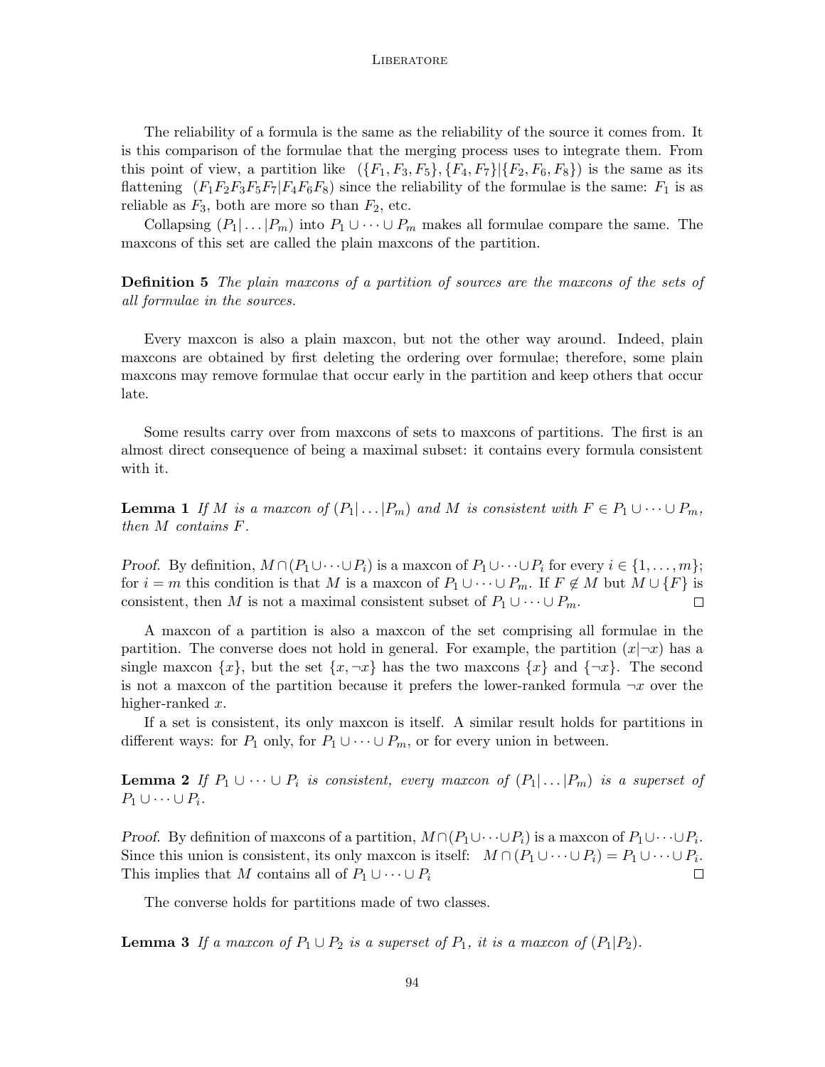The reliability of a formula is the same as the reliability of the source it comes from. It is this comparison of the formulae that the merging process uses to integrate them. From this point of view, a partition like $(\{F_1, F_3, F_5\}, \{F_4, F_7\}|\{F_2, F_6, F_8\})$ is the same as its flattening $(F_1 F_2 F_3 F_5 F_7 | F_4 F_6 F_8)$ since the reliability of the formulae is the same: $F_1$ is as reliable as $F_3$, both are more so than $F_2$, etc.

Collapsing $(P_1|\ldots|P_m)$ into $P_1 \cup \cdots \cup P_m$ makes all formulae compare the same. The maxcons of this set are called the plain maxcons of the partition.

**Definition 5** *The plain maxcons of a partition of sources are the maxcons of the sets of all formulae in the sources.*

Every maxcon is also a plain maxcon, but not the other way around. Indeed, plain maxcons are obtained by first deleting the ordering over formulae; therefore, some plain maxcons may remove formulae that occur early in the partition and keep others that occur late.

Some results carry over from maxcons of sets to maxcons of partitions. The first is an almost direct consequence of being a maximal subset: it contains every formula consistent with it.

**Lemma 1** *If $M$ is a maxcon of $(P_1|\ldots|P_m)$ and $M$ is consistent with $F \in P_1 \cup \cdots \cup P_m$, then $M$ contains $F$.*

*Proof.* By definition, $M \cap (P_1 \cup \cdots \cup P_i)$ is a maxcon of $P_1 \cup \cdots \cup P_i$ for every $i \in \{1, \ldots, m\}$; for $i = m$ this condition is that $M$ is a maxcon of $P_1 \cup \cdots \cup P_m$. If $F \notin M$ but $M \cup \{F\}$ is consistent, then $M$ is not a maximal consistent subset of $P_1 \cup \cdots \cup P_m$. □

A maxcon of a partition is also a maxcon of the set comprising all formulae in the partition. The converse does not hold in general. For example, the partition $(x|\neg x)$ has a single maxcon $\{x\}$, but the set $\{x, \neg x\}$ has the two maxcons $\{x\}$ and $\{\neg x\}$. The second is not a maxcon of the partition because it prefers the lower-ranked formula $\neg x$ over the higher-ranked $x$.

If a set is consistent, its only maxcon is itself. A similar result holds for partitions in different ways: for $P_1$ only, for $P_1 \cup \cdots \cup P_m$, or for every union in between.

**Lemma 2** *If $P_1 \cup \cdots \cup P_i$ is consistent, every maxcon of $(P_1|\ldots|P_m)$ is a superset of $P_1 \cup \cdots \cup P_i$.*

*Proof.* By definition of maxcons of a partition, $M \cap (P_1 \cup \cdots \cup P_i)$ is a maxcon of $P_1 \cup \cdots \cup P_i$. Since this union is consistent, its only maxcon is itself: $M \cap (P_1 \cup \cdots \cup P_i) = P_1 \cup \cdots \cup P_i$. This implies that $M$ contains all of $P_1 \cup \cdots \cup P_i$ □

The converse holds for partitions made of two classes.

**Lemma 3** *If a maxcon of $P_1 \cup P_2$ is a superset of $P_1$, it is a maxcon of $(P_1|P_2)$.*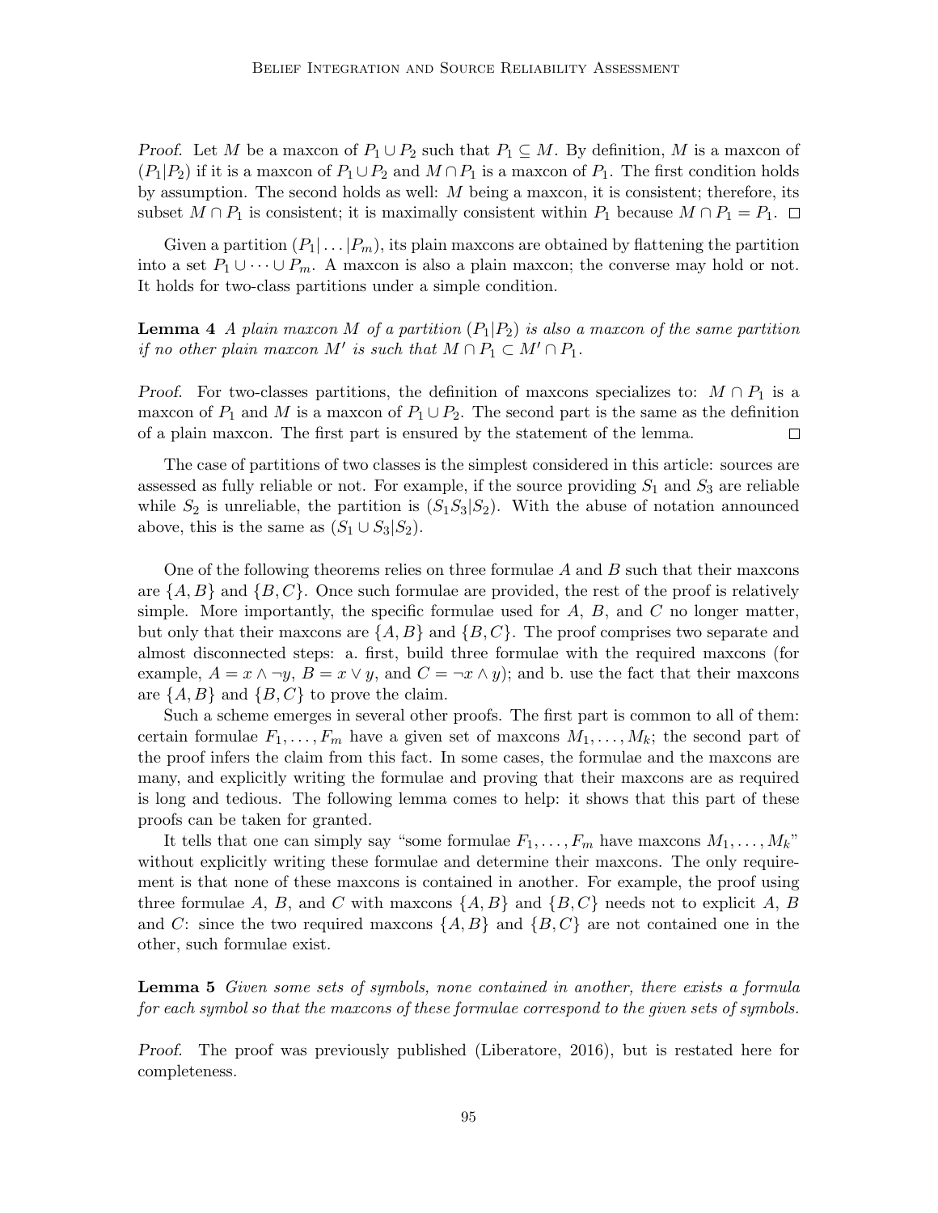*Proof.* Let $M$ be a maxcon of $P_1 \cup P_2$ such that $P_1 \subseteq M$. By definition, $M$ is a maxcon of $(P_1|P_2)$ if it is a maxcon of $P_1 \cup P_2$ and $M \cap P_1$ is a maxcon of $P_1$. The first condition holds by assumption. The second holds as well: $M$ being a maxcon, it is consistent; therefore, its subset $M \cap P_1$ is consistent; it is maximally consistent within $P_1$ because $M \cap P_1 = P_1$. □

Given a partition $(P_1| \ldots |P_m)$, its plain maxcons are obtained by flattening the partition into a set $P_1 \cup \cdots \cup P_m$. A maxcon is also a plain maxcon; the converse may hold or not. It holds for two-class partitions under a simple condition.

**Lemma 4** *A plain maxcon $M$ of a partition $(P_1|P_2)$ is also a maxcon of the same partition if no other plain maxcon $M'$ is such that $M \cap P_1 \subset M' \cap P_1$.*

*Proof.* For two-classes partitions, the definition of maxcons specializes to: $M \cap P_1$ is a maxcon of $P_1$ and $M$ is a maxcon of $P_1 \cup P_2$. The second part is the same as the definition of a plain maxcon. The first part is ensured by the statement of the lemma. □

The case of partitions of two classes is the simplest considered in this article: sources are assessed as fully reliable or not. For example, if the source providing $S_1$ and $S_3$ are reliable while $S_2$ is unreliable, the partition is $(S_1 S_3|S_2)$. With the abuse of notation announced above, this is the same as $(S_1 \cup S_3|S_2)$.

One of the following theorems relies on three formulae $A$ and $B$ such that their maxcons are $\{A, B\}$ and $\{B, C\}$. Once such formulae are provided, the rest of the proof is relatively simple. More importantly, the specific formulae used for $A$, $B$, and $C$ no longer matter, but only that their maxcons are $\{A, B\}$ and $\{B, C\}$. The proof comprises two separate and almost disconnected steps: a. first, build three formulae with the required maxcons (for example, $A = x \wedge \neg y$, $B = x \vee y$, and $C = \neg x \wedge y$); and b. use the fact that their maxcons are $\{A, B\}$ and $\{B, C\}$ to prove the claim.

Such a scheme emerges in several other proofs. The first part is common to all of them: certain formulae $F_1, \ldots, F_m$ have a given set of maxcons $M_1, \ldots, M_k$; the second part of the proof infers the claim from this fact. In some cases, the formulae and the maxcons are many, and explicitly writing the formulae and proving that their maxcons are as required is long and tedious. The following lemma comes to help: it shows that this part of these proofs can be taken for granted.

It tells that one can simply say "some formulae $F_1, \ldots, F_m$ have maxcons $M_1, \ldots, M_k$" without explicitly writing these formulae and determine their maxcons. The only requirement is that none of these maxcons is contained in another. For example, the proof using three formulae $A$, $B$, and $C$ with maxcons $\{A, B\}$ and $\{B, C\}$ needs not to explicit $A$, $B$ and $C$: since the two required maxcons $\{A, B\}$ and $\{B, C\}$ are not contained one in the other, such formulae exist.

**Lemma 5** *Given some sets of symbols, none contained in another, there exists a formula for each symbol so that the maxcons of these formulae correspond to the given sets of symbols.*

*Proof.* The proof was previously published (Liberatore, 2016), but is restated here for completeness.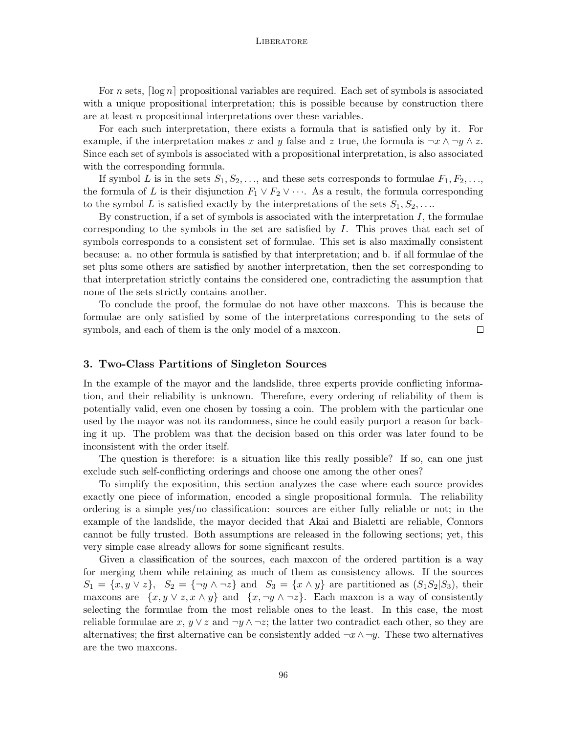For $n$ sets, $\lceil \log n \rceil$ propositional variables are required. Each set of symbols is associated with a unique propositional interpretation; this is possible because by construction there are at least $n$ propositional interpretations over these variables.

For each such interpretation, there exists a formula that is satisfied only by it. For example, if the interpretation makes $x$ and $y$ false and $z$ true, the formula is $\neg x \wedge \neg y \wedge z$. Since each set of symbols is associated with a propositional interpretation, is also associated with the corresponding formula.

If symbol $L$ is in the sets $S_1, S_2, \ldots$, and these sets corresponds to formulae $F_1, F_2, \ldots$, the formula of $L$ is their disjunction $F_1 \vee F_2 \vee \cdots$. As a result, the formula corresponding to the symbol $L$ is satisfied exactly by the interpretations of the sets $S_1, S_2, \ldots$.

By construction, if a set of symbols is associated with the interpretation $I$, the formulae corresponding to the symbols in the set are satisfied by $I$. This proves that each set of symbols corresponds to a consistent set of formulae. This set is also maximally consistent because: a. no other formula is satisfied by that interpretation; and b. if all formulae of the set plus some others are satisfied by another interpretation, then the set corresponding to that interpretation strictly contains the considered one, contradicting the assumption that none of the sets strictly contains another.

To conclude the proof, the formulae do not have other maxcons. This is because the formulae are only satisfied by some of the interpretations corresponding to the sets of symbols, and each of them is the only model of a maxcon. $\square$

## 3. Two-Class Partitions of Singleton Sources

In the example of the mayor and the landslide, three experts provide conflicting information, and their reliability is unknown. Therefore, every ordering of reliability of them is potentially valid, even one chosen by tossing a coin. The problem with the particular one used by the mayor was not its randomness, since he could easily purport a reason for backing it up. The problem was that the decision based on this order was later found to be inconsistent with the order itself.

The question is therefore: is a situation like this really possible? If so, can one just exclude such self-conflicting orderings and choose one among the other ones?

To simplify the exposition, this section analyzes the case where each source provides exactly one piece of information, encoded a single propositional formula. The reliability ordering is a simple yes/no classification: sources are either fully reliable or not; in the example of the landslide, the mayor decided that Akai and Bialetti are reliable, Connors cannot be fully trusted. Both assumptions are released in the following sections; yet, this very simple case already allows for some significant results.

Given a classification of the sources, each maxcon of the ordered partition is a way for merging them while retaining as much of them as consistency allows. If the sources $S_1 = \{x, y \vee z\}$, $S_2 = \{\neg y \wedge \neg z\}$ and $S_3 = \{x \wedge y\}$ are partitioned as $(S_1 S_2 | S_3)$, their maxcons are $\{x, y \vee z, x \wedge y\}$ and $\{x, \neg y \wedge \neg z\}$. Each maxcon is a way of consistently selecting the formulae from the most reliable ones to the least. In this case, the most reliable formulae are $x$, $y \vee z$ and $\neg y \wedge \neg z$; the latter two contradict each other, so they are alternatives; the first alternative can be consistently added $\neg x \wedge \neg y$. These two alternatives are the two maxcons.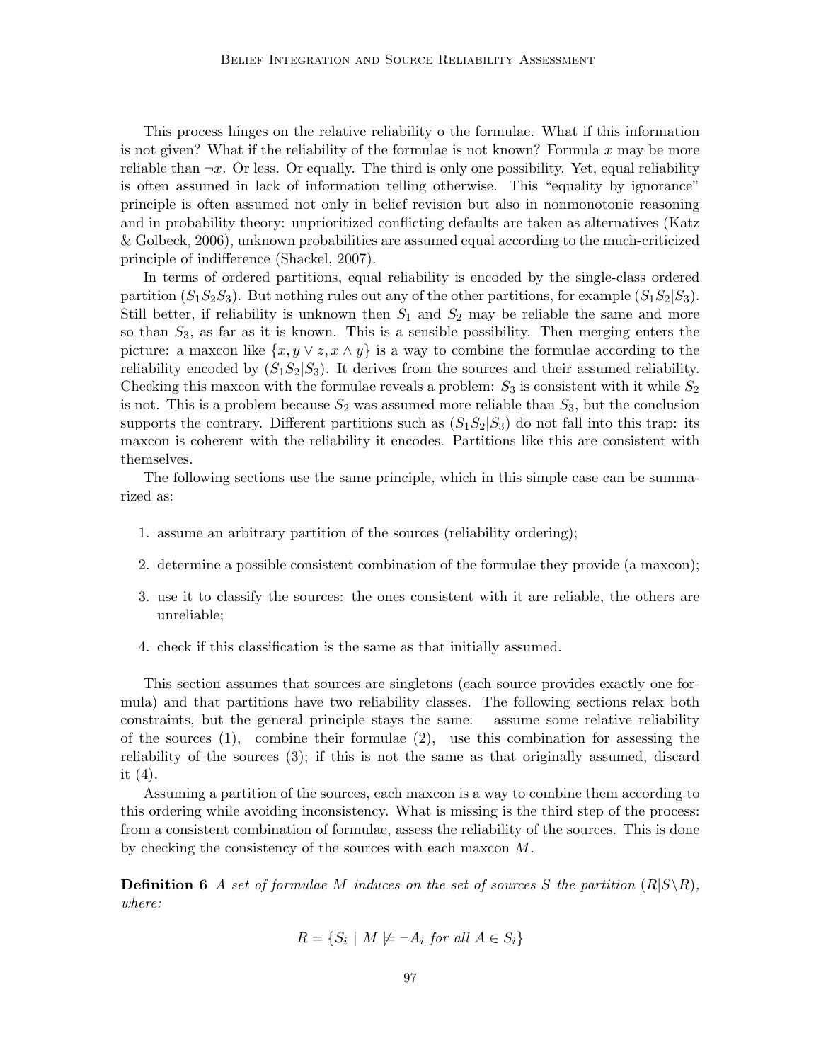This process hinges on the relative reliability o the formulae. What if this information is not given? What if the reliability of the formulae is not known? Formula $x$ may be more reliable than $\neg x$. Or less. Or equally. The third is only one possibility. Yet, equal reliability is often assumed in lack of information telling otherwise. This "equality by ignorance" principle is often assumed not only in belief revision but also in nonmonotonic reasoning and in probability theory: unprioritized conflicting defaults are taken as alternatives (Katz & Golbeck, 2006), unknown probabilities are assumed equal according to the much-criticized principle of indifference (Shackel, 2007).

In terms of ordered partitions, equal reliability is encoded by the single-class ordered partition $(S_1 S_2 S_3)$. But nothing rules out any of the other partitions, for example $(S_1 S_2 | S_3)$. Still better, if reliability is unknown then $S_1$ and $S_2$ may be reliable the same and more so than $S_3$, as far as it is known. This is a sensible possibility. Then merging enters the picture: a maxcon like $\{x, y \vee z, x \wedge y\}$ is a way to combine the formulae according to the reliability encoded by $(S_1 S_2 | S_3)$. It derives from the sources and their assumed reliability. Checking this maxcon with the formulae reveals a problem: $S_3$ is consistent with it while $S_2$ is not. This is a problem because $S_2$ was assumed more reliable than $S_3$, but the conclusion supports the contrary. Different partitions such as $(S_1 S_2 | S_3)$ do not fall into this trap: its maxcon is coherent with the reliability it encodes. Partitions like this are consistent with themselves.

The following sections use the same principle, which in this simple case can be summarized as:

1. assume an arbitrary partition of the sources (reliability ordering);
2. determine a possible consistent combination of the formulae they provide (a maxcon);
3. use it to classify the sources: the ones consistent with it are reliable, the others are unreliable;
4. check if this classification is the same as that initially assumed.

This section assumes that sources are singletons (each source provides exactly one formula) and that partitions have two reliability classes. The following sections relax both constraints, but the general principle stays the same: assume some relative reliability of the sources (1), combine their formulae (2), use this combination for assessing the reliability of the sources (3); if this is not the same as that originally assumed, discard it (4).

Assuming a partition of the sources, each maxcon is a way to combine them according to this ordering while avoiding inconsistency. What is missing is the third step of the process: from a consistent combination of formulae, assess the reliability of the sources. This is done by checking the consistency of the sources with each maxcon $M$.

**Definition 6** *A set of formulae $M$ induces on the set of sources $S$ the partition $(R | S \backslash R)$, where:*

$$R = \{S_i \mid M \not\models \neg A_i \text{ for all } A \in S_i\}$$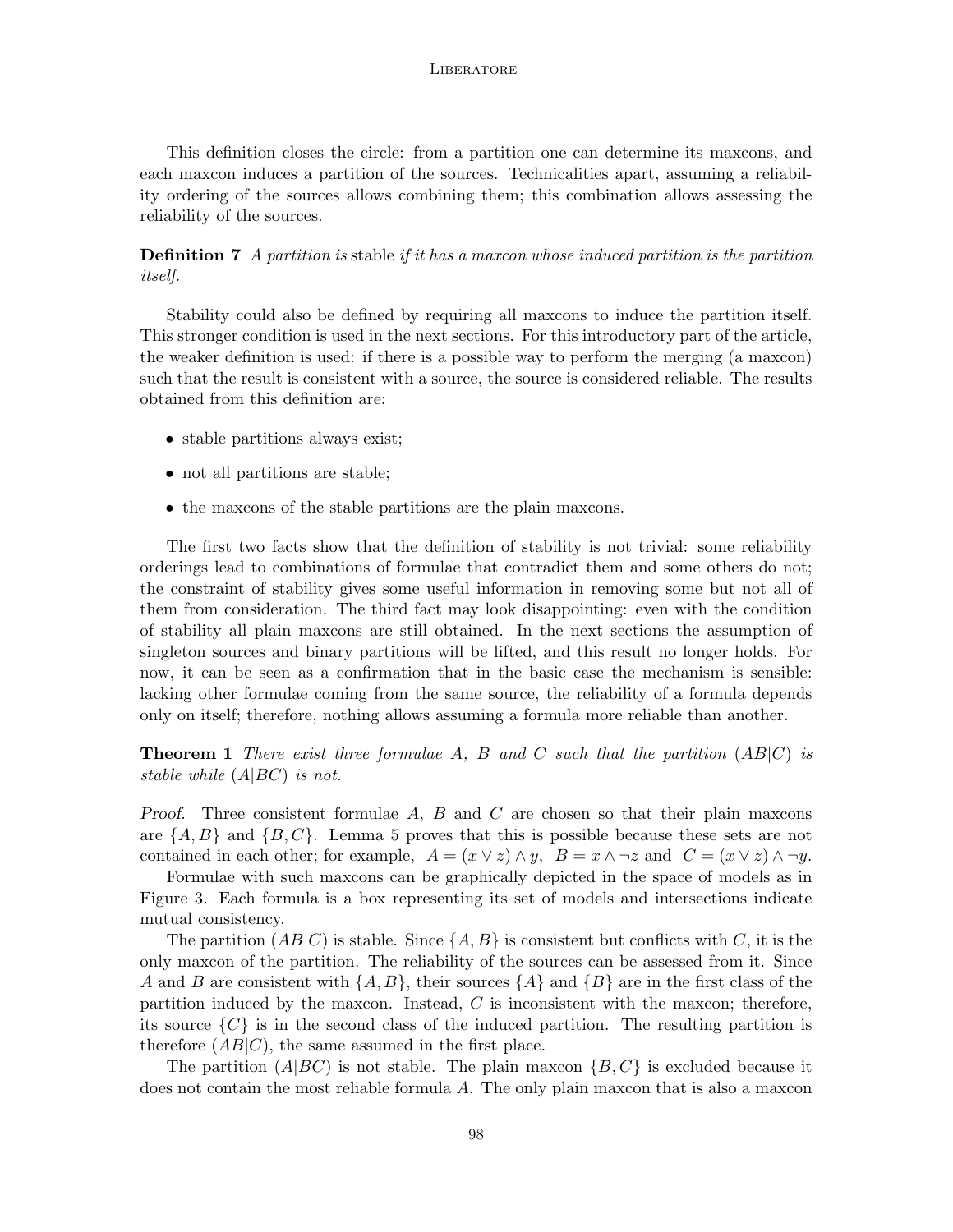This definition closes the circle: from a partition one can determine its maxcons, and each maxcon induces a partition of the sources. Technicalities apart, assuming a reliability ordering of the sources allows combining them; this combination allows assessing the reliability of the sources.

**Definition 7** *A partition is* stable *if it has a maxcon whose induced partition is the partition itself.*

Stability could also be defined by requiring all maxcons to induce the partition itself. This stronger condition is used in the next sections. For this introductory part of the article, the weaker definition is used: if there is a possible way to perform the merging (a maxcon) such that the result is consistent with a source, the source is considered reliable. The results obtained from this definition are:

- stable partitions always exist;
- not all partitions are stable;
- the maxcons of the stable partitions are the plain maxcons.

The first two facts show that the definition of stability is not trivial: some reliability orderings lead to combinations of formulae that contradict them and some others do not; the constraint of stability gives some useful information in removing some but not all of them from consideration. The third fact may look disappointing: even with the condition of stability all plain maxcons are still obtained. In the next sections the assumption of singleton sources and binary partitions will be lifted, and this result no longer holds. For now, it can be seen as a confirmation that in the basic case the mechanism is sensible: lacking other formulae coming from the same source, the reliability of a formula depends only on itself; therefore, nothing allows assuming a formula more reliable than another.

**Theorem 1** *There exist three formulae $A$, $B$ and $C$ such that the partition $(AB|C)$ is stable while $(A|BC)$ is not.*

*Proof.* Three consistent formulae $A$, $B$ and $C$ are chosen so that their plain maxcons are $\{A, B\}$ and $\{B, C\}$. Lemma 5 proves that this is possible because these sets are not contained in each other; for example, $A = (x \vee z) \wedge y$, $B = x \wedge \neg z$ and $C = (x \vee z) \wedge \neg y$.

Formulae with such maxcons can be graphically depicted in the space of models as in Figure 3. Each formula is a box representing its set of models and intersections indicate mutual consistency.

The partition $(AB|C)$ is stable. Since $\{A, B\}$ is consistent but conflicts with $C$, it is the only maxcon of the partition. The reliability of the sources can be assessed from it. Since $A$ and $B$ are consistent with $\{A, B\}$, their sources $\{A\}$ and $\{B\}$ are in the first class of the partition induced by the maxcon. Instead, $C$ is inconsistent with the maxcon; therefore, its source $\{C\}$ is in the second class of the induced partition. The resulting partition is therefore $(AB|C)$, the same assumed in the first place.

The partition $(A|BC)$ is not stable. The plain maxcon $\{B, C\}$ is excluded because it does not contain the most reliable formula $A$. The only plain maxcon that is also a maxcon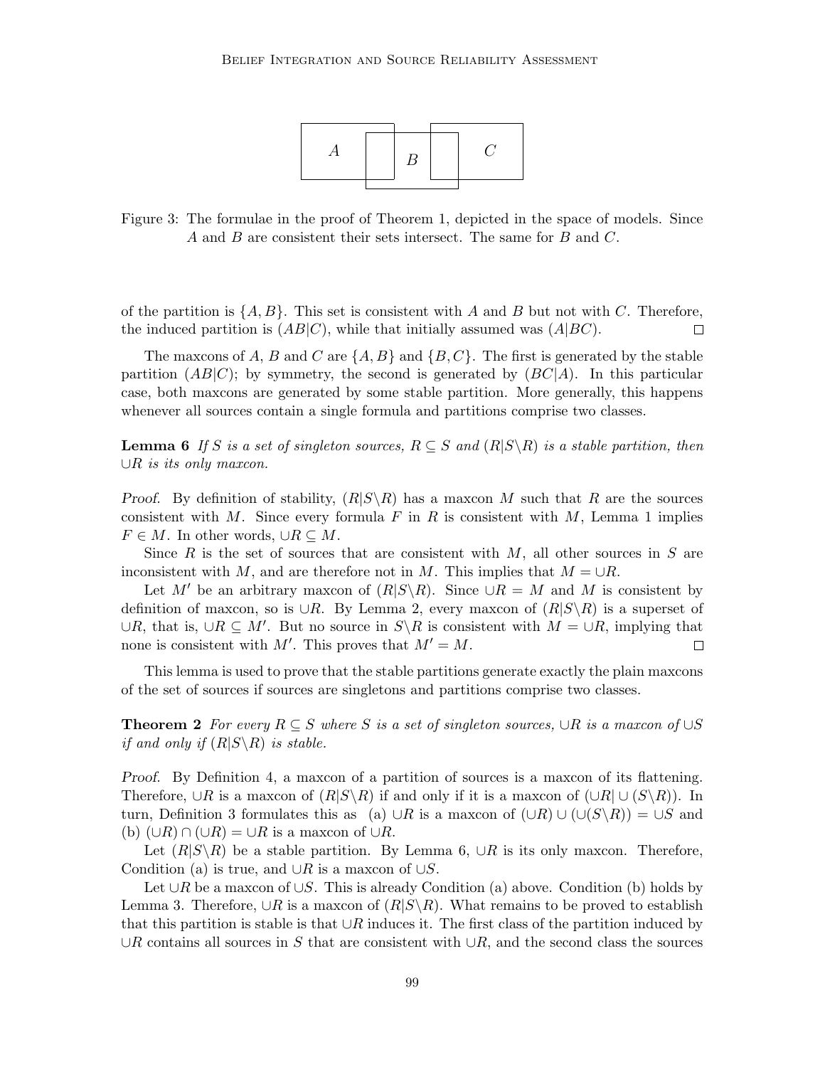Figure 3: The formulae in the proof of Theorem 1, depicted in the space of models. Since $A$ and $B$ are consistent their sets intersect. The same for $B$ and $C$.

of the partition is $\{A, B\}$. This set is consistent with $A$ and $B$ but not with $C$. Therefore, the induced partition is $(AB|C)$, while that initially assumed was $(A|BC)$. □

The maxcons of $A$, $B$ and $C$ are $\{A, B\}$ and $\{B, C\}$. The first is generated by the stable partition $(AB|C)$; by symmetry, the second is generated by $(BC|A)$. In this particular case, both maxcons are generated by some stable partition. More generally, this happens whenever all sources contain a single formula and partitions comprise two classes.

**Lemma 6** *If $S$ is a set of singleton sources, $R \subseteq S$ and $(R|S\backslash R)$ is a stable partition, then $\cup R$ is its only maxcon.*

*Proof.* By definition of stability, $(R|S\backslash R)$ has a maxcon $M$ such that $R$ are the sources consistent with $M$. Since every formula $F$ in $R$ is consistent with $M$, Lemma 1 implies $F \in M$. In other words, $\cup R \subseteq M$.

Since $R$ is the set of sources that are consistent with $M$, all other sources in $S$ are inconsistent with $M$, and are therefore not in $M$. This implies that $M = \cup R$.

Let $M'$ be an arbitrary maxcon of $(R|S\backslash R)$. Since $\cup R = M$ and $M$ is consistent by definition of maxcon, so is $\cup R$. By Lemma 2, every maxcon of $(R|S\backslash R)$ is a superset of $\cup R$, that is, $\cup R \subseteq M'$. But no source in $S\backslash R$ is consistent with $M = \cup R$, implying that none is consistent with $M'$. This proves that $M' = M$. □

This lemma is used to prove that the stable partitions generate exactly the plain maxcons of the set of sources if sources are singletons and partitions comprise two classes.

**Theorem 2** *For every $R \subseteq S$ where $S$ is a set of singleton sources, $\cup R$ is a maxcon of $\cup S$ if and only if $(R|S\backslash R)$ is stable.*

*Proof.* By Definition 4, a maxcon of a partition of sources is a maxcon of its flattening. Therefore, $\cup R$ is a maxcon of $(R|S\backslash R)$ if and only if it is a maxcon of $(\cup R| \cup (S\backslash R))$. In turn, Definition 3 formulates this as (a) $\cup R$ is a maxcon of $(\cup R) \cup (\cup(S\backslash R)) = \cup S$ and (b) $(\cup R) \cap (\cup R) = \cup R$ is a maxcon of $\cup R$.

Let $(R|S\backslash R)$ be a stable partition. By Lemma 6, $\cup R$ is its only maxcon. Therefore, Condition (a) is true, and $\cup R$ is a maxcon of $\cup S$.

Let $\cup R$ be a maxcon of $\cup S$. This is already Condition (a) above. Condition (b) holds by Lemma 3. Therefore, $\cup R$ is a maxcon of $(R|S\backslash R)$. What remains to be proved to establish that this partition is stable is that $\cup R$ induces it. The first class of the partition induced by $\cup R$ contains all sources in $S$ that are consistent with $\cup R$, and the second class the sources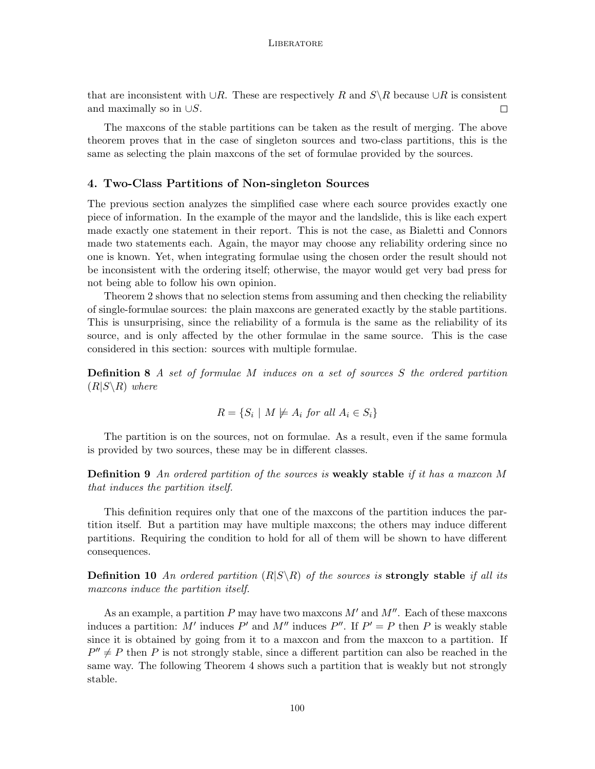that are inconsistent with $\cup R$. These are respectively $R$ and $S \backslash R$ because $\cup R$ is consistent and maximally so in $\cup S$. $\square$

The maxcons of the stable partitions can be taken as the result of merging. The above theorem proves that in the case of singleton sources and two-class partitions, this is the same as selecting the plain maxcons of the set of formulae provided by the sources.

## 4. Two-Class Partitions of Non-singleton Sources

The previous section analyzes the simplified case where each source provides exactly one piece of information. In the example of the mayor and the landslide, this is like each expert made exactly one statement in their report. This is not the case, as Bialetti and Connors made two statements each. Again, the mayor may choose any reliability ordering since no one is known. Yet, when integrating formulae using the chosen order the result should not be inconsistent with the ordering itself; otherwise, the mayor would get very bad press for not being able to follow his own opinion.

Theorem 2 shows that no selection stems from assuming and then checking the reliability of single-formulae sources: the plain maxcons are generated exactly by the stable partitions. This is unsurprising, since the reliability of a formula is the same as the reliability of its source, and is only affected by the other formulae in the same source. This is the case considered in this section: sources with multiple formulae.

**Definition 8** *A set of formulae $M$ induces on a set of sources $S$ the ordered partition $(R|S \backslash R)$ where*

$$R = \{S_i \mid M \not\models \neg A_i \text{ for all } A_i \in S_i\}$$

The partition is on the sources, not on formulae. As a result, even if the same formula is provided by two sources, these may be in different classes.

**Definition 9** *An ordered partition of the sources is* **weakly stable** *if it has a maxcon $M$ that induces the partition itself.*

This definition requires only that one of the maxcons of the partition induces the partition itself. But a partition may have multiple maxcons; the others may induce different partitions. Requiring the condition to hold for all of them will be shown to have different consequences.

**Definition 10** *An ordered partition $(R|S \backslash R)$ of the sources is* **strongly stable** *if all its maxcons induce the partition itself.*

As an example, a partition $P$ may have two maxcons $M'$ and $M''$. Each of these maxcons induces a partition: $M'$ induces $P'$ and $M''$ induces $P''$. If $P' = P$ then $P$ is weakly stable since it is obtained by going from it to a maxcon and from the maxcon to a partition. If $P'' \neq P$ then $P$ is not strongly stable, since a different partition can also be reached in the same way. The following Theorem 4 shows such a partition that is weakly but not strongly stable.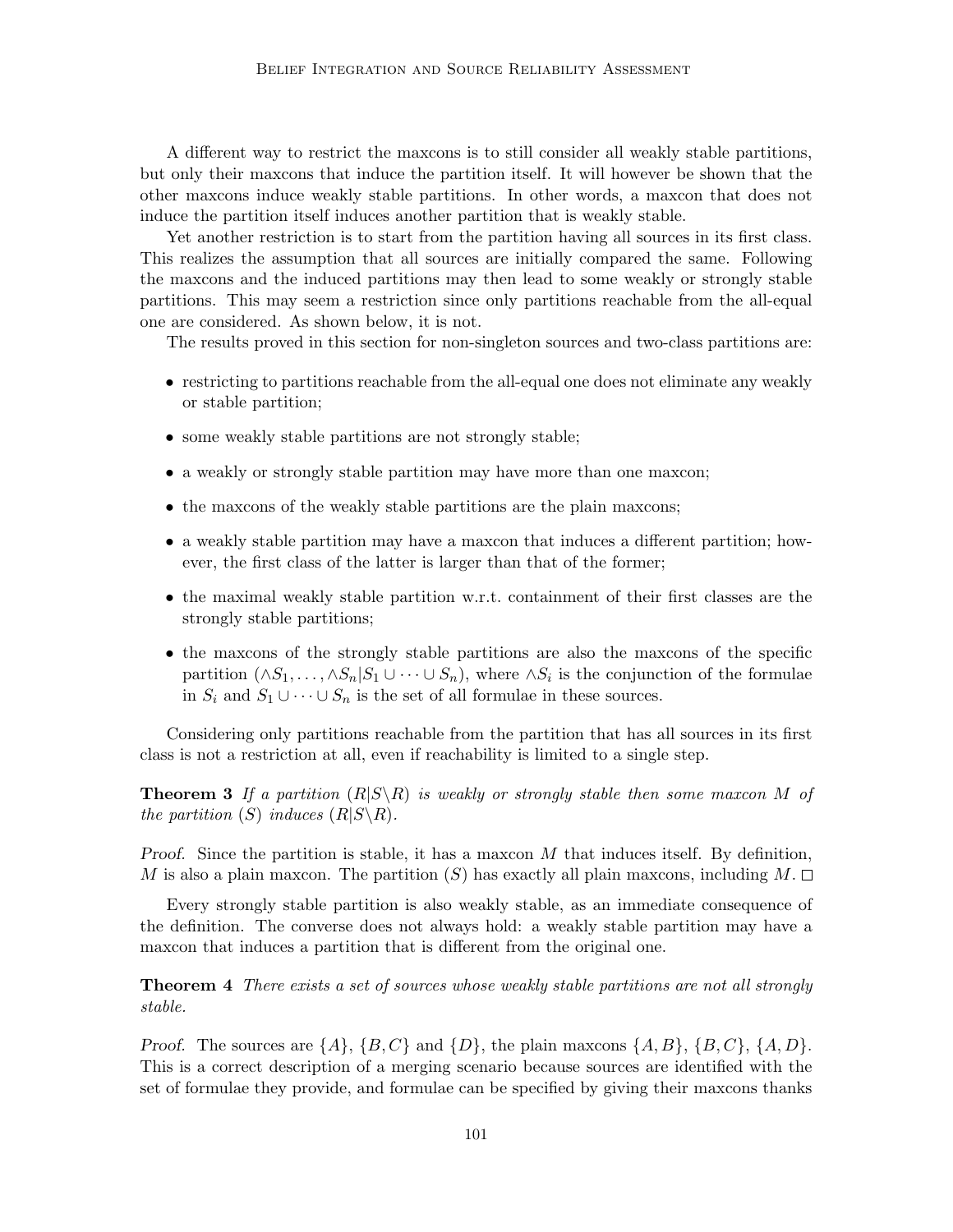A different way to restrict the maxcons is to still consider all weakly stable partitions, but only their maxcons that induce the partition itself. It will however be shown that the other maxcons induce weakly stable partitions. In other words, a maxcon that does not induce the partition itself induces another partition that is weakly stable.

Yet another restriction is to start from the partition having all sources in its first class. This realizes the assumption that all sources are initially compared the same. Following the maxcons and the induced partitions may then lead to some weakly or strongly stable partitions. This may seem a restriction since only partitions reachable from the all-equal one are considered. As shown below, it is not.

The results proved in this section for non-singleton sources and two-class partitions are:

- restricting to partitions reachable from the all-equal one does not eliminate any weakly or stable partition;
- some weakly stable partitions are not strongly stable;
- a weakly or strongly stable partition may have more than one maxcon;
- the maxcons of the weakly stable partitions are the plain maxcons;
- a weakly stable partition may have a maxcon that induces a different partition; however, the first class of the latter is larger than that of the former;
- the maximal weakly stable partition w.r.t. containment of their first classes are the strongly stable partitions;
- the maxcons of the strongly stable partitions are also the maxcons of the specific partition $(\wedge S_1, \ldots, \wedge S_n | S_1 \cup \cdots \cup S_n)$, where $\wedge S_i$ is the conjunction of the formulae in $S_i$ and $S_1 \cup \cdots \cup S_n$ is the set of all formulae in these sources.

Considering only partitions reachable from the partition that has all sources in its first class is not a restriction at all, even if reachability is limited to a single step.

**Theorem 3** *If a partition $(R|S \backslash R)$ is weakly or strongly stable then some maxcon $M$ of the partition $(S)$ induces $(R|S \backslash R)$.*

*Proof.* Since the partition is stable, it has a maxcon $M$ that induces itself. By definition, $M$ is also a plain maxcon. The partition $(S)$ has exactly all plain maxcons, including $M$. □

Every strongly stable partition is also weakly stable, as an immediate consequence of the definition. The converse does not always hold: a weakly stable partition may have a maxcon that induces a partition that is different from the original one.

**Theorem 4** *There exists a set of sources whose weakly stable partitions are not all strongly stable.*

*Proof.* The sources are $\{A\}$, $\{B, C\}$ and $\{D\}$, the plain maxcons $\{A, B\}$, $\{B, C\}$, $\{A, D\}$. This is a correct description of a merging scenario because sources are identified with the set of formulae they provide, and formulae can be specified by giving their maxcons thanks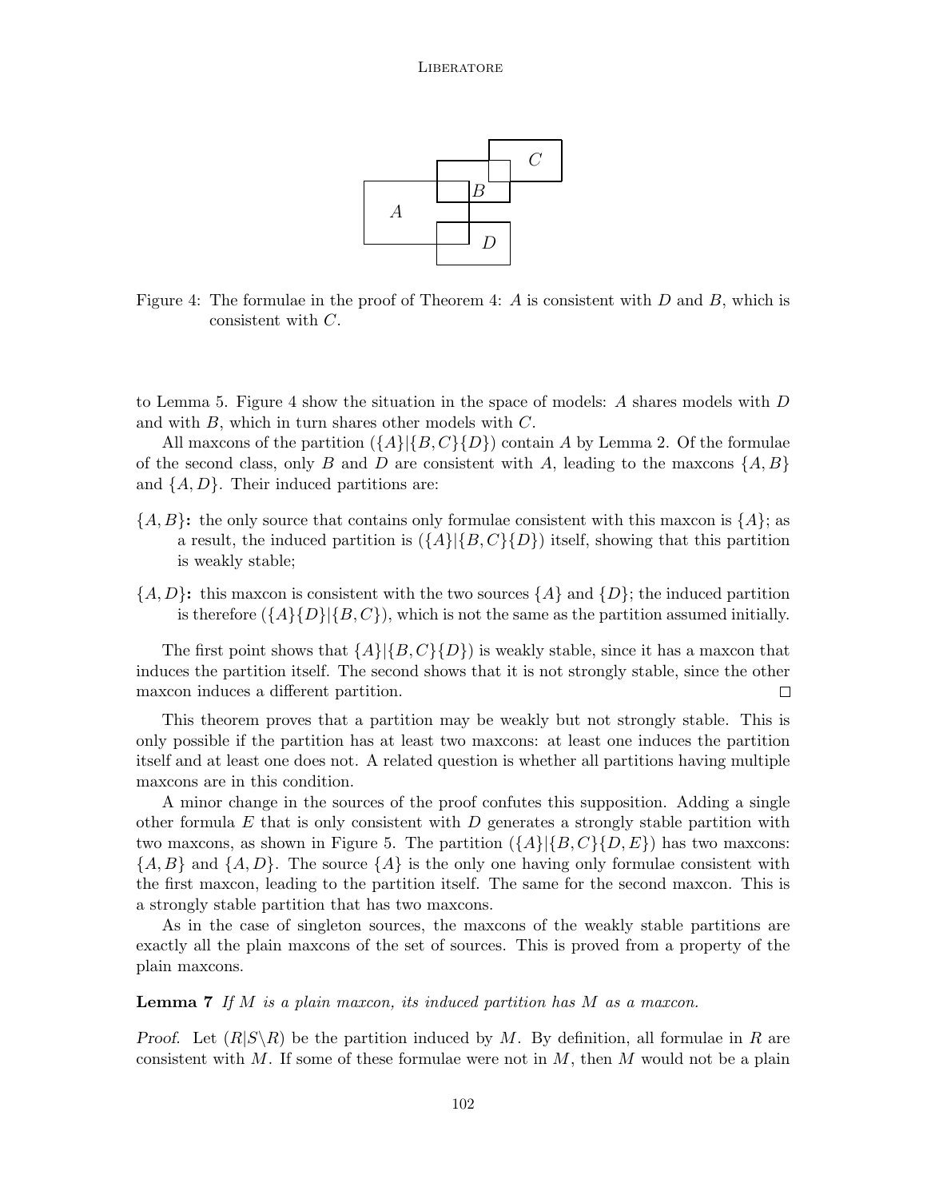Figure 4: The formulae in the proof of Theorem 4: $A$ is consistent with $D$ and $B$, which is consistent with $C$.

to Lemma 5. Figure 4 show the situation in the space of models: $A$ shares models with $D$ and with $B$, which in turn shares other models with $C$.

All maxcons of the partition $(\{A\}|\{B,C\}\{D\})$ contain $A$ by Lemma 2. Of the formulae of the second class, only $B$ and $D$ are consistent with $A$, leading to the maxcons $\{A,B\}$ and $\{A,D\}$. Their induced partitions are:

**$\{A,B\}$:** the only source that contains only formulae consistent with this maxcon is $\{A\}$; as a result, the induced partition is $(\{A\}|\{B,C\}\{D\})$ itself, showing that this partition is weakly stable;

**$\{A,D\}$:** this maxcon is consistent with the two sources $\{A\}$ and $\{D\}$; the induced partition is therefore $(\{A\}\{D\}|\{B,C\})$, which is not the same as the partition assumed initially.

The first point shows that $\{A\}|\{B,C\}\{D\})$ is weakly stable, since it has a maxcon that induces the partition itself. The second shows that it is not strongly stable, since the other maxcon induces a different partition. □

This theorem proves that a partition may be weakly but not strongly stable. This is only possible if the partition has at least two maxcons: at least one induces the partition itself and at least one does not. A related question is whether all partitions having multiple maxcons are in this condition.

A minor change in the sources of the proof confutes this supposition. Adding a single other formula $E$ that is only consistent with $D$ generates a strongly stable partition with two maxcons, as shown in Figure 5. The partition $(\{A\}|\{B,C\}\{D,E\})$ has two maxcons: $\{A,B\}$ and $\{A,D\}$. The source $\{A\}$ is the only one having only formulae consistent with the first maxcon, leading to the partition itself. The same for the second maxcon. This is a strongly stable partition that has two maxcons.

As in the case of singleton sources, the maxcons of the weakly stable partitions are exactly all the plain maxcons of the set of sources. This is proved from a property of the plain maxcons.

**Lemma 7** *If $M$ is a plain maxcon, its induced partition has $M$ as a maxcon.*

*Proof.* Let $(R|S \backslash R)$ be the partition induced by $M$. By definition, all formulae in $R$ are consistent with $M$. If some of these formulae were not in $M$, then $M$ would not be a plain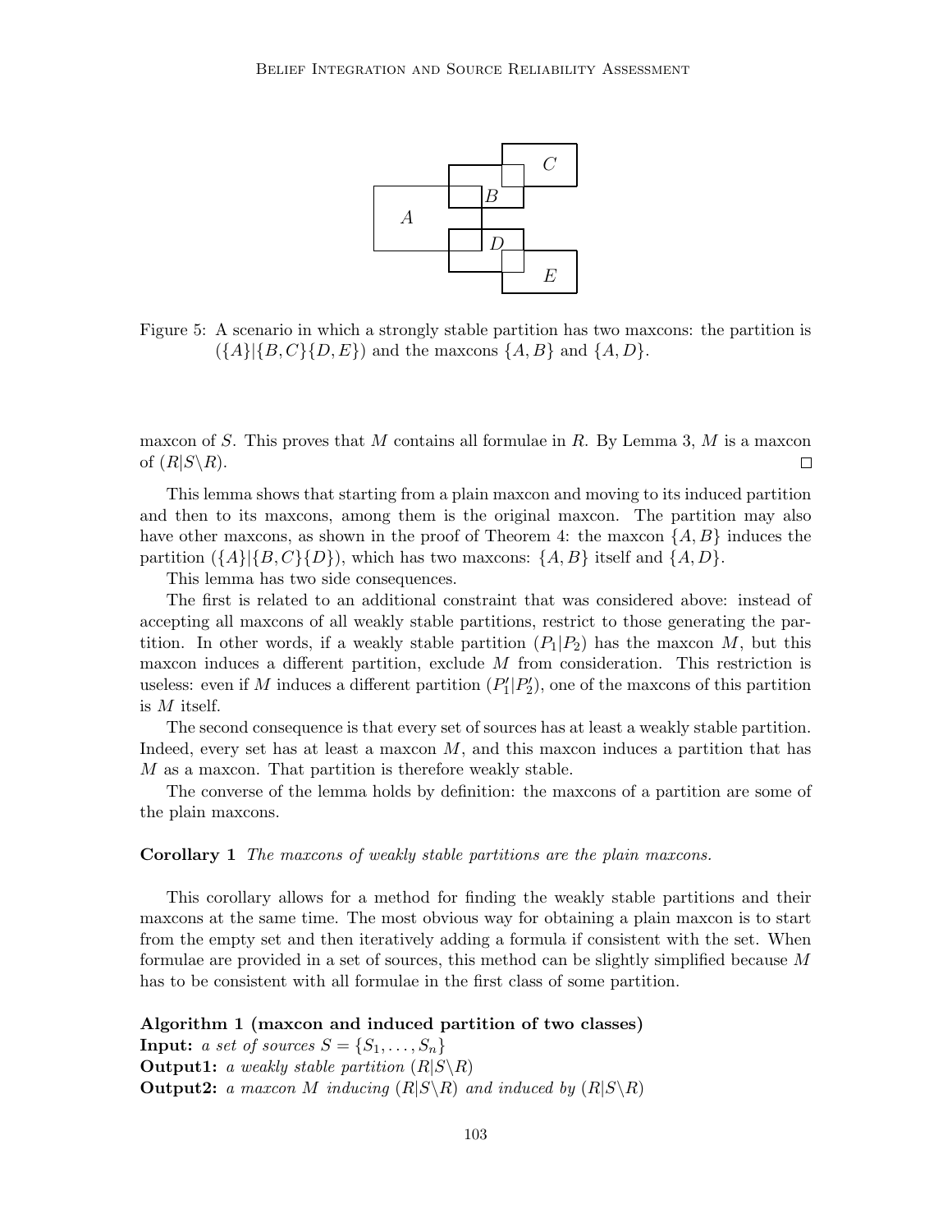Figure 5: A scenario in which a strongly stable partition has two maxcons: the partition is $(\{A\}|\{B,C\}\{D,E\})$ and the maxcons $\{A,B\}$ and $\{A,D\}$.

maxcon of $S$. This proves that $M$ contains all formulae in $R$. By Lemma 3, $M$ is a maxcon of $(R|S\backslash R)$. □

This lemma shows that starting from a plain maxcon and moving to its induced partition and then to its maxcons, among them is the original maxcon. The partition may also have other maxcons, as shown in the proof of Theorem 4: the maxcon $\{A,B\}$ induces the partition $(\{A\}|\{B,C\}\{D\})$, which has two maxcons: $\{A,B\}$ itself and $\{A,D\}$.

This lemma has two side consequences.

The first is related to an additional constraint that was considered above: instead of accepting all maxcons of all weakly stable partitions, restrict to those generating the partition. In other words, if a weakly stable partition $(P_1|P_2)$ has the maxcon $M$, but this maxcon induces a different partition, exclude $M$ from consideration. This restriction is useless: even if $M$ induces a different partition $(P'_1|P'_2)$, one of the maxcons of this partition is $M$ itself.

The second consequence is that every set of sources has at least a weakly stable partition. Indeed, every set has at least a maxcon $M$, and this maxcon induces a partition that has $M$ as a maxcon. That partition is therefore weakly stable.

The converse of the lemma holds by definition: the maxcons of a partition are some of the plain maxcons.

**Corollary 1** *The maxcons of weakly stable partitions are the plain maxcons.*

This corollary allows for a method for finding the weakly stable partitions and their maxcons at the same time. The most obvious way for obtaining a plain maxcon is to start from the empty set and then iteratively adding a formula if consistent with the set. When formulae are provided in a set of sources, this method can be slightly simplified because $M$ has to be consistent with all formulae in the first class of some partition.

**Algorithm 1 (maxcon and induced partition of two classes)**
**Input:** *a set of sources* $S = \{S_1, \ldots, S_n\}$
**Output1:** *a weakly stable partition* $(R|S\backslash R)$
**Output2:** *a maxcon* $M$ *inducing* $(R|S\backslash R)$ *and induced by* $(R|S\backslash R)$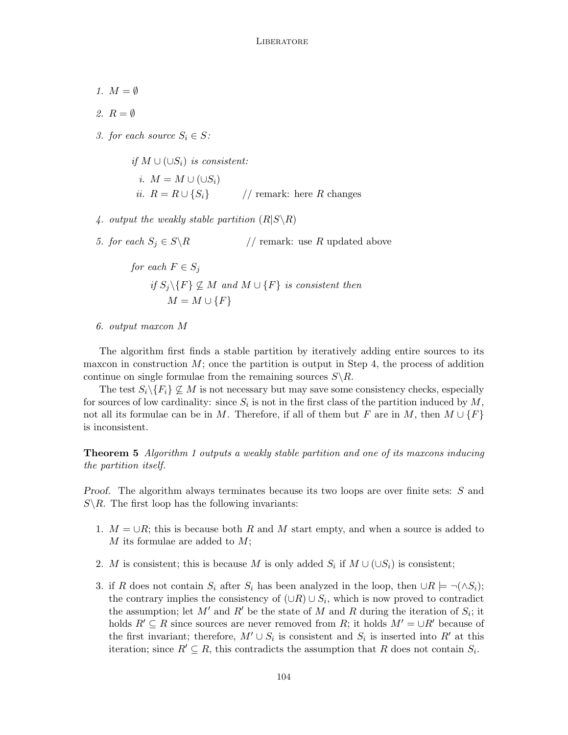1. $M = \emptyset$

2. $R = \emptyset$

3. *for each source* $S_i \in S$:

   *if* $M \cup (\cup S_i)$ *is consistent:*

   i. $M = M \cup (\cup S_i)$

   ii. $R = R \cup \{S_i\}$ // remark: here $R$ changes

4. *output the weakly stable partition* $(R|S \backslash R)$

5. *for each* $S_j \in S \backslash R$ // remark: use $R$ updated above

   *for each* $F \in S_j$

   *if* $S_j \backslash \{F\} \not\subseteq M$ *and* $M \cup \{F\}$ *is consistent then*

   $M = M \cup \{F\}$

6. *output maxcon* $M$

The algorithm first finds a stable partition by iteratively adding entire sources to its maxcon in construction $M$; once the partition is output in Step 4, the process of addition continue on single formulae from the remaining sources $S \backslash R$.

The test $S_i \backslash \{F_i\} \not\subseteq M$ is not necessary but may save some consistency checks, especially for sources of low cardinality: since $S_i$ is not in the first class of the partition induced by $M$, not all its formulae can be in $M$. Therefore, if all of them but $F$ are in $M$, then $M \cup \{F\}$ is inconsistent.

**Theorem 5** *Algorithm 1 outputs a weakly stable partition and one of its maxcons inducing the partition itself.*

*Proof.* The algorithm always terminates because its two loops are over finite sets: $S$ and $S \backslash R$. The first loop has the following invariants:

1. $M = \cup R$; this is because both $R$ and $M$ start empty, and when a source is added to $M$ its formulae are added to $M$;

2. $M$ is consistent; this is because $M$ is only added $S_i$ if $M \cup (\cup S_i)$ is consistent;

3. if $R$ does not contain $S_i$ after $S_i$ has been analyzed in the loop, then $\cup R \models \neg(\wedge S_i)$; the contrary implies the consistency of $(\cup R) \cup S_i$, which is now proved to contradict the assumption; let $M'$ and $R'$ be the state of $M$ and $R$ during the iteration of $S_i$; it holds $R' \subseteq R$ since sources are never removed from $R$; it holds $M' = \cup R'$ because of the first invariant; therefore, $M' \cup S_i$ is consistent and $S_i$ is inserted into $R'$ at this iteration; since $R' \subseteq R$, this contradicts the assumption that $R$ does not contain $S_i$.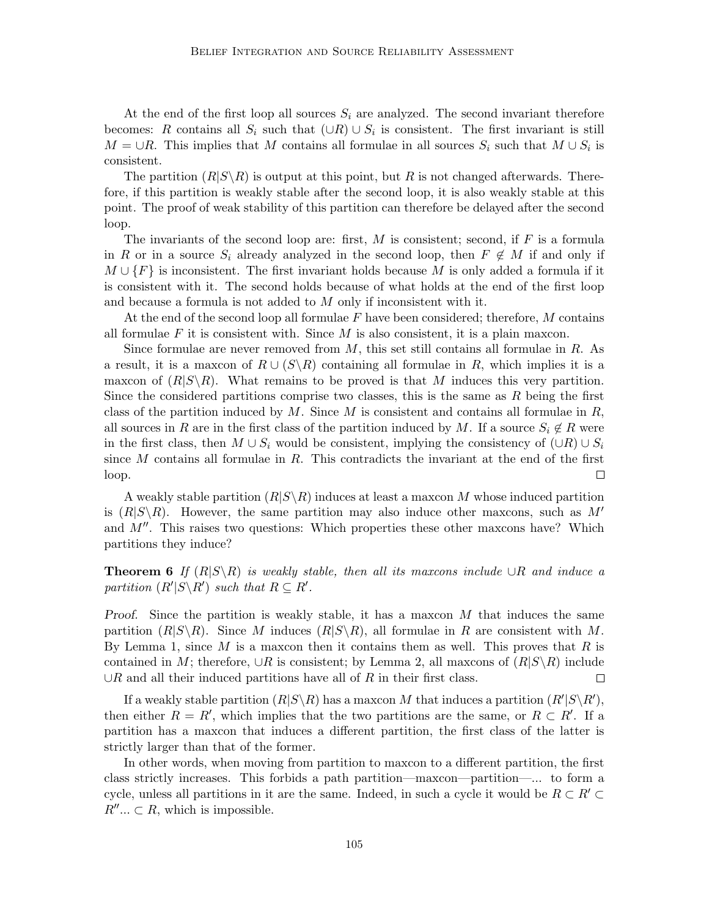At the end of the first loop all sources $S_i$ are analyzed. The second invariant therefore becomes: $R$ contains all $S_i$ such that $(\cup R) \cup S_i$ is consistent. The first invariant is still $M = \cup R$. This implies that $M$ contains all formulae in all sources $S_i$ such that $M \cup S_i$ is consistent.

The partition $(R|S\backslash R)$ is output at this point, but $R$ is not changed afterwards. Therefore, if this partition is weakly stable after the second loop, it is also weakly stable at this point. The proof of weak stability of this partition can therefore be delayed after the second loop.

The invariants of the second loop are: first, $M$ is consistent; second, if $F$ is a formula in $R$ or in a source $S_i$ already analyzed in the second loop, then $F \notin M$ if and only if $M \cup \{F\}$ is inconsistent. The first invariant holds because $M$ is only added a formula if it is consistent with it. The second holds because of what holds at the end of the first loop and because a formula is not added to $M$ only if inconsistent with it.

At the end of the second loop all formulae $F$ have been considered; therefore, $M$ contains all formulae $F$ it is consistent with. Since $M$ is also consistent, it is a plain maxcon.

Since formulae are never removed from $M$, this set still contains all formulae in $R$. As a result, it is a maxcon of $R \cup (S\backslash R)$ containing all formulae in $R$, which implies it is a maxcon of $(R|S\backslash R)$. What remains to be proved is that $M$ induces this very partition. Since the considered partitions comprise two classes, this is the same as $R$ being the first class of the partition induced by $M$. Since $M$ is consistent and contains all formulae in $R$, all sources in $R$ are in the first class of the partition induced by $M$. If a source $S_i \notin R$ were in the first class, then $M \cup S_i$ would be consistent, implying the consistency of $(\cup R) \cup S_i$ since $M$ contains all formulae in $R$. This contradicts the invariant at the end of the first loop. □

A weakly stable partition $(R|S\backslash R)$ induces at least a maxcon $M$ whose induced partition is $(R|S\backslash R)$. However, the same partition may also induce other maxcons, such as $M'$ and $M''$. This raises two questions: Which properties these other maxcons have? Which partitions they induce?

**Theorem 6** *If $(R|S\backslash R)$ is weakly stable, then all its maxcons include $\cup R$ and induce a partition $(R'|S\backslash R')$ such that $R \subseteq R'$.*

*Proof.* Since the partition is weakly stable, it has a maxcon $M$ that induces the same partition $(R|S\backslash R)$. Since $M$ induces $(R|S\backslash R)$, all formulae in $R$ are consistent with $M$. By Lemma 1, since $M$ is a maxcon then it contains them as well. This proves that $R$ is contained in $M$; therefore, $\cup R$ is consistent; by Lemma 2, all maxcons of $(R|S\backslash R)$ include $\cup R$ and all their induced partitions have all of $R$ in their first class. □

If a weakly stable partition $(R|S\backslash R)$ has a maxcon $M$ that induces a partition $(R'|S\backslash R')$, then either $R = R'$, which implies that the two partitions are the same, or $R \subset R'$. If a partition has a maxcon that induces a different partition, the first class of the latter is strictly larger than that of the former.

In other words, when moving from partition to maxcon to a different partition, the first class strictly increases. This forbids a path partition—maxcon—partition—... to form a cycle, unless all partitions in it are the same. Indeed, in such a cycle it would be $R \subset R' \subset R''... \subset R$, which is impossible.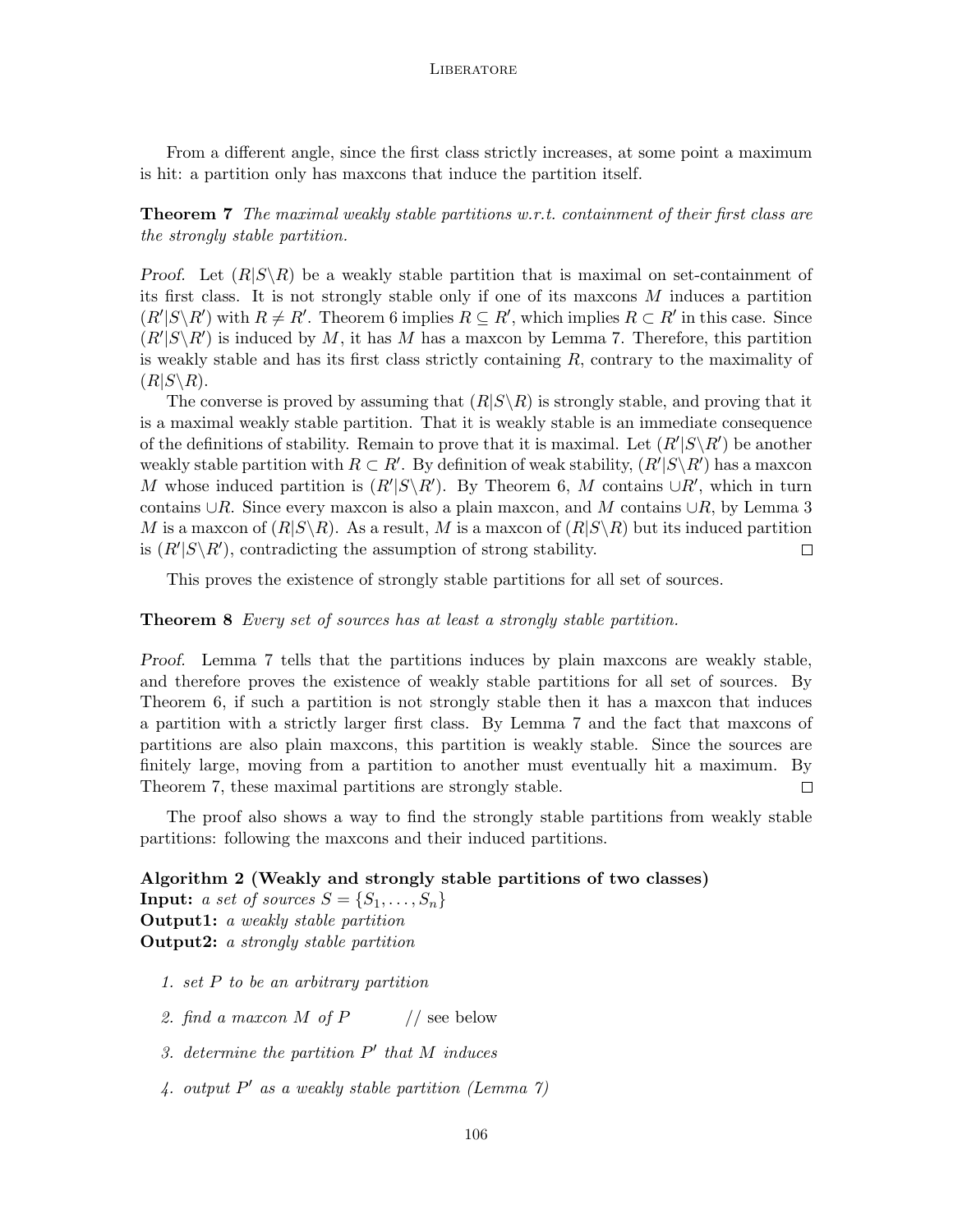From a different angle, since the first class strictly increases, at some point a maximum is hit: a partition only has maxcons that induce the partition itself.

**Theorem 7** *The maximal weakly stable partitions w.r.t. containment of their first class are the strongly stable partition.*

*Proof.* Let $(R|S\backslash R)$ be a weakly stable partition that is maximal on set-containment of its first class. It is not strongly stable only if one of its maxcons $M$ induces a partition $(R'|S\backslash R')$ with $R \neq R'$. Theorem 6 implies $R \subseteq R'$, which implies $R \subset R'$ in this case. Since $(R'|S\backslash R')$ is induced by $M$, it has $M$ has a maxcon by Lemma 7. Therefore, this partition is weakly stable and has its first class strictly containing $R$, contrary to the maximality of $(R|S\backslash R)$.

The converse is proved by assuming that $(R|S\backslash R)$ is strongly stable, and proving that it is a maximal weakly stable partition. That it is weakly stable is an immediate consequence of the definitions of stability. Remain to prove that it is maximal. Let $(R'|S\backslash R')$ be another weakly stable partition with $R \subset R'$. By definition of weak stability, $(R'|S\backslash R')$ has a maxcon $M$ whose induced partition is $(R'|S\backslash R')$. By Theorem 6, $M$ contains $\cup R'$, which in turn contains $\cup R$. Since every maxcon is also a plain maxcon, and $M$ contains $\cup R$, by Lemma 3 $M$ is a maxcon of $(R|S\backslash R)$. As a result, $M$ is a maxcon of $(R|S\backslash R)$ but its induced partition is $(R'|S\backslash R')$, contradicting the assumption of strong stability. □

This proves the existence of strongly stable partitions for all set of sources.

**Theorem 8** *Every set of sources has at least a strongly stable partition.*

*Proof.* Lemma 7 tells that the partitions induces by plain maxcons are weakly stable, and therefore proves the existence of weakly stable partitions for all set of sources. By Theorem 6, if such a partition is not strongly stable then it has a maxcon that induces a partition with a strictly larger first class. By Lemma 7 and the fact that maxcons of partitions are also plain maxcons, this partition is weakly stable. Since the sources are finitely large, moving from a partition to another must eventually hit a maximum. By Theorem 7, these maximal partitions are strongly stable. □

The proof also shows a way to find the strongly stable partitions from weakly stable partitions: following the maxcons and their induced partitions.

**Algorithm 2 (Weakly and strongly stable partitions of two classes)**
**Input:** *a set of sources* $S = \{S_1, \ldots, S_n\}$
**Output1:** *a weakly stable partition*
**Output2:** *a strongly stable partition*

1. *set* $P$ *to be an arbitrary partition*
2. *find a maxcon* $M$ *of* $P$ // see below
3. *determine the partition* $P'$ *that* $M$ *induces*
4. *output* $P'$ *as a weakly stable partition (Lemma 7)*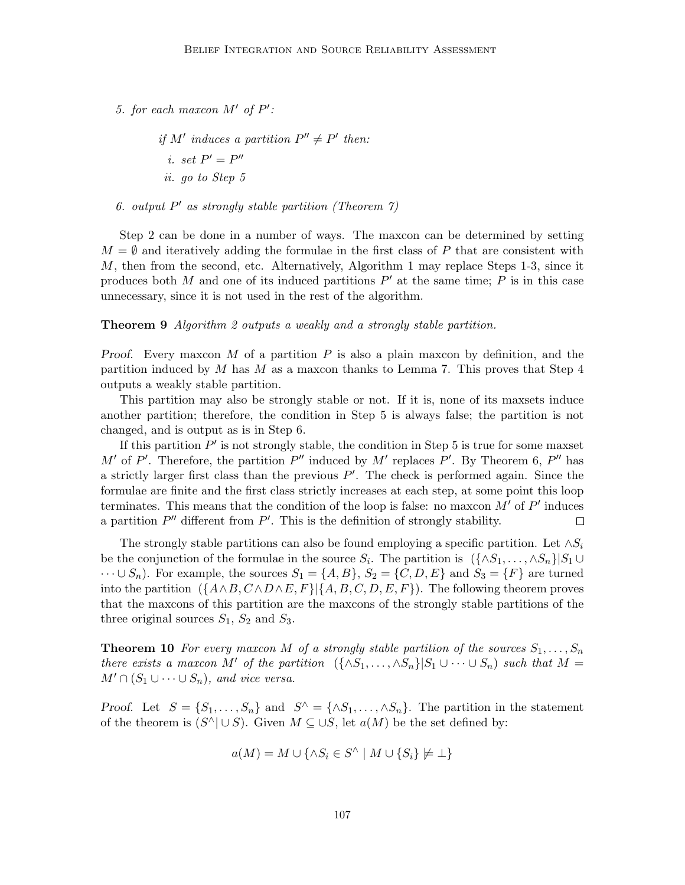5. *for each maxcon $M'$ of $P'$:*

   *if $M'$ induces a partition $P'' \neq P'$ then:*

   *i. set $P' = P''$*

   *ii. go to Step 5*

6. *output $P'$ as strongly stable partition (Theorem 7)*

Step 2 can be done in a number of ways. The maxcon can be determined by setting $M = \emptyset$ and iteratively adding the formulae in the first class of $P$ that are consistent with $M$, then from the second, etc. Alternatively, Algorithm 1 may replace Steps 1-3, since it produces both $M$ and one of its induced partitions $P'$ at the same time; $P$ is in this case unnecessary, since it is not used in the rest of the algorithm.

**Theorem 9** *Algorithm 2 outputs a weakly and a strongly stable partition.*

*Proof.* Every maxcon $M$ of a partition $P$ is also a plain maxcon by definition, and the partition induced by $M$ has $M$ as a maxcon thanks to Lemma 7. This proves that Step 4 outputs a weakly stable partition.

This partition may also be strongly stable or not. If it is, none of its maxsets induce another partition; therefore, the condition in Step 5 is always false; the partition is not changed, and is output as is in Step 6.

If this partition $P'$ is not strongly stable, the condition in Step 5 is true for some maxset $M'$ of $P'$. Therefore, the partition $P''$ induced by $M'$ replaces $P'$. By Theorem 6, $P''$ has a strictly larger first class than the previous $P'$. The check is performed again. Since the formulae are finite and the first class strictly increases at each step, at some point this loop terminates. This means that the condition of the loop is false: no maxcon $M'$ of $P'$ induces a partition $P''$ different from $P'$. This is the definition of strongly stability. $\square$

The strongly stable partitions can also be found employing a specific partition. Let $\wedge S_i$ be the conjunction of the formulae in the source $S_i$. The partition is $(\{\wedge S_1, \ldots, \wedge S_n\} | S_1 \cup \cdots \cup S_n)$. For example, the sources $S_1 = \{A, B\}$, $S_2 = \{C, D, E\}$ and $S_3 = \{F\}$ are turned into the partition $(\{A \wedge B, C \wedge D \wedge E, F\} | \{A, B, C, D, E, F\})$. The following theorem proves that the maxcons of this partition are the maxcons of the strongly stable partitions of the three original sources $S_1$, $S_2$ and $S_3$.

**Theorem 10** *For every maxcon $M$ of a strongly stable partition of the sources $S_1, \ldots, S_n$ there exists a maxcon $M'$ of the partition $(\{\wedge S_1, \ldots, \wedge S_n\} | S_1 \cup \cdots \cup S_n)$ such that $M = M' \cap (S_1 \cup \cdots \cup S_n)$, and vice versa.*

*Proof.* Let $S = \{S_1, \ldots, S_n\}$ and $S^\wedge = \{\wedge S_1, \ldots, \wedge S_n\}$. The partition in the statement of the theorem is $(S^\wedge | \cup S)$. Given $M \subseteq \cup S$, let $a(M)$ be the set defined by:

$$a(M) = M \cup \{\wedge S_i \in S^\wedge \mid M \cup \{S_i\} \not\models \bot\}$$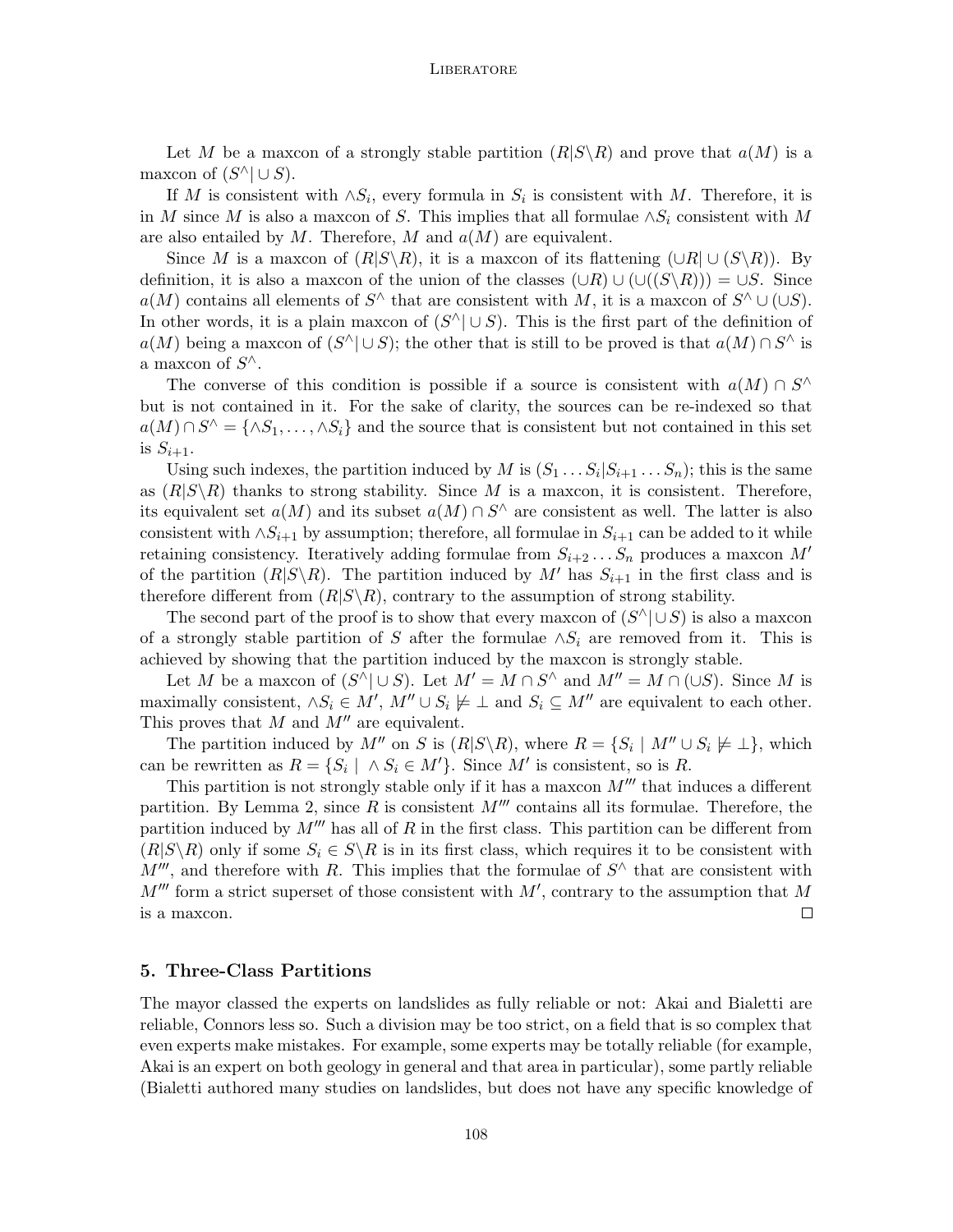Let $M$ be a maxcon of a strongly stable partition $(R|S\backslash R)$ and prove that $a(M)$ is a maxcon of $(S^\wedge| \cup S)$.

If $M$ is consistent with $\wedge S_i$, every formula in $S_i$ is consistent with $M$. Therefore, it is in $M$ since $M$ is also a maxcon of $S$. This implies that all formulae $\wedge S_i$ consistent with $M$ are also entailed by $M$. Therefore, $M$ and $a(M)$ are equivalent.

Since $M$ is a maxcon of $(R|S\backslash R)$, it is a maxcon of its flattening $(\cup R| \cup (S\backslash R))$. By definition, it is also a maxcon of the union of the classes $(\cup R) \cup (\cup((S\backslash R))) = \cup S$. Since $a(M)$ contains all elements of $S^\wedge$ that are consistent with $M$, it is a maxcon of $S^\wedge \cup (\cup S)$. In other words, it is a plain maxcon of $(S^\wedge| \cup S)$. This is the first part of the definition of $a(M)$ being a maxcon of $(S^\wedge| \cup S)$; the other that is still to be proved is that $a(M) \cap S^\wedge$ is a maxcon of $S^\wedge$.

The converse of this condition is possible if a source is consistent with $a(M) \cap S^\wedge$ but is not contained in it. For the sake of clarity, the sources can be re-indexed so that $a(M) \cap S^\wedge = \{\wedge S_1, \ldots, \wedge S_i\}$ and the source that is consistent but not contained in this set is $S_{i+1}$.

Using such indexes, the partition induced by $M$ is $(S_1 \ldots S_i | S_{i+1} \ldots S_n)$; this is the same as $(R|S\backslash R)$ thanks to strong stability. Since $M$ is a maxcon, it is consistent. Therefore, its equivalent set $a(M)$ and its subset $a(M) \cap S^\wedge$ are consistent as well. The latter is also consistent with $\wedge S_{i+1}$ by assumption; therefore, all formulae in $S_{i+1}$ can be added to it while retaining consistency. Iteratively adding formulae from $S_{i+2} \ldots S_n$ produces a maxcon $M'$ of the partition $(R|S\backslash R)$. The partition induced by $M'$ has $S_{i+1}$ in the first class and is therefore different from $(R|S\backslash R)$, contrary to the assumption of strong stability.

The second part of the proof is to show that every maxcon of $(S^\wedge| \cup S)$ is also a maxcon of a strongly stable partition of $S$ after the formulae $\wedge S_i$ are removed from it. This is achieved by showing that the partition induced by the maxcon is strongly stable.

Let $M$ be a maxcon of $(S^\wedge| \cup S)$. Let $M' = M \cap S^\wedge$ and $M'' = M \cap (\cup S)$. Since $M$ is maximally consistent, $\wedge S_i \in M'$, $M'' \cup S_i \not\models \bot$ and $S_i \subseteq M''$ are equivalent to each other. This proves that $M$ and $M''$ are equivalent.

The partition induced by $M''$ on $S$ is $(R|S\backslash R)$, where $R = \{S_i \mid M'' \cup S_i \not\models \bot\}$, which can be rewritten as $R = \{S_i \mid \wedge S_i \in M'\}$. Since $M'$ is consistent, so is $R$.

This partition is not strongly stable only if it has a maxcon $M'''$ that induces a different partition. By Lemma 2, since $R$ is consistent $M'''$ contains all its formulae. Therefore, the partition induced by $M'''$ has all of $R$ in the first class. This partition can be different from $(R|S\backslash R)$ only if some $S_i \in S\backslash R$ is in its first class, which requires it to be consistent with $M'''$, and therefore with $R$. This implies that the formulae of $S^\wedge$ that are consistent with $M'''$ form a strict superset of those consistent with $M'$, contrary to the assumption that $M$ is a maxcon. □

## 5. Three-Class Partitions

The mayor classed the experts on landslides as fully reliable or not: Akai and Bialetti are reliable, Connors less so. Such a division may be too strict, on a field that is so complex that even experts make mistakes. For example, some experts may be totally reliable (for example, Akai is an expert on both geology in general and that area in particular), some partly reliable (Bialetti authored many studies on landslides, but does not have any specific knowledge of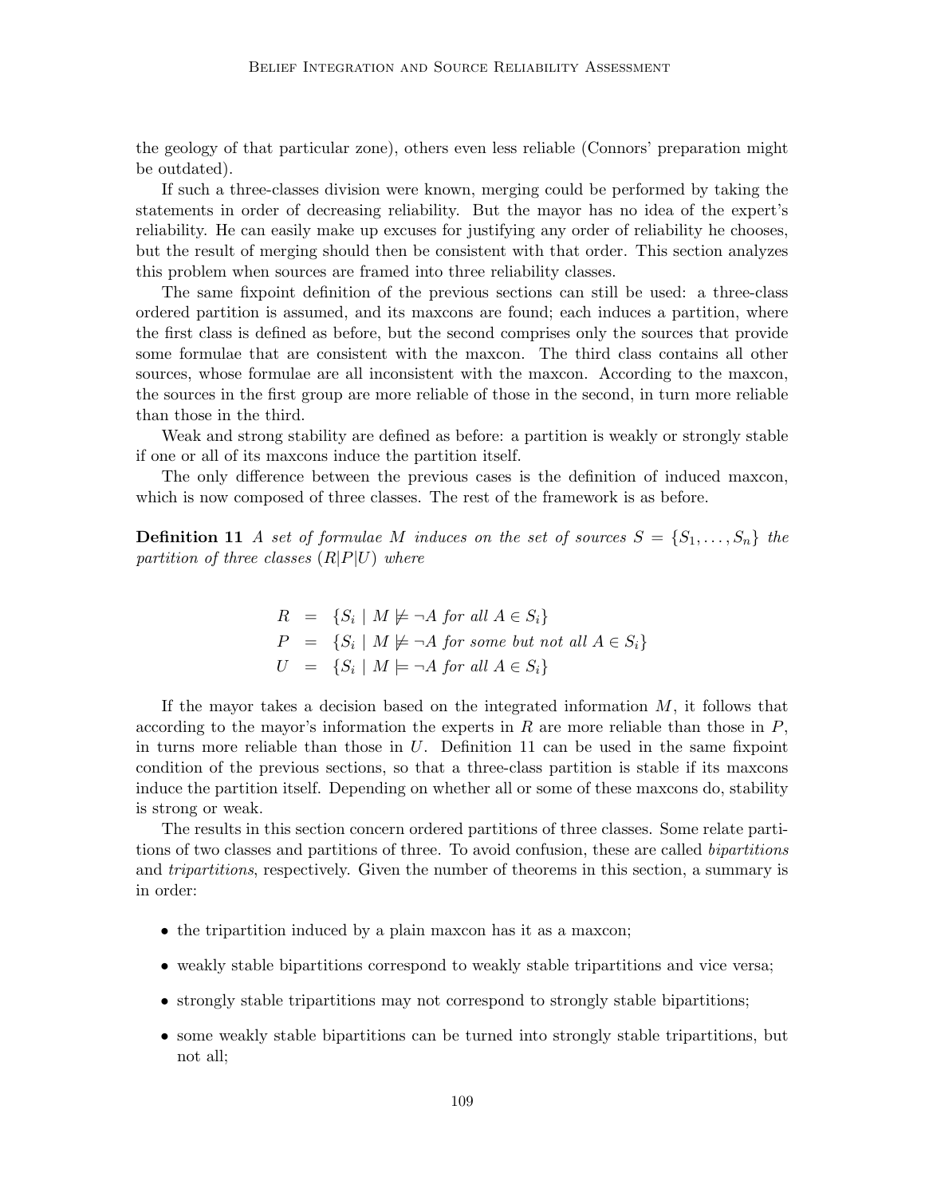the geology of that particular zone), others even less reliable (Connors' preparation might be outdated).

If such a three-classes division were known, merging could be performed by taking the statements in order of decreasing reliability. But the mayor has no idea of the expert's reliability. He can easily make up excuses for justifying any order of reliability he chooses, but the result of merging should then be consistent with that order. This section analyzes this problem when sources are framed into three reliability classes.

The same fixpoint definition of the previous sections can still be used: a three-class ordered partition is assumed, and its maxcons are found; each induces a partition, where the first class is defined as before, but the second comprises only the sources that provide some formulae that are consistent with the maxcon. The third class contains all other sources, whose formulae are all inconsistent with the maxcon. According to the maxcon, the sources in the first group are more reliable of those in the second, in turn more reliable than those in the third.

Weak and strong stability are defined as before: a partition is weakly or strongly stable if one or all of its maxcons induce the partition itself.

The only difference between the previous cases is the definition of induced maxcon, which is now composed of three classes. The rest of the framework is as before.

**Definition 11** *A set of formulae $M$ induces on the set of sources $S = \{S_1, \ldots, S_n\}$ the partition of three classes $(R|P|U)$ where*

$$
\begin{aligned}
R &= \{S_i \mid M \not\models \neg A \text{ for all } A \in S_i\} \\
P &= \{S_i \mid M \not\models \neg A \text{ for some but not all } A \in S_i\} \\
U &= \{S_i \mid M \models \neg A \text{ for all } A \in S_i\}
\end{aligned}
$$

If the mayor takes a decision based on the integrated information $M$, it follows that according to the mayor's information the experts in $R$ are more reliable than those in $P$, in turns more reliable than those in $U$. Definition 11 can be used in the same fixpoint condition of the previous sections, so that a three-class partition is stable if its maxcons induce the partition itself. Depending on whether all or some of these maxcons do, stability is strong or weak.

The results in this section concern ordered partitions of three classes. Some relate partitions of two classes and partitions of three. To avoid confusion, these are called *bipartitions* and *tripartitions*, respectively. Given the number of theorems in this section, a summary is in order:

- the tripartition induced by a plain maxcon has it as a maxcon;
- weakly stable bipartitions correspond to weakly stable tripartitions and vice versa;
- strongly stable tripartitions may not correspond to strongly stable bipartitions;
- some weakly stable bipartitions can be turned into strongly stable tripartitions, but not all;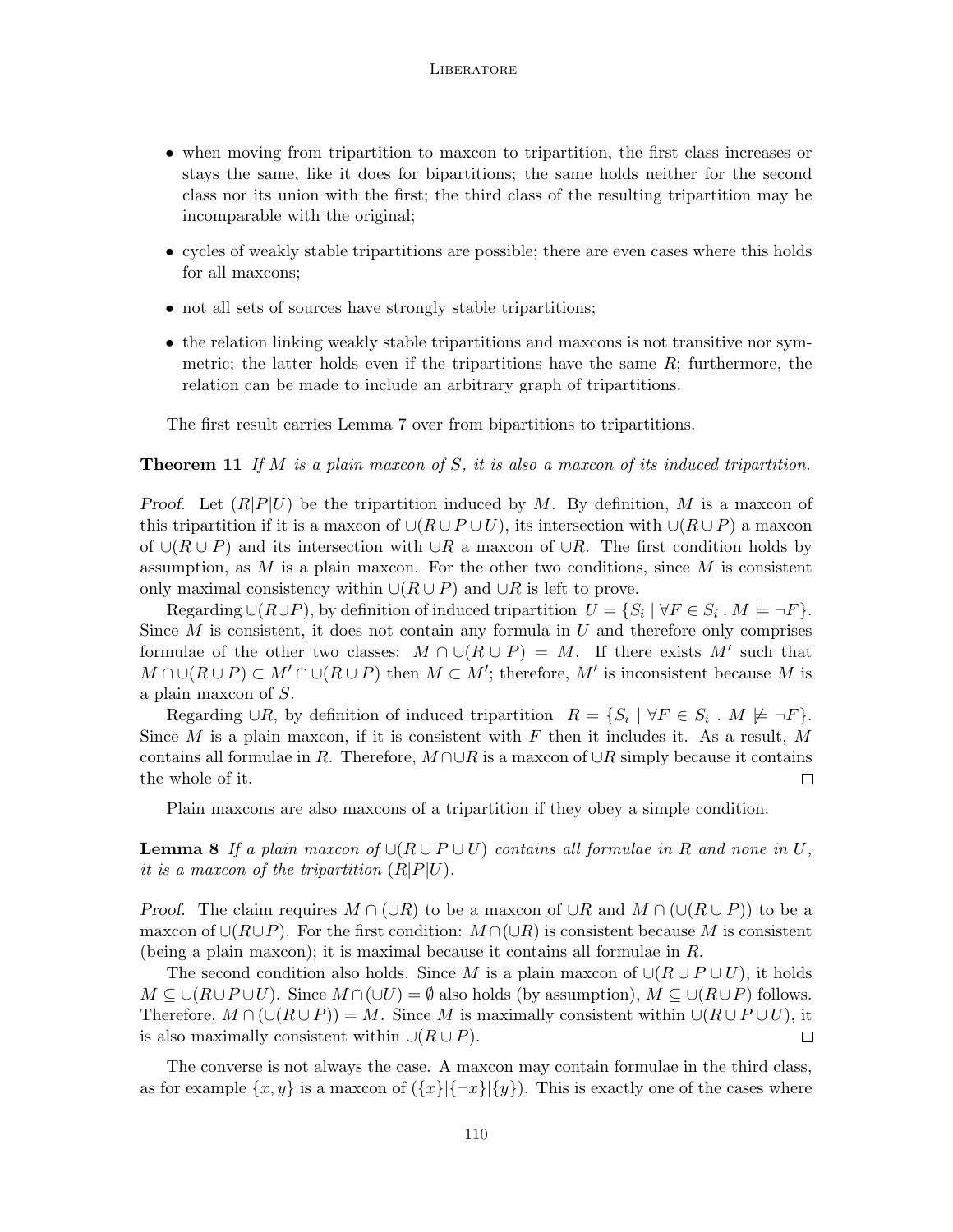- when moving from tripartition to maxcon to tripartition, the first class increases or stays the same, like it does for bipartitions; the same holds neither for the second class nor its union with the first; the third class of the resulting tripartition may be incomparable with the original;
- cycles of weakly stable tripartitions are possible; there are even cases where this holds for all maxcons;
- not all sets of sources have strongly stable tripartitions;
- the relation linking weakly stable tripartitions and maxcons is not transitive nor symmetric; the latter holds even if the tripartitions have the same $R$; furthermore, the relation can be made to include an arbitrary graph of tripartitions.

The first result carries Lemma 7 over from bipartitions to tripartitions.

**Theorem 11** *If $M$ is a plain maxcon of $S$, it is also a maxcon of its induced tripartition.*

*Proof.* Let $(R|P|U)$ be the tripartition induced by $M$. By definition, $M$ is a maxcon of this tripartition if it is a maxcon of $\cup(R \cup P \cup U)$, its intersection with $\cup(R \cup P)$ a maxcon of $\cup(R \cup P)$ and its intersection with $\cup R$ a maxcon of $\cup R$. The first condition holds by assumption, as $M$ is a plain maxcon. For the other two conditions, since $M$ is consistent only maximal consistency within $\cup(R \cup P)$ and $\cup R$ is left to prove.

Regarding $\cup(R \cup P)$, by definition of induced tripartition $U = \{S_i \mid \forall F \in S_i \,.\, M \models \neg F\}$. Since $M$ is consistent, it does not contain any formula in $U$ and therefore only comprises formulae of the other two classes: $M \cap \cup(R \cup P) = M$. If there exists $M'$ such that $M \cap \cup(R \cup P) \subset M' \cap \cup(R \cup P)$ then $M \subset M'$; therefore, $M'$ is inconsistent because $M$ is a plain maxcon of $S$.

Regarding $\cup R$, by definition of induced tripartition $R = \{S_i \mid \forall F \in S_i \,.\, M \not\models \neg F\}$. Since $M$ is a plain maxcon, if it is consistent with $F$ then it includes it. As a result, $M$ contains all formulae in $R$. Therefore, $M \cap \cup R$ is a maxcon of $\cup R$ simply because it contains the whole of it. $\square$

Plain maxcons are also maxcons of a tripartition if they obey a simple condition.

**Lemma 8** *If a plain maxcon of $\cup(R \cup P \cup U)$ contains all formulae in $R$ and none in $U$, it is a maxcon of the tripartition $(R|P|U)$.*

*Proof.* The claim requires $M \cap (\cup R)$ to be a maxcon of $\cup R$ and $M \cap (\cup(R \cup P))$ to be a maxcon of $\cup(R \cup P)$. For the first condition: $M \cap (\cup R)$ is consistent because $M$ is consistent (being a plain maxcon); it is maximal because it contains all formulae in $R$.

The second condition also holds. Since $M$ is a plain maxcon of $\cup(R \cup P \cup U)$, it holds $M \subseteq \cup(R \cup P \cup U)$. Since $M \cap (\cup U) = \emptyset$ also holds (by assumption), $M \subseteq \cup(R \cup P)$ follows. Therefore, $M \cap (\cup(R \cup P)) = M$. Since $M$ is maximally consistent within $\cup(R \cup P \cup U)$, it is also maximally consistent within $\cup(R \cup P)$. $\square$

The converse is not always the case. A maxcon may contain formulae in the third class, as for example $\{x, y\}$ is a maxcon of $(\{x\}|\{\neg x\}|\{y\})$. This is exactly one of the cases where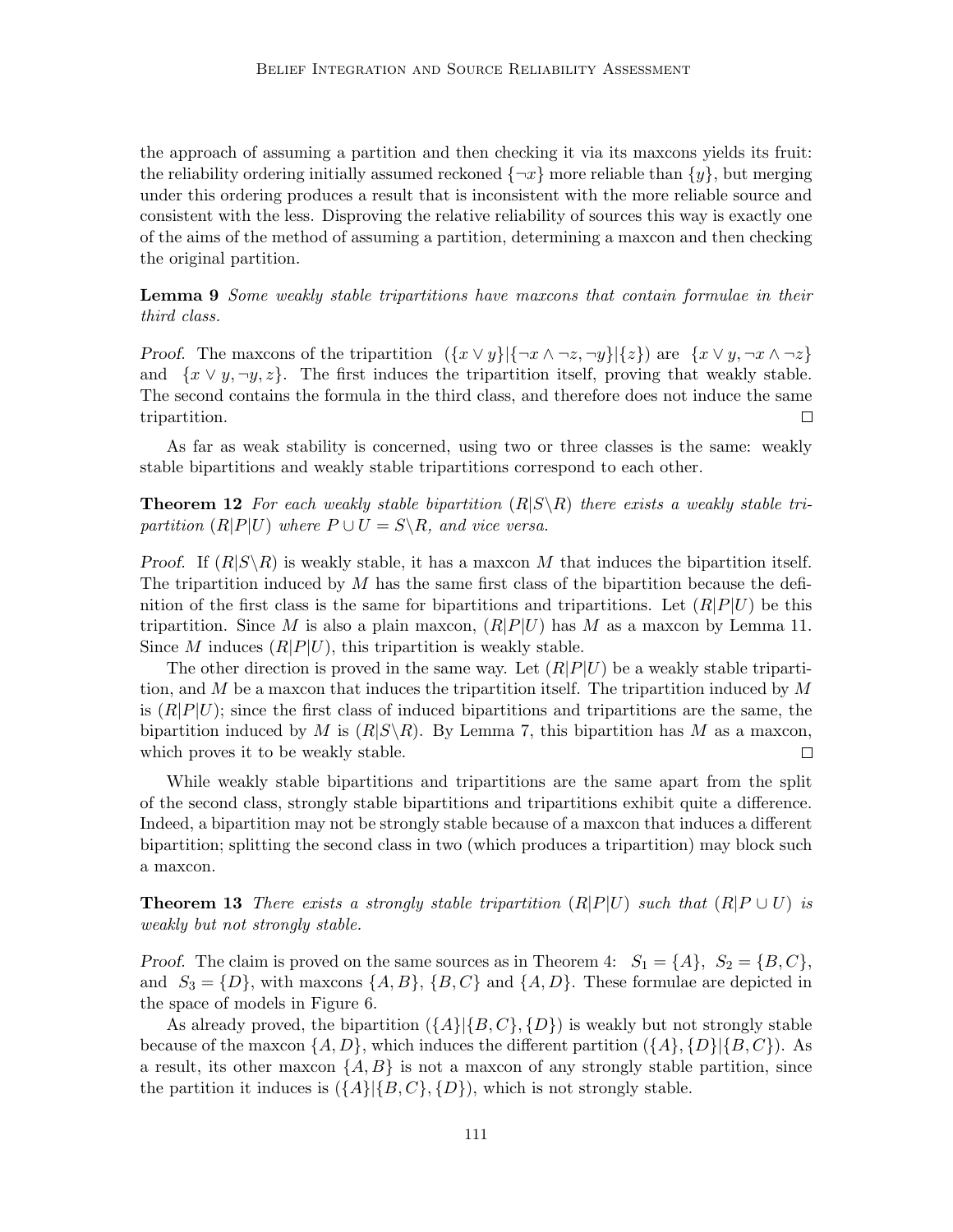the approach of assuming a partition and then checking it via its maxcons yields its fruit: the reliability ordering initially assumed reckoned $\{\neg x\}$ more reliable than $\{y\}$, but merging under this ordering produces a result that is inconsistent with the more reliable source and consistent with the less. Disproving the relative reliability of sources this way is exactly one of the aims of the method of assuming a partition, determining a maxcon and then checking the original partition.

**Lemma 9** *Some weakly stable tripartitions have maxcons that contain formulae in their third class.*

*Proof.* The maxcons of the tripartition $(\{x \vee y\}|\{\neg x \wedge \neg z, \neg y\}|\{z\})$ are $\{x \vee y, \neg x \wedge \neg z\}$ and $\{x \vee y, \neg y, z\}$. The first induces the tripartition itself, proving that weakly stable. The second contains the formula in the third class, and therefore does not induce the same tripartition. $\square$

As far as weak stability is concerned, using two or three classes is the same: weakly stable bipartitions and weakly stable tripartitions correspond to each other.

**Theorem 12** *For each weakly stable bipartition $(R|S\backslash R)$ there exists a weakly stable tripartition $(R|P|U)$ where $P \cup U = S\backslash R$, and vice versa.*

*Proof.* If $(R|S\backslash R)$ is weakly stable, it has a maxcon $M$ that induces the bipartition itself. The tripartition induced by $M$ has the same first class of the bipartition because the definition of the first class is the same for bipartitions and tripartitions. Let $(R|P|U)$ be this tripartition. Since $M$ is also a plain maxcon, $(R|P|U)$ has $M$ as a maxcon by Lemma 11. Since $M$ induces $(R|P|U)$, this tripartition is weakly stable.

The other direction is proved in the same way. Let $(R|P|U)$ be a weakly stable tripartition, and $M$ be a maxcon that induces the tripartition itself. The tripartition induced by $M$ is $(R|P|U)$; since the first class of induced bipartitions and tripartitions are the same, the bipartition induced by $M$ is $(R|S\backslash R)$. By Lemma 7, this bipartition has $M$ as a maxcon, which proves it to be weakly stable. $\square$

While weakly stable bipartitions and tripartitions are the same apart from the split of the second class, strongly stable bipartitions and tripartitions exhibit quite a difference. Indeed, a bipartition may not be strongly stable because of a maxcon that induces a different bipartition; splitting the second class in two (which produces a tripartition) may block such a maxcon.

**Theorem 13** *There exists a strongly stable tripartition $(R|P|U)$ such that $(R|P \cup U)$ is weakly but not strongly stable.*

*Proof.* The claim is proved on the same sources as in Theorem 4: $S_1 = \{A\}$, $S_2 = \{B, C\}$, and $S_3 = \{D\}$, with maxcons $\{A, B\}$, $\{B, C\}$ and $\{A, D\}$. These formulae are depicted in the space of models in Figure 6.

As already proved, the bipartition $(\{A\}|\{B, C\}, \{D\})$ is weakly but not strongly stable because of the maxcon $\{A, D\}$, which induces the different partition $(\{A\}, \{D\}|\{B, C\})$. As a result, its other maxcon $\{A, B\}$ is not a maxcon of any strongly stable partition, since the partition it induces is $(\{A\}|\{B, C\}, \{D\})$, which is not strongly stable.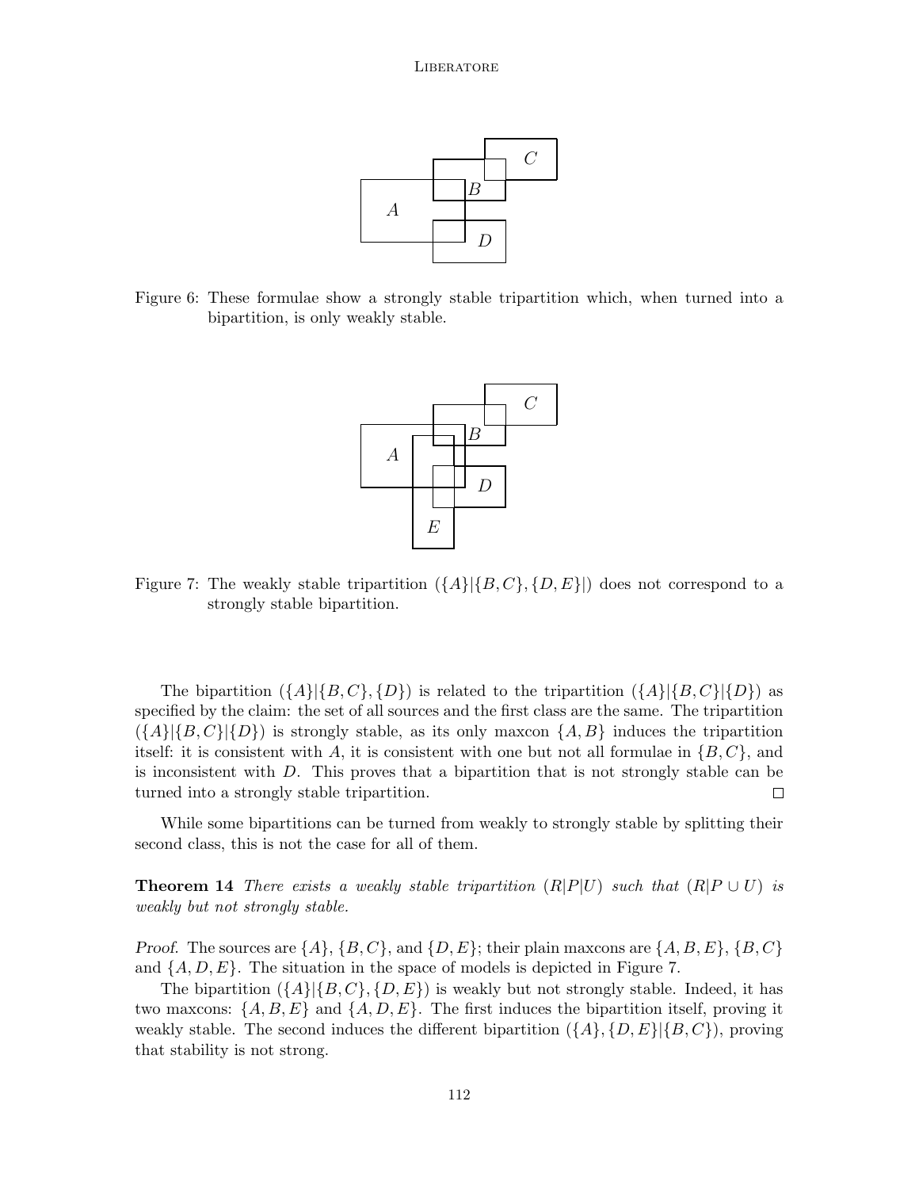Figure 6: These formulae show a strongly stable tripartition which, when turned into a bipartition, is only weakly stable.

Figure 7: The weakly stable tripartition $(\{A\}|\{B,C\},\{D,E\}|)$ does not correspond to a strongly stable bipartition.

The bipartition $(\{A\}|\{B,C\},\{D\})$ is related to the tripartition $(\{A\}|\{B,C\}|\{D\})$ as specified by the claim: the set of all sources and the first class are the same. The tripartition $(\{A\}|\{B,C\}|\{D\})$ is strongly stable, as its only maxcon $\{A,B\}$ induces the tripartition itself: it is consistent with $A$, it is consistent with one but not all formulae in $\{B,C\}$, and is inconsistent with $D$. This proves that a bipartition that is not strongly stable can be turned into a strongly stable tripartition. □

While some bipartitions can be turned from weakly to strongly stable by splitting their second class, this is not the case for all of them.

**Theorem 14** *There exists a weakly stable tripartition $(R|P|U)$ such that $(R|P \cup U)$ is weakly but not strongly stable.*

*Proof.* The sources are $\{A\}$, $\{B,C\}$, and $\{D,E\}$; their plain maxcons are $\{A,B,E\}$, $\{B,C\}$ and $\{A,D,E\}$. The situation in the space of models is depicted in Figure 7.

The bipartition $(\{A\}|\{B,C\},\{D,E\})$ is weakly but not strongly stable. Indeed, it has two maxcons: $\{A,B,E\}$ and $\{A,D,E\}$. The first induces the bipartition itself, proving it weakly stable. The second induces the different bipartition $(\{A\},\{D,E\}|\{B,C\})$, proving that stability is not strong.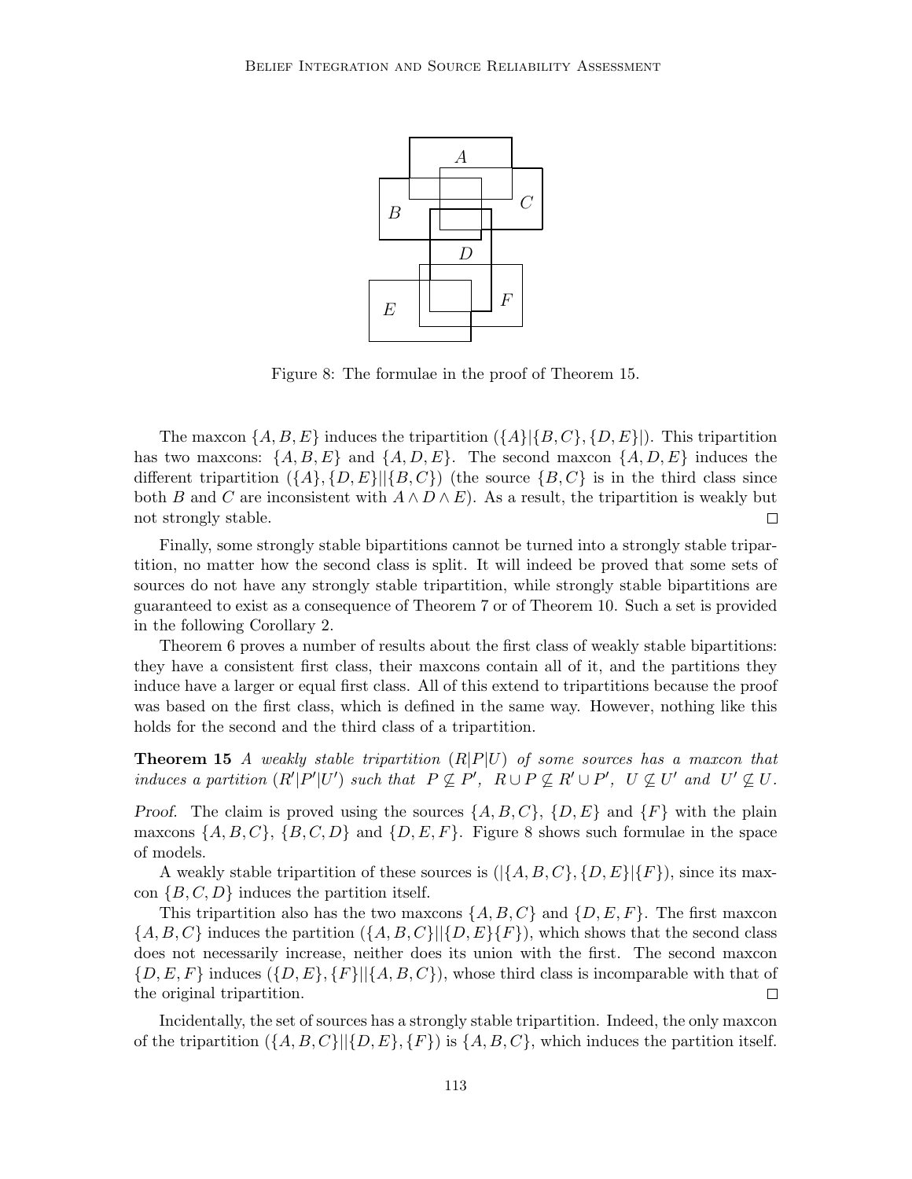Figure 8: The formulae in the proof of Theorem 15.

The maxcon $\{A, B, E\}$ induces the tripartition $(\{A\}|\{B, C\}, \{D, E\}|)$. This tripartition has two maxcons: $\{A, B, E\}$ and $\{A, D, E\}$. The second maxcon $\{A, D, E\}$ induces the different tripartition $(\{A\}, \{D, E\}||\{B, C\})$ (the source $\{B, C\}$ is in the third class since both $B$ and $C$ are inconsistent with $A \wedge D \wedge E$). As a result, the tripartition is weakly but not strongly stable. □

Finally, some strongly stable bipartitions cannot be turned into a strongly stable tripartition, no matter how the second class is split. It will indeed be proved that some sets of sources do not have any strongly stable tripartition, while strongly stable bipartitions are guaranteed to exist as a consequence of Theorem 7 or of Theorem 10. Such a set is provided in the following Corollary 2.

Theorem 6 proves a number of results about the first class of weakly stable bipartitions: they have a consistent first class, their maxcons contain all of it, and the partitions they induce have a larger or equal first class. All of this extend to tripartitions because the proof was based on the first class, which is defined in the same way. However, nothing like this holds for the second and the third class of a tripartition.

**Theorem 15** *A weakly stable tripartition $(R|P|U)$ of some sources has a maxcon that induces a partition $(R'|P'|U')$ such that $P \not\subseteq P'$, $R \cup P \not\subseteq R' \cup P'$, $U \not\subseteq U'$ and $U' \not\subseteq U$.*

*Proof.* The claim is proved using the sources $\{A, B, C\}$, $\{D, E\}$ and $\{F\}$ with the plain maxcons $\{A, B, C\}$, $\{B, C, D\}$ and $\{D, E, F\}$. Figure 8 shows such formulae in the space of models.

A weakly stable tripartition of these sources is $(|\{A, B, C\}, \{D, E\}|\{F\})$, since its maxcon $\{B, C, D\}$ induces the partition itself.

This tripartition also has the two maxcons $\{A, B, C\}$ and $\{D, E, F\}$. The first maxcon $\{A, B, C\}$ induces the partition $(\{A, B, C\}||\{D, E\}\{F\})$, which shows that the second class does not necessarily increase, neither does its union with the first. The second maxcon $\{D, E, F\}$ induces $(\{D, E\}, \{F\}||\{A, B, C\})$, whose third class is incomparable with that of the original tripartition. □

Incidentally, the set of sources has a strongly stable tripartition. Indeed, the only maxcon of the tripartition $(\{A, B, C\}||\{D, E\}, \{F\})$ is $\{A, B, C\}$, which induces the partition itself.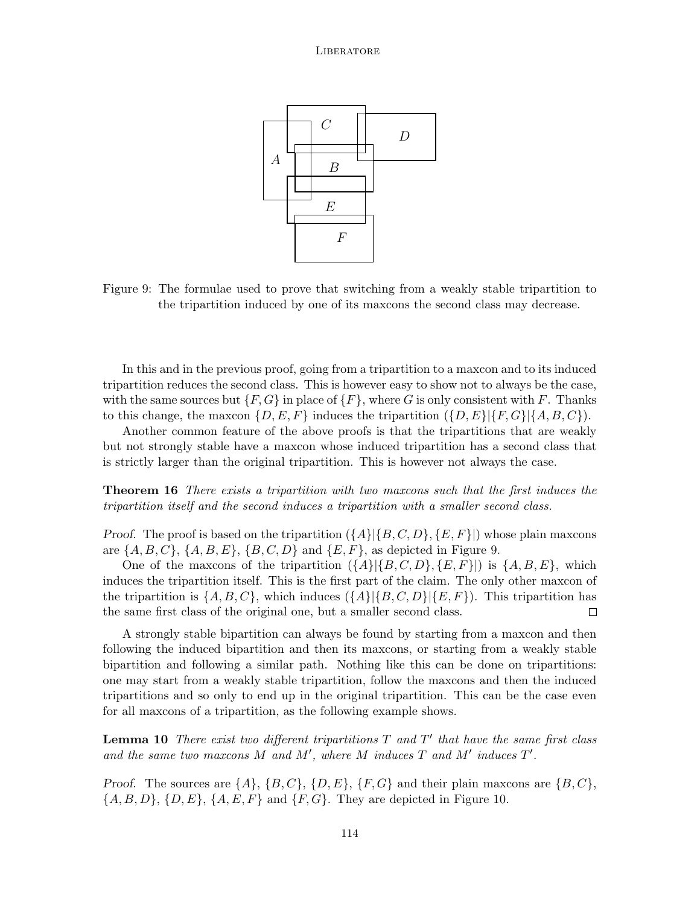Figure 9: The formulae used to prove that switching from a weakly stable tripartition to the tripartition induced by one of its maxcons the second class may decrease.

In this and in the previous proof, going from a tripartition to a maxcon and to its induced tripartition reduces the second class. This is however easy to show not to always be the case, with the same sources but $\{F, G\}$ in place of $\{F\}$, where $G$ is only consistent with $F$. Thanks to this change, the maxcon $\{D, E, F\}$ induces the tripartition $(\{D, E\}|\{F, G\}|\{A, B, C\})$.

Another common feature of the above proofs is that the tripartitions that are weakly but not strongly stable have a maxcon whose induced tripartition has a second class that is strictly larger than the original tripartition. This is however not always the case.

**Theorem 16** *There exists a tripartition with two maxcons such that the first induces the tripartition itself and the second induces a tripartition with a smaller second class.*

*Proof.* The proof is based on the tripartition $(\{A\}|\{B, C, D\}, \{E, F\}|)$ whose plain maxcons are $\{A, B, C\}$, $\{A, B, E\}$, $\{B, C, D\}$ and $\{E, F\}$, as depicted in Figure 9.

One of the maxcons of the tripartition $(\{A\}|\{B, C, D\}, \{E, F\}|)$ is $\{A, B, E\}$, which induces the tripartition itself. This is the first part of the claim. The only other maxcon of the tripartition is $\{A, B, C\}$, which induces $(\{A\}|\{B, C, D\}|\{E, F\})$. This tripartition has the same first class of the original one, but a smaller second class. $\square$

A strongly stable bipartition can always be found by starting from a maxcon and then following the induced bipartition and then its maxcons, or starting from a weakly stable bipartition and following a similar path. Nothing like this can be done on tripartitions: one may start from a weakly stable tripartition, follow the maxcons and then the induced tripartitions and so only to end up in the original tripartition. This can be the case even for all maxcons of a tripartition, as the following example shows.

**Lemma 10** *There exist two different tripartitions $T$ and $T'$ that have the same first class and the same two maxcons $M$ and $M'$, where $M$ induces $T$ and $M'$ induces $T'$.*

*Proof.* The sources are $\{A\}$, $\{B, C\}$, $\{D, E\}$, $\{F, G\}$ and their plain maxcons are $\{B, C\}$, $\{A, B, D\}$, $\{D, E\}$, $\{A, E, F\}$ and $\{F, G\}$. They are depicted in Figure 10.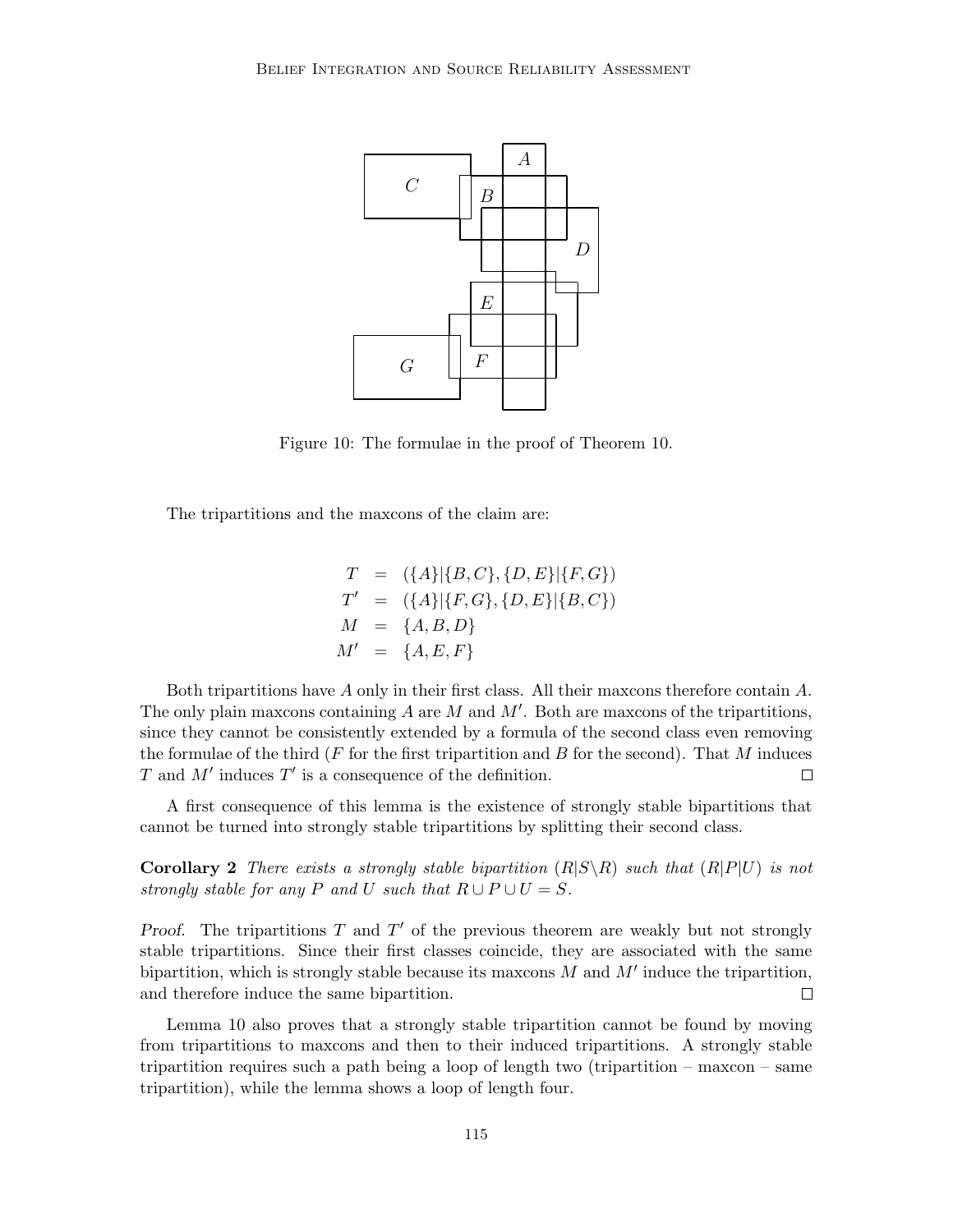Figure 10: The formulae in the proof of Theorem 10.

The tripartitions and the maxcons of the claim are:

$$
\begin{aligned}
T &= (\{A\}|\{B,C\},\{D,E\}|\{F,G\}) \\
T' &= (\{A\}|\{F,G\},\{D,E\}|\{B,C\}) \\
M &= \{A,B,D\} \\
M' &= \{A,E,F\}
\end{aligned}
$$

Both tripartitions have $A$ only in their first class. All their maxcons therefore contain $A$. The only plain maxcons containing $A$ are $M$ and $M'$. Both are maxcons of the tripartitions, since they cannot be consistently extended by a formula of the second class even removing the formulae of the third ($F$ for the first tripartition and $B$ for the second). That $M$ induces $T$ and $M'$ induces $T'$ is a consequence of the definition. □

A first consequence of this lemma is the existence of strongly stable bipartitions that cannot be turned into strongly stable tripartitions by splitting their second class.

**Corollary 2** *There exists a strongly stable bipartition $(R|S \backslash R)$ such that $(R|P|U)$ is not strongly stable for any $P$ and $U$ such that $R \cup P \cup U = S$.*

*Proof.* The tripartitions $T$ and $T'$ of the previous theorem are weakly but not strongly stable tripartitions. Since their first classes coincide, they are associated with the same bipartition, which is strongly stable because its maxcons $M$ and $M'$ induce the tripartition, and therefore induce the same bipartition. □

Lemma 10 also proves that a strongly stable tripartition cannot be found by moving from tripartitions to maxcons and then to their induced tripartitions. A strongly stable tripartition requires such a path being a loop of length two (tripartition – maxcon – same tripartition), while the lemma shows a loop of length four.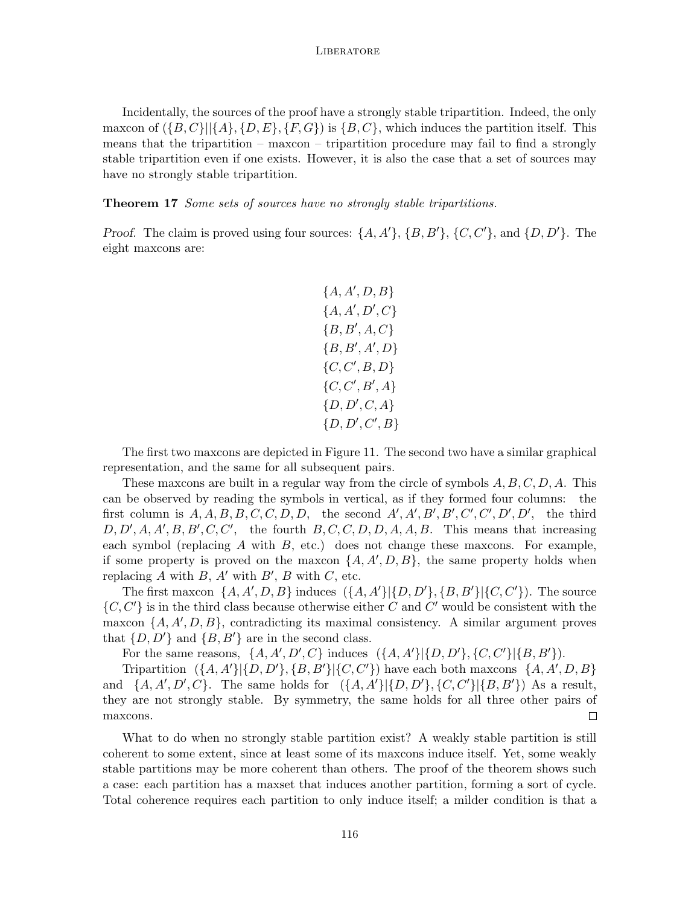Incidentally, the sources of the proof have a strongly stable tripartition. Indeed, the only maxcon of $(\{B,C\}||\{A\},\{D,E\},\{F,G\})$ is $\{B,C\}$, which induces the partition itself. This means that the tripartition – maxcon – tripartition procedure may fail to find a strongly stable tripartition even if one exists. However, it is also the case that a set of sources may have no strongly stable tripartition.

**Theorem 17** *Some sets of sources have no strongly stable tripartitions.*

*Proof.* The claim is proved using four sources: $\{A, A'\}$, $\{B, B'\}$, $\{C, C'\}$, and $\{D, D'\}$. The eight maxcons are:

$$\begin{array}{c}
\{A, A', D, B\} \\
\{A, A', D', C\} \\
\{B, B', A, C\} \\
\{B, B', A', D\} \\
\{C, C', B, D\} \\
\{C, C', B', A\} \\
\{D, D', C, A\} \\
\{D, D', C', B\}
\end{array}$$

The first two maxcons are depicted in Figure 11. The second two have a similar graphical representation, and the same for all subsequent pairs.

These maxcons are built in a regular way from the circle of symbols $A, B, C, D, A$. This can be observed by reading the symbols in vertical, as if they formed four columns: the first column is $A, A, B, B, C, C, D, D$, the second $A', A', B', B', C', C', D', D'$, the third $D, D', A, A', B, B', C, C'$, the fourth $B, C, C, D, D, A, A, B$. This means that increasing each symbol (replacing $A$ with $B$, etc.) does not change these maxcons. For example, if some property is proved on the maxcon $\{A, A', D, B\}$, the same property holds when replacing $A$ with $B$, $A'$ with $B'$, $B$ with $C$, etc.

The first maxcon $\{A, A', D, B\}$ induces $(\{A, A'\}|\{D, D'\}, \{B, B'\}|\{C, C'\})$. The source $\{C, C'\}$ is in the third class because otherwise either $C$ and $C'$ would be consistent with the maxcon $\{A, A', D, B\}$, contradicting its maximal consistency. A similar argument proves that $\{D, D'\}$ and $\{B, B'\}$ are in the second class.

For the same reasons, $\{A, A', D', C\}$ induces $(\{A, A'\}|\{D, D'\}, \{C, C'\}|\{B, B'\})$.

Tripartition $(\{A, A'\}|\{D, D'\}, \{B, B'\}|\{C, C'\})$ have each both maxcons $\{A, A', D, B\}$ and $\{A, A', D', C\}$. The same holds for $(\{A, A'\}|\{D, D'\}, \{C, C'\}|\{B, B'\})$ As a result, they are not strongly stable. By symmetry, the same holds for all three other pairs of maxcons. □

What to do when no strongly stable partition exist? A weakly stable partition is still coherent to some extent, since at least some of its maxcons induce itself. Yet, some weakly stable partitions may be more coherent than others. The proof of the theorem shows such a case: each partition has a maxset that induces another partition, forming a sort of cycle. Total coherence requires each partition to only induce itself; a milder condition is that a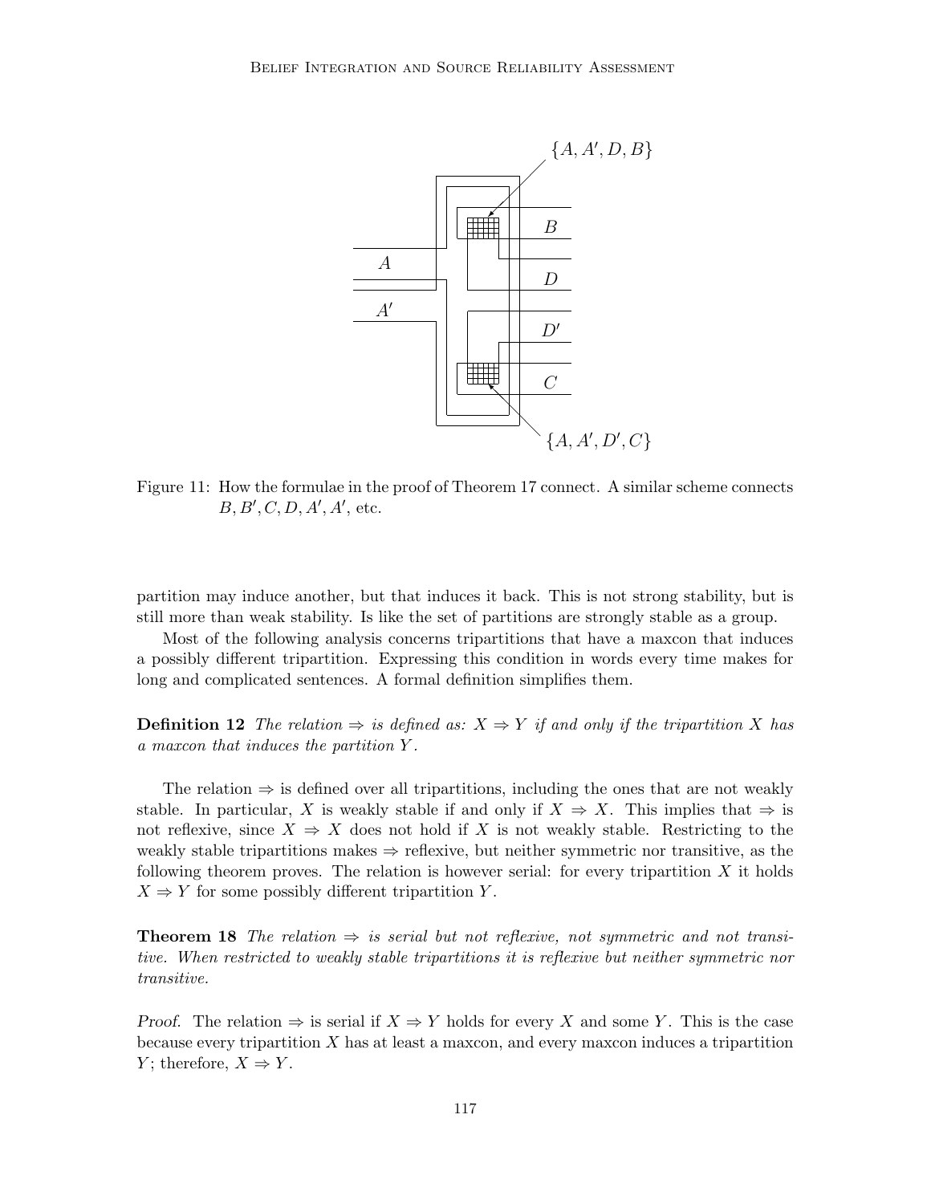Figure 11: How the formulae in the proof of Theorem 17 connect. A similar scheme connects $B, B', C, D, A', A'$, etc.

partition may induce another, but that induces it back. This is not strong stability, but is still more than weak stability. Is like the set of partitions are strongly stable as a group.

Most of the following analysis concerns tripartitions that have a maxcon that induces a possibly different tripartition. Expressing this condition in words every time makes for long and complicated sentences. A formal definition simplifies them.

**Definition 12** *The relation $\Rightarrow$ is defined as: $X \Rightarrow Y$ if and only if the tripartition $X$ has a maxcon that induces the partition $Y$.*

The relation $\Rightarrow$ is defined over all tripartitions, including the ones that are not weakly stable. In particular, $X$ is weakly stable if and only if $X \Rightarrow X$. This implies that $\Rightarrow$ is not reflexive, since $X \Rightarrow X$ does not hold if $X$ is not weakly stable. Restricting to the weakly stable tripartitions makes $\Rightarrow$ reflexive, but neither symmetric nor transitive, as the following theorem proves. The relation is however serial: for every tripartition $X$ it holds $X \Rightarrow Y$ for some possibly different tripartition $Y$.

**Theorem 18** *The relation $\Rightarrow$ is serial but not reflexive, not symmetric and not transitive. When restricted to weakly stable tripartitions it is reflexive but neither symmetric nor transitive.*

*Proof.* The relation $\Rightarrow$ is serial if $X \Rightarrow Y$ holds for every $X$ and some $Y$. This is the case because every tripartition $X$ has at least a maxcon, and every maxcon induces a tripartition $Y$; therefore, $X \Rightarrow Y$.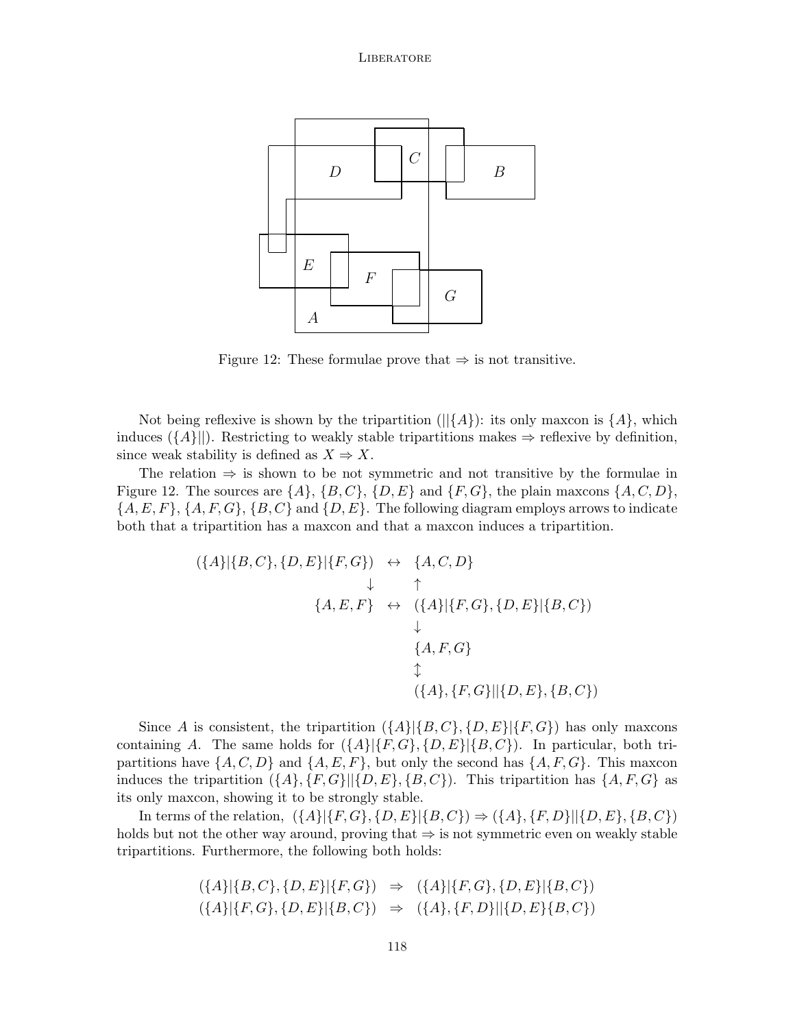Figure 12: These formulae prove that $\Rightarrow$ is not transitive.

Not being reflexive is shown by the tripartition $(||\{A\})$: its only maxcon is $\{A\}$, which induces $(\{A\}||)$. Restricting to weakly stable tripartitions makes $\Rightarrow$ reflexive by definition, since weak stability is defined as $X \Rightarrow X$.

The relation $\Rightarrow$ is shown to be not symmetric and not transitive by the formulae in Figure 12. The sources are $\{A\}$, $\{B, C\}$, $\{D, E\}$ and $\{F, G\}$, the plain maxcons $\{A, C, D\}$, $\{A, E, F\}$, $\{A, F, G\}$, $\{B, C\}$ and $\{D, E\}$. The following diagram employs arrows to indicate both that a tripartition has a maxcon and that a maxcon induces a tripartition.

$$
\begin{array}{rcl}
(\{A\}|\{B,C\},\{D,E\}|\{F,G\}) & \leftrightarrow & \{A,C,D\} \\
\downarrow & & \uparrow \\
\{A,E,F\} & \leftrightarrow & (\{A\}|\{F,G\},\{D,E\}|\{B,C\}) \\
& & \downarrow \\
& & \{A,F,G\} \\
& & \updownarrow \\
& & (\{A\},\{F,G\}||\{D,E\},\{B,C\})
\end{array}
$$

Since $A$ is consistent, the tripartition $(\{A\}|\{B, C\}, \{D, E\}|\{F, G\})$ has only maxcons containing $A$. The same holds for $(\{A\}|\{F, G\}, \{D, E\}|\{B, C\})$. In particular, both tripartitions have $\{A, C, D\}$ and $\{A, E, F\}$, but only the second has $\{A, F, G\}$. This maxcon induces the tripartition $(\{A\}, \{F, G\}||\{D, E\}, \{B, C\})$. This tripartition has $\{A, F, G\}$ as its only maxcon, showing it to be strongly stable.

In terms of the relation, $(\{A\}|\{F, G\}, \{D, E\}|\{B, C\}) \Rightarrow (\{A\}, \{F, D\}||\{D, E\}, \{B, C\})$ holds but not the other way around, proving that $\Rightarrow$ is not symmetric even on weakly stable tripartitions. Furthermore, the following both holds:

$$
\begin{array}{rcl}
(\{A\}|\{B,C\},\{D,E\}|\{F,G\}) & \Rightarrow & (\{A\}|\{F,G\},\{D,E\}|\{B,C\}) \\
(\{A\}|\{F,G\},\{D,E\}|\{B,C\}) & \Rightarrow & (\{A\},\{F,D\}||\{D,E\}\{B,C\})
\end{array}
$$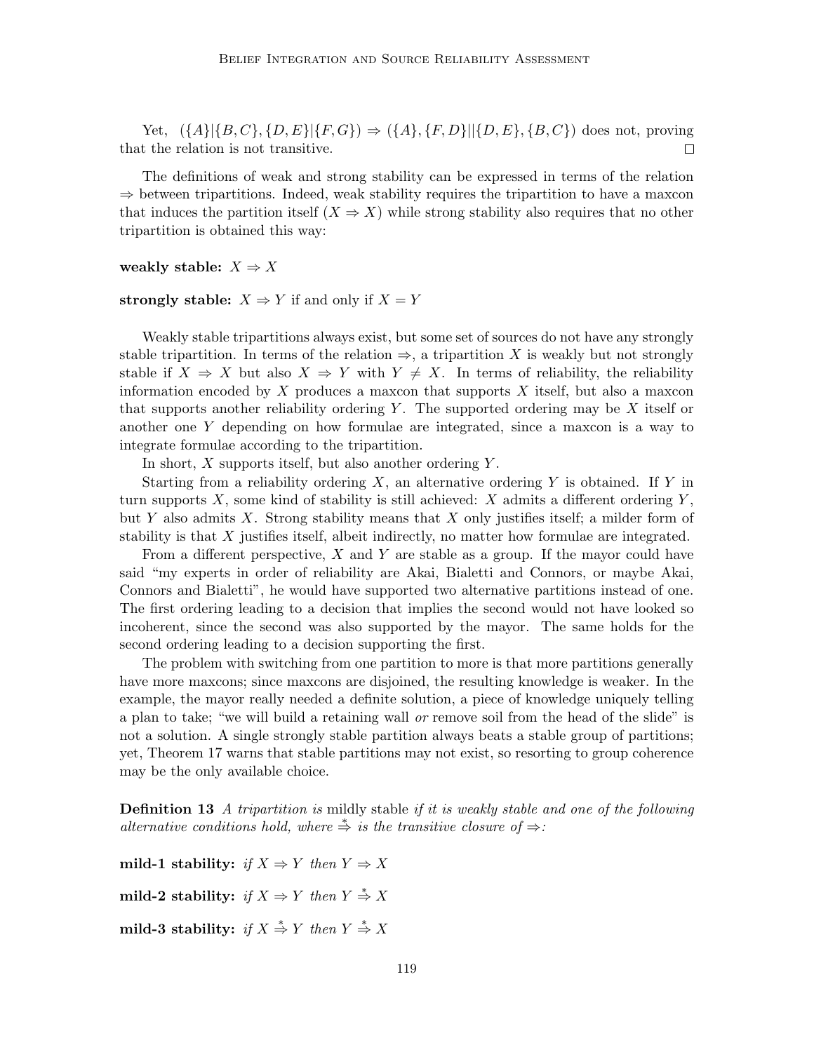Yet, $(\{A\}|\{B,C\},\{D,E\}|\{F,G\}) \Rightarrow (\{A\},\{F,D\}||\{D,E\},\{B,C\})$ does not, proving that the relation is not transitive. □

The definitions of weak and strong stability can be expressed in terms of the relation $\Rightarrow$ between tripartitions. Indeed, weak stability requires the tripartition to have a maxcon that induces the partition itself ($X \Rightarrow X$) while strong stability also requires that no other tripartition is obtained this way:

**weakly stable:** $X \Rightarrow X$

**strongly stable:** $X \Rightarrow Y$ if and only if $X = Y$

Weakly stable tripartitions always exist, but some set of sources do not have any strongly stable tripartition. In terms of the relation $\Rightarrow$, a tripartition $X$ is weakly but not strongly stable if $X \Rightarrow X$ but also $X \Rightarrow Y$ with $Y \neq X$. In terms of reliability, the reliability information encoded by $X$ produces a maxcon that supports $X$ itself, but also a maxcon that supports another reliability ordering $Y$. The supported ordering may be $X$ itself or another one $Y$ depending on how formulae are integrated, since a maxcon is a way to integrate formulae according to the tripartition.

In short, $X$ supports itself, but also another ordering $Y$.

Starting from a reliability ordering $X$, an alternative ordering $Y$ is obtained. If $Y$ in turn supports $X$, some kind of stability is still achieved: $X$ admits a different ordering $Y$, but $Y$ also admits $X$. Strong stability means that $X$ only justifies itself; a milder form of stability is that $X$ justifies itself, albeit indirectly, no matter how formulae are integrated.

From a different perspective, $X$ and $Y$ are stable as a group. If the mayor could have said "my experts in order of reliability are Akai, Bialetti and Connors, or maybe Akai, Connors and Bialetti", he would have supported two alternative partitions instead of one. The first ordering leading to a decision that implies the second would not have looked so incoherent, since the second was also supported by the mayor. The same holds for the second ordering leading to a decision supporting the first.

The problem with switching from one partition to more is that more partitions generally have more maxcons; since maxcons are disjoined, the resulting knowledge is weaker. In the example, the mayor really needed a definite solution, a piece of knowledge uniquely telling a plan to take; "we will build a retaining wall *or* remove soil from the head of the slide" is not a solution. A single strongly stable partition always beats a stable group of partitions; yet, Theorem 17 warns that stable partitions may not exist, so resorting to group coherence may be the only available choice.

**Definition 13** *A tripartition is* mildly stable *if it is weakly stable and one of the following alternative conditions hold, where* $\stackrel{*}{\Rightarrow}$ *is the transitive closure of* $\Rightarrow$*:*

**mild-1 stability:** *if* $X \Rightarrow Y$ *then* $Y \Rightarrow X$

**mild-2 stability:** *if* $X \Rightarrow Y$ *then* $Y \stackrel{*}{\Rightarrow} X$

**mild-3 stability:** *if* $X \stackrel{*}{\Rightarrow} Y$ *then* $Y \stackrel{*}{\Rightarrow} X$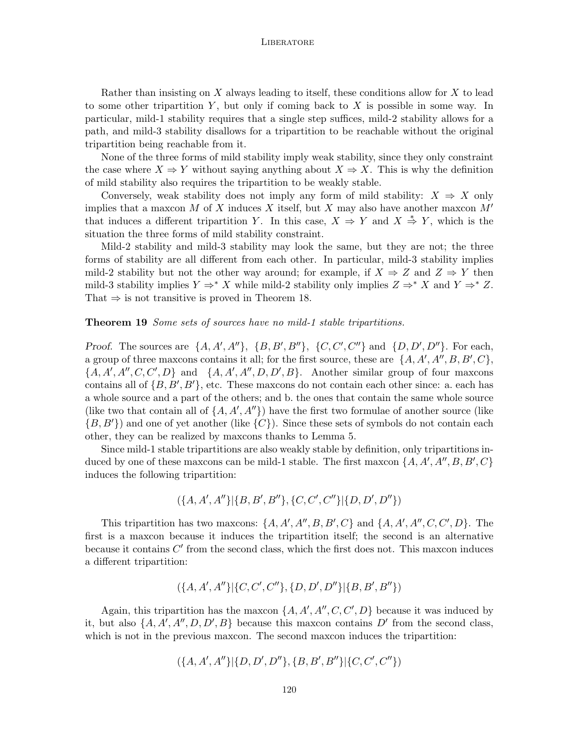Rather than insisting on $X$ always leading to itself, these conditions allow for $X$ to lead to some other tripartition $Y$, but only if coming back to $X$ is possible in some way. In particular, mild-1 stability requires that a single step suffices, mild-2 stability allows for a path, and mild-3 stability disallows for a tripartition to be reachable without the original tripartition being reachable from it.

None of the three forms of mild stability imply weak stability, since they only constraint the case where $X \Rightarrow Y$ without saying anything about $X \Rightarrow X$. This is why the definition of mild stability also requires the tripartition to be weakly stable.

Conversely, weak stability does not imply any form of mild stability: $X \Rightarrow X$ only implies that a maxcon $M$ of $X$ induces $X$ itself, but $X$ may also have another maxcon $M'$ that induces a different tripartition $Y$. In this case, $X \Rightarrow Y$ and $X \overset{*}{\Rightarrow} Y$, which is the situation the three forms of mild stability constraint.

Mild-2 stability and mild-3 stability may look the same, but they are not; the three forms of stability are all different from each other. In particular, mild-3 stability implies mild-2 stability but not the other way around; for example, if $X \Rightarrow Z$ and $Z \Rightarrow Y$ then mild-3 stability implies $Y \Rightarrow^* X$ while mild-2 stability only implies $Z \Rightarrow^* X$ and $Y \Rightarrow^* Z$. That $\Rightarrow$ is not transitive is proved in Theorem 18.

**Theorem 19** *Some sets of sources have no mild-1 stable tripartitions.*

*Proof.* The sources are $\{A, A', A''\}$, $\{B, B', B''\}$, $\{C, C', C''\}$ and $\{D, D', D''\}$. For each, a group of three maxcons contains it all; for the first source, these are $\{A, A', A'', B, B', C\}$, $\{A, A', A'', C, C', D\}$ and $\{A, A', A'', D, D', B\}$. Another similar group of four maxcons contains all of $\{B, B', B'\}$, etc. These maxcons do not contain each other since: a. each has a whole source and a part of the others; and b. the ones that contain the same whole source (like two that contain all of $\{A, A', A''\}$) have the first two formulae of another source (like $\{B, B'\}$) and one of yet another (like $\{C\}$). Since these sets of symbols do not contain each other, they can be realized by maxcons thanks to Lemma 5.

Since mild-1 stable tripartitions are also weakly stable by definition, only tripartitions induced by one of these maxcons can be mild-1 stable. The first maxcon $\{A, A', A'', B, B', C\}$ induces the following tripartition:

$$(\{A, A', A''\} | \{B, B', B''\}, \{C, C', C''\} | \{D, D', D''\})$$

This tripartition has two maxcons: $\{A, A', A'', B, B', C\}$ and $\{A, A', A'', C, C', D\}$. The first is a maxcon because it induces the tripartition itself; the second is an alternative because it contains $C'$ from the second class, which the first does not. This maxcon induces a different tripartition:

$$(\{A, A', A''\} | \{C, C', C''\}, \{D, D', D''\} | \{B, B', B''\})$$

Again, this tripartition has the maxcon $\{A, A', A'', C, C', D\}$ because it was induced by it, but also $\{A, A', A'', D, D', B\}$ because this maxcon contains $D'$ from the second class, which is not in the previous maxcon. The second maxcon induces the tripartition:

$$(\{A, A', A''\} | \{D, D', D''\}, \{B, B', B''\} | \{C, C', C''\})$$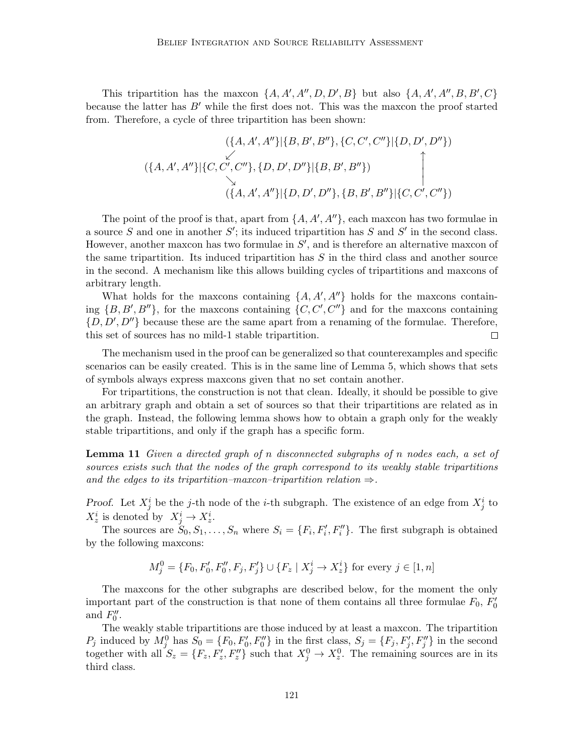This tripartition has the maxcon $\{A, A', A'', D, D', B\}$ but also $\{A, A', A'', B, B', C\}$ because the latter has $B'$ while the first does not. This was the maxcon the proof started from. Therefore, a cycle of three tripartition has been shown:

$$
\begin{array}{ccc}
 & (\{A, A', A''\}|\{B, B', B''\}, \{C, C', C''\}|\{D, D', D''\}) & \\
 & \swarrow \qquad\qquad\qquad\qquad\qquad\qquad \uparrow & \\
(\{A, A', A''\}|\{C, C', C''\}, \{D, D', D''\}|\{B, B', B''\}) & & \\
 & \searrow \qquad\qquad\qquad\qquad\qquad\qquad | & \\
 & (\{A, A', A''\}|\{D, D', D''\}, \{B, B', B''\}|\{C, C', C''\}) &
\end{array}
$$

The point of the proof is that, apart from $\{A, A', A''\}$, each maxcon has two formulae in a source $S$ and one in another $S'$; its induced tripartition has $S$ and $S'$ in the second class. However, another maxcon has two formulae in $S'$, and is therefore an alternative maxcon of the same tripartition. Its induced tripartition has $S$ in the third class and another source in the second. A mechanism like this allows building cycles of tripartitions and maxcons of arbitrary length.

What holds for the maxcons containing $\{A, A', A''\}$ holds for the maxcons containing $\{B, B', B''\}$, for the maxcons containing $\{C, C', C''\}$ and for the maxcons containing $\{D, D', D''\}$ because these are the same apart from a renaming of the formulae. Therefore, this set of sources has no mild-1 stable tripartition. □

The mechanism used in the proof can be generalized so that counterexamples and specific scenarios can be easily created. This is in the same line of Lemma 5, which shows that sets of symbols always express maxcons given that no set contain another.

For tripartitions, the construction is not that clean. Ideally, it should be possible to give an arbitrary graph and obtain a set of sources so that their tripartitions are related as in the graph. Instead, the following lemma shows how to obtain a graph only for the weakly stable tripartitions, and only if the graph has a specific form.

**Lemma 11** *Given a directed graph of n disconnected subgraphs of n nodes each, a set of sources exists such that the nodes of the graph correspond to its weakly stable tripartitions and the edges to its tripartition–maxcon–tripartition relation* $\Rightarrow$.

*Proof.* Let $X^i_j$ be the $j$-th node of the $i$-th subgraph. The existence of an edge from $X^i_j$ to $X^i_z$ is denoted by $X^i_j \to X^i_z$.

The sources are $S_0, S_1, \ldots, S_n$ where $S_i = \{F_i, F'_i, F''_i\}$. The first subgraph is obtained by the following maxcons:

$$M^0_j = \{F_0, F'_0, F''_0, F_j, F'_j\} \cup \{F_z \mid X^i_j \to X^i_z\} \text{ for every } j \in [1, n]$$

The maxcons for the other subgraphs are described below, for the moment the only important part of the construction is that none of them contains all three formulae $F_0$, $F'_0$ and $F''_0$.

The weakly stable tripartitions are those induced by at least a maxcon. The tripartition $P_j$ induced by $M^0_j$ has $S_0 = \{F_0, F'_0, F''_0\}$ in the first class, $S_j = \{F_j, F'_j, F''_j\}$ in the second together with all $S_z = \{F_z, F'_z, F''_z\}$ such that $X^0_j \to X^0_z$. The remaining sources are in its third class.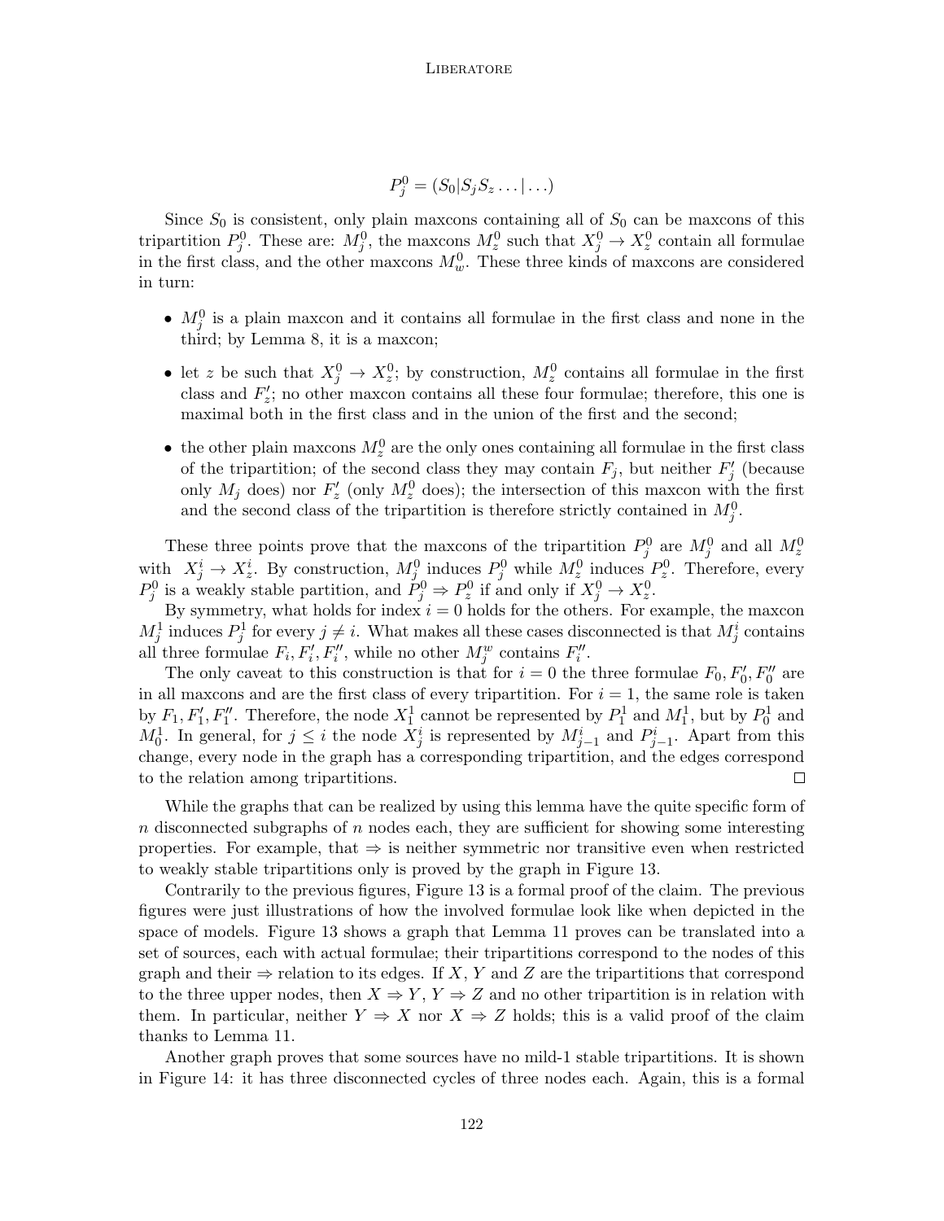$$P_j^0 = (S_0 | S_j S_z \ldots | \ldots)$$

Since $S_0$ is consistent, only plain maxcons containing all of $S_0$ can be maxcons of this tripartition $P_j^0$. These are: $M_j^0$, the maxcons $M_z^0$ such that $X_j^0 \rightarrow X_z^0$ contain all formulae in the first class, and the other maxcons $M_w^0$. These three kinds of maxcons are considered in turn:

- $M_j^0$ is a plain maxcon and it contains all formulae in the first class and none in the third; by Lemma 8, it is a maxcon;
- let $z$ be such that $X_j^0 \rightarrow X_z^0$; by construction, $M_z^0$ contains all formulae in the first class and $F_z'$; no other maxcon contains all these four formulae; therefore, this one is maximal both in the first class and in the union of the first and the second;
- the other plain maxcons $M_z^0$ are the only ones containing all formulae in the first class of the tripartition; of the second class they may contain $F_j$, but neither $F_j'$ (because only $M_j$ does) nor $F_z'$ (only $M_z^0$ does); the intersection of this maxcon with the first and the second class of the tripartition is therefore strictly contained in $M_j^0$.

These three points prove that the maxcons of the tripartition $P_j^0$ are $M_j^0$ and all $M_z^0$ with $X_j^i \rightarrow X_z^i$. By construction, $M_j^0$ induces $P_j^0$ while $M_z^0$ induces $P_z^0$. Therefore, every $P_j^0$ is a weakly stable partition, and $P_j^0 \Rightarrow P_z^0$ if and only if $X_j^0 \rightarrow X_z^0$.

By symmetry, what holds for index $i = 0$ holds for the others. For example, the maxcon $M_j^1$ induces $P_j^1$ for every $j \neq i$. What makes all these cases disconnected is that $M_j^i$ contains all three formulae $F_i, F_i', F_i''$, while no other $M_j^w$ contains $F_i''$.

The only caveat to this construction is that for $i = 0$ the three formulae $F_0, F_0', F_0''$ are in all maxcons and are the first class of every tripartition. For $i = 1$, the same role is taken by $F_1, F_1', F_1''$. Therefore, the node $X_1^1$ cannot be represented by $P_1^1$ and $M_1^1$, but by $P_0^1$ and $M_0^1$. In general, for $j \leq i$ the node $X_j^i$ is represented by $M_{j-1}^i$ and $P_{j-1}^i$. Apart from this change, every node in the graph has a corresponding tripartition, and the edges correspond to the relation among tripartitions. □

While the graphs that can be realized by using this lemma have the quite specific form of $n$ disconnected subgraphs of $n$ nodes each, they are sufficient for showing some interesting properties. For example, that $\Rightarrow$ is neither symmetric nor transitive even when restricted to weakly stable tripartitions only is proved by the graph in Figure 13.

Contrarily to the previous figures, Figure 13 is a formal proof of the claim. The previous figures were just illustrations of how the involved formulae look like when depicted in the space of models. Figure 13 shows a graph that Lemma 11 proves can be translated into a set of sources, each with actual formulae; their tripartitions correspond to the nodes of this graph and their $\Rightarrow$ relation to its edges. If $X$, $Y$ and $Z$ are the tripartitions that correspond to the three upper nodes, then $X \Rightarrow Y$, $Y \Rightarrow Z$ and no other tripartition is in relation with them. In particular, neither $Y \Rightarrow X$ nor $X \Rightarrow Z$ holds; this is a valid proof of the claim thanks to Lemma 11.

Another graph proves that some sources have no mild-1 stable tripartitions. It is shown in Figure 14: it has three disconnected cycles of three nodes each. Again, this is a formal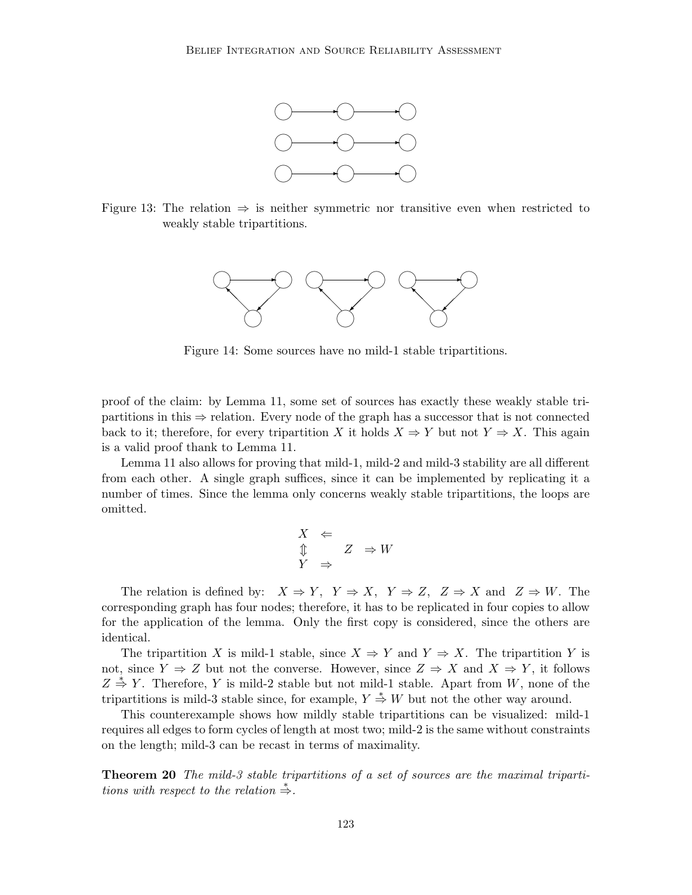Figure 13: The relation $\Rightarrow$ is neither symmetric nor transitive even when restricted to weakly stable tripartitions.

Figure 14: Some sources have no mild-1 stable tripartitions.

proof of the claim: by Lemma 11, some set of sources has exactly these weakly stable tripartitions in this $\Rightarrow$ relation. Every node of the graph has a successor that is not connected back to it; therefore, for every tripartition $X$ it holds $X \Rightarrow Y$ but not $Y \Rightarrow X$. This again is a valid proof thank to Lemma 11.

Lemma 11 also allows for proving that mild-1, mild-2 and mild-3 stability are all different from each other. A single graph suffices, since it can be implemented by replicating it a number of times. Since the lemma only concerns weakly stable tripartitions, the loops are omitted.

$$
\begin{array}{lll}
X \;\; \Leftarrow & & \\
\Updownarrow & Z & \Rightarrow W \\
Y \;\; \Rightarrow & &
\end{array}
$$

The relation is defined by: $X \Rightarrow Y$, $Y \Rightarrow X$, $Y \Rightarrow Z$, $Z \Rightarrow X$ and $Z \Rightarrow W$. The corresponding graph has four nodes; therefore, it has to be replicated in four copies to allow for the application of the lemma. Only the first copy is considered, since the others are identical.

The tripartition $X$ is mild-1 stable, since $X \Rightarrow Y$ and $Y \Rightarrow X$. The tripartition $Y$ is not, since $Y \Rightarrow Z$ but not the converse. However, since $Z \Rightarrow X$ and $X \Rightarrow Y$, it follows $Z \stackrel{*}{\Rightarrow} Y$. Therefore, $Y$ is mild-2 stable but not mild-1 stable. Apart from $W$, none of the tripartitions is mild-3 stable since, for example, $Y \stackrel{*}{\Rightarrow} W$ but not the other way around.

This counterexample shows how mildly stable tripartitions can be visualized: mild-1 requires all edges to form cycles of length at most two; mild-2 is the same without constraints on the length; mild-3 can be recast in terms of maximality.

**Theorem 20** *The mild-3 stable tripartitions of a set of sources are the maximal tripartitions with respect to the relation* $\stackrel{*}{\Rightarrow}$.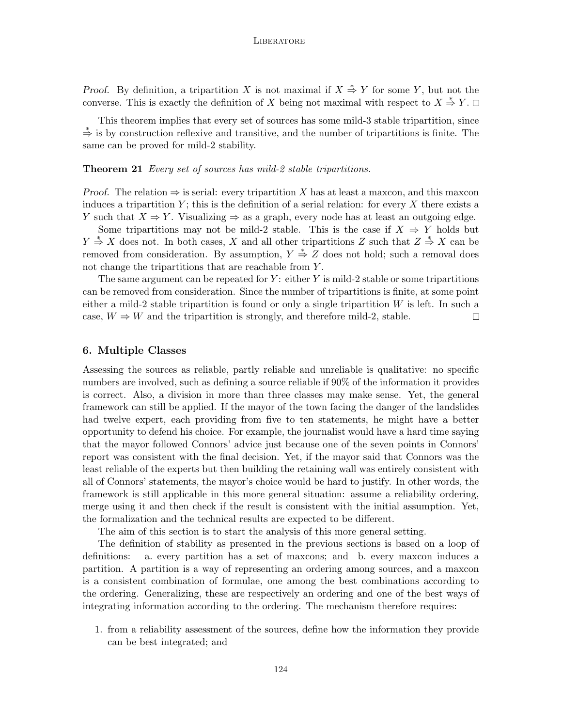*Proof.* By definition, a tripartition $X$ is not maximal if $X \overset{*}{\Rightarrow} Y$ for some $Y$, but not the converse. This is exactly the definition of $X$ being not maximal with respect to $X \overset{*}{\Rightarrow} Y$. □

This theorem implies that every set of sources has some mild-3 stable tripartition, since $\overset{*}{\Rightarrow}$ is by construction reflexive and transitive, and the number of tripartitions is finite. The same can be proved for mild-2 stability.

**Theorem 21** *Every set of sources has mild-2 stable tripartitions.*

*Proof.* The relation $\Rightarrow$ is serial: every tripartition $X$ has at least a maxcon, and this maxcon induces a tripartition $Y$; this is the definition of a serial relation: for every $X$ there exists a $Y$ such that $X \Rightarrow Y$. Visualizing $\Rightarrow$ as a graph, every node has at least an outgoing edge.

Some tripartitions may not be mild-2 stable. This is the case if $X \Rightarrow Y$ holds but $Y \overset{*}{\Rightarrow} X$ does not. In both cases, $X$ and all other tripartitions $Z$ such that $Z \overset{*}{\Rightarrow} X$ can be removed from consideration. By assumption, $Y \overset{*}{\Rightarrow} Z$ does not hold; such a removal does not change the tripartitions that are reachable from $Y$.

The same argument can be repeated for $Y$: either $Y$ is mild-2 stable or some tripartitions can be removed from consideration. Since the number of tripartitions is finite, at some point either a mild-2 stable tripartition is found or only a single tripartition $W$ is left. In such a case, $W \Rightarrow W$ and the tripartition is strongly, and therefore mild-2, stable. □

## 6. Multiple Classes

Assessing the sources as reliable, partly reliable and unreliable is qualitative: no specific numbers are involved, such as defining a source reliable if 90% of the information it provides is correct. Also, a division in more than three classes may make sense. Yet, the general framework can still be applied. If the mayor of the town facing the danger of the landslides had twelve expert, each providing from five to ten statements, he might have a better opportunity to defend his choice. For example, the journalist would have a hard time saying that the mayor followed Connors' advice just because one of the seven points in Connors' report was consistent with the final decision. Yet, if the mayor said that Connors was the least reliable of the experts but then building the retaining wall was entirely consistent with all of Connors' statements, the mayor's choice would be hard to justify. In other words, the framework is still applicable in this more general situation: assume a reliability ordering, merge using it and then check if the result is consistent with the initial assumption. Yet, the formalization and the technical results are expected to be different.

The aim of this section is to start the analysis of this more general setting.

The definition of stability as presented in the previous sections is based on a loop of definitions: a. every partition has a set of maxcons; and b. every maxcon induces a partition. A partition is a way of representing an ordering among sources, and a maxcon is a consistent combination of formulae, one among the best combinations according to the ordering. Generalizing, these are respectively an ordering and one of the best ways of integrating information according to the ordering. The mechanism therefore requires:

1. from a reliability assessment of the sources, define how the information they provide can be best integrated; and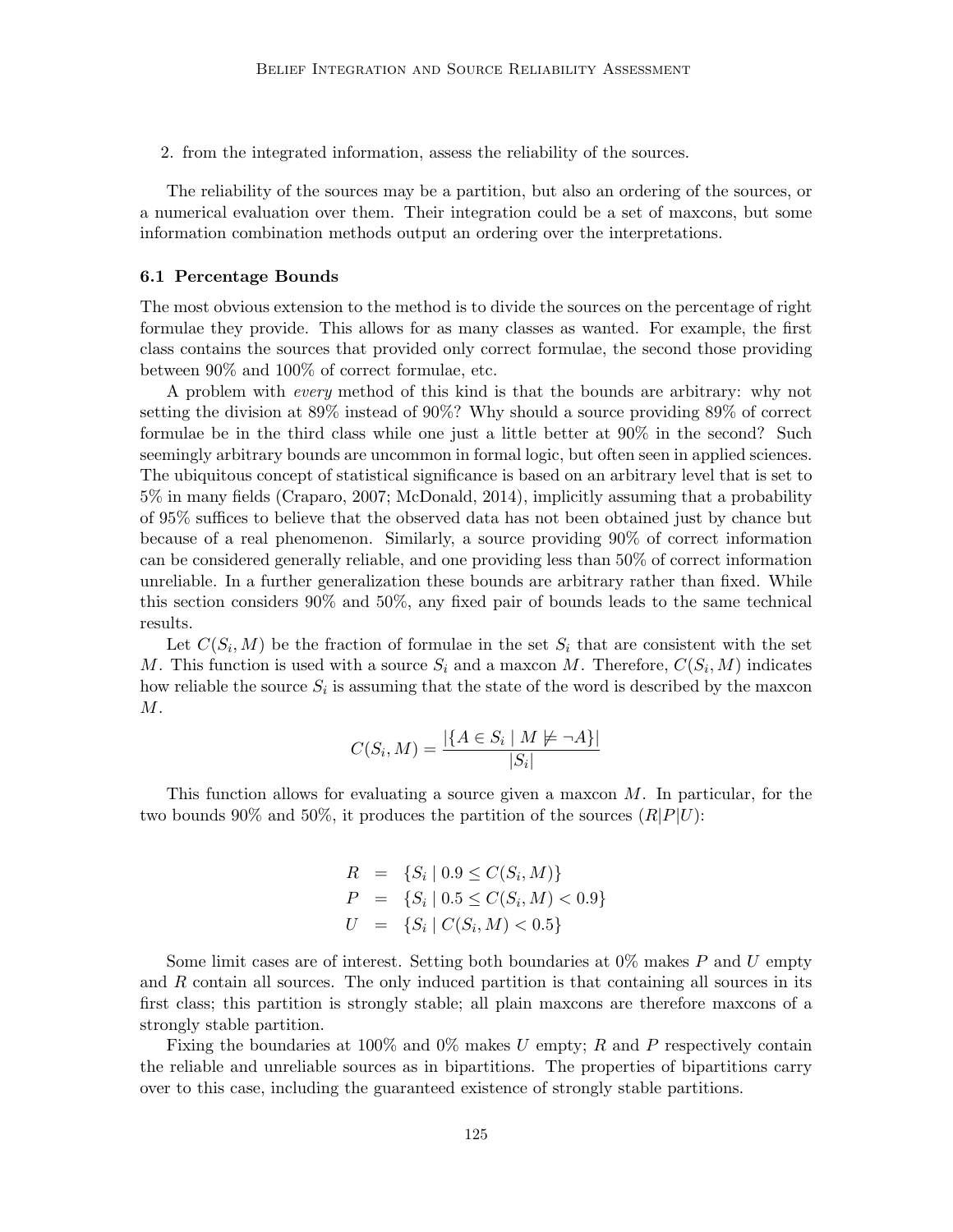2. from the integrated information, assess the reliability of the sources.

The reliability of the sources may be a partition, but also an ordering of the sources, or a numerical evaluation over them. Their integration could be a set of maxcons, but some information combination methods output an ordering over the interpretations.

### 6.1 Percentage Bounds

The most obvious extension to the method is to divide the sources on the percentage of right formulae they provide. This allows for as many classes as wanted. For example, the first class contains the sources that provided only correct formulae, the second those providing between 90% and 100% of correct formulae, etc.

A problem with *every* method of this kind is that the bounds are arbitrary: why not setting the division at 89% instead of 90%? Why should a source providing 89% of correct formulae be in the third class while one just a little better at 90% in the second? Such seemingly arbitrary bounds are uncommon in formal logic, but often seen in applied sciences. The ubiquitous concept of statistical significance is based on an arbitrary level that is set to 5% in many fields (Craparo, 2007; McDonald, 2014), implicitly assuming that a probability of 95% suffices to believe that the observed data has not been obtained just by chance but because of a real phenomenon. Similarly, a source providing 90% of correct information can be considered generally reliable, and one providing less than 50% of correct information unreliable. In a further generalization these bounds are arbitrary rather than fixed. While this section considers 90% and 50%, any fixed pair of bounds leads to the same technical results.

Let $C(S_i, M)$ be the fraction of formulae in the set $S_i$ that are consistent with the set $M$. This function is used with a source $S_i$ and a maxcon $M$. Therefore, $C(S_i, M)$ indicates how reliable the source $S_i$ is assuming that the state of the word is described by the maxcon $M$.

$$C(S_i, M) = \frac{|\{A \in S_i \mid M \not\models \neg A\}|}{|S_i|}$$

This function allows for evaluating a source given a maxcon $M$. In particular, for the two bounds 90% and 50%, it produces the partition of the sources $(R|P|U)$:

$$\begin{aligned}
R &= \{S_i \mid 0.9 \leq C(S_i, M)\} \\
P &= \{S_i \mid 0.5 \leq C(S_i, M) < 0.9\} \\
U &= \{S_i \mid C(S_i, M) < 0.5\}
\end{aligned}$$

Some limit cases are of interest. Setting both boundaries at 0% makes $P$ and $U$ empty and $R$ contain all sources. The only induced partition is that containing all sources in its first class; this partition is strongly stable; all plain maxcons are therefore maxcons of a strongly stable partition.

Fixing the boundaries at 100% and 0% makes $U$ empty; $R$ and $P$ respectively contain the reliable and unreliable sources as in bipartitions. The properties of bipartitions carry over to this case, including the guaranteed existence of strongly stable partitions.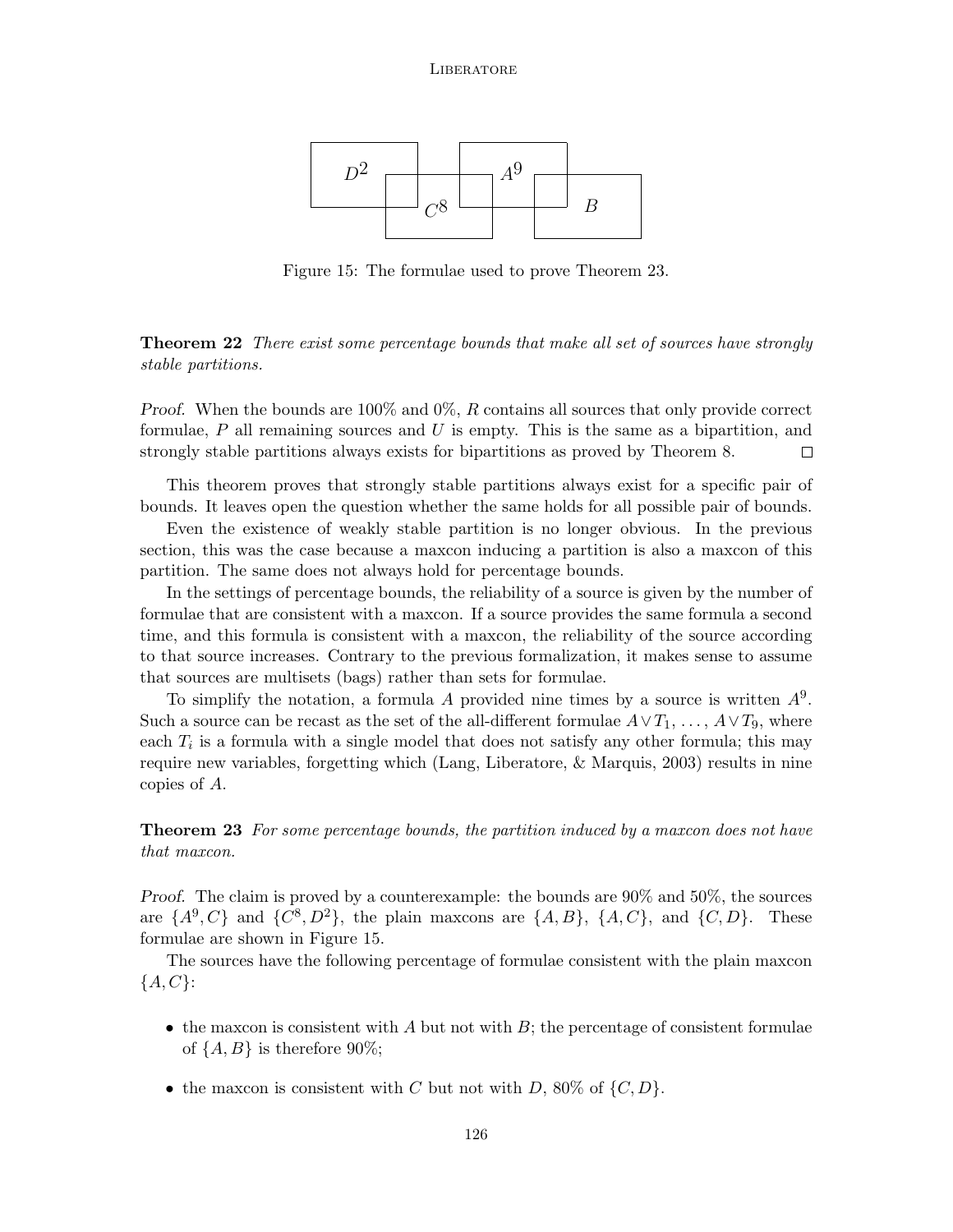Figure 15: The formulae used to prove Theorem 23.

**Theorem 22** *There exist some percentage bounds that make all set of sources have strongly stable partitions.*

*Proof.* When the bounds are 100% and 0%, $R$ contains all sources that only provide correct formulae, $P$ all remaining sources and $U$ is empty. This is the same as a bipartition, and strongly stable partitions always exists for bipartitions as proved by Theorem 8. □

This theorem proves that strongly stable partitions always exist for a specific pair of bounds. It leaves open the question whether the same holds for all possible pair of bounds.

Even the existence of weakly stable partition is no longer obvious. In the previous section, this was the case because a maxcon inducing a partition is also a maxcon of this partition. The same does not always hold for percentage bounds.

In the settings of percentage bounds, the reliability of a source is given by the number of formulae that are consistent with a maxcon. If a source provides the same formula a second time, and this formula is consistent with a maxcon, the reliability of the source according to that source increases. Contrary to the previous formalization, it makes sense to assume that sources are multisets (bags) rather than sets for formulae.

To simplify the notation, a formula $A$ provided nine times by a source is written $A^9$. Such a source can be recast as the set of the all-different formulae $A \vee T_1, \ldots, A \vee T_9$, where each $T_i$ is a formula with a single model that does not satisfy any other formula; this may require new variables, forgetting which (Lang, Liberatore, & Marquis, 2003) results in nine copies of $A$.

**Theorem 23** *For some percentage bounds, the partition induced by a maxcon does not have that maxcon.*

*Proof.* The claim is proved by a counterexample: the bounds are 90% and 50%, the sources are $\{A^9, C\}$ and $\{C^8, D^2\}$, the plain maxcons are $\{A, B\}$, $\{A, C\}$, and $\{C, D\}$. These formulae are shown in Figure 15.

The sources have the following percentage of formulae consistent with the plain maxcon $\{A, C\}$:

- the maxcon is consistent with $A$ but not with $B$; the percentage of consistent formulae of $\{A, B\}$ is therefore 90%;
- the maxcon is consistent with $C$ but not with $D$, 80% of $\{C, D\}$.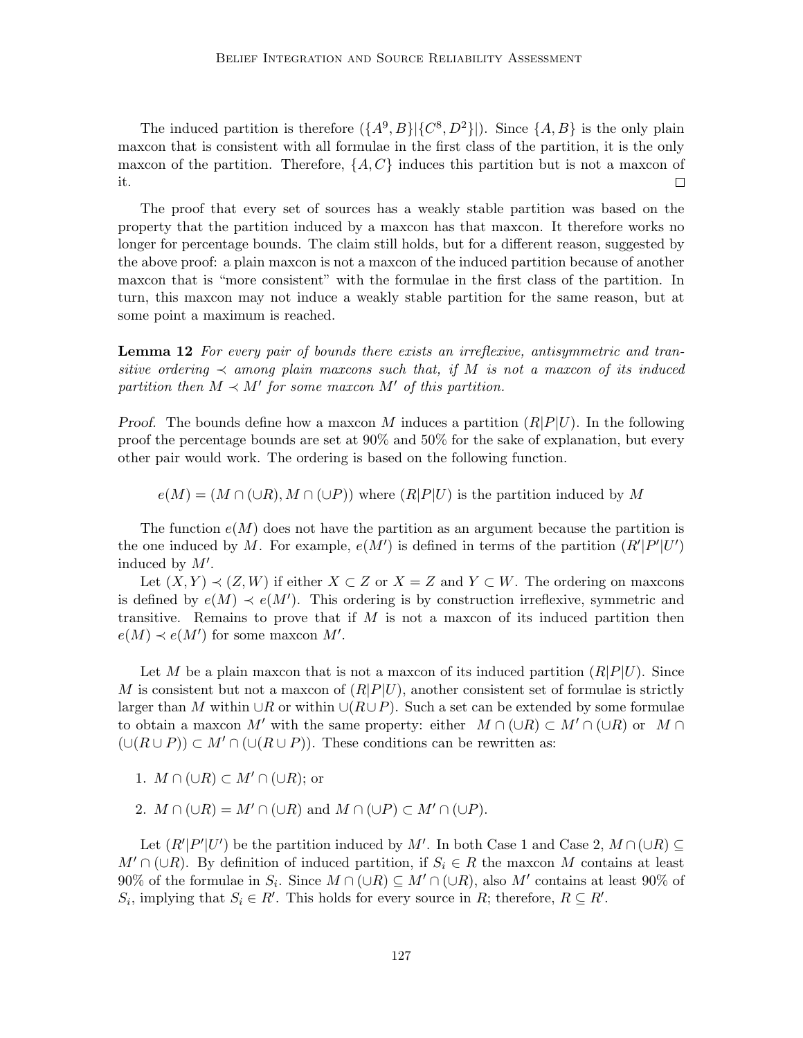The induced partition is therefore $(\{A^9, B\}|\{C^8, D^2\}|)$. Since $\{A, B\}$ is the only plain maxcon that is consistent with all formulae in the first class of the partition, it is the only maxcon of the partition. Therefore, $\{A, C\}$ induces this partition but is not a maxcon of it. □

The proof that every set of sources has a weakly stable partition was based on the property that the partition induced by a maxcon has that maxcon. It therefore works no longer for percentage bounds. The claim still holds, but for a different reason, suggested by the above proof: a plain maxcon is not a maxcon of the induced partition because of another maxcon that is "more consistent" with the formulae in the first class of the partition. In turn, this maxcon may not induce a weakly stable partition for the same reason, but at some point a maximum is reached.

**Lemma 12** *For every pair of bounds there exists an irreflexive, antisymmetric and transitive ordering $\prec$ among plain maxcons such that, if $M$ is not a maxcon of its induced partition then $M \prec M'$ for some maxcon $M'$ of this partition.*

*Proof.* The bounds define how a maxcon $M$ induces a partition $(R|P|U)$. In the following proof the percentage bounds are set at 90% and 50% for the sake of explanation, but every other pair would work. The ordering is based on the following function.

$$e(M) = (M \cap (\cup R), M \cap (\cup P)) \text{ where } (R|P|U) \text{ is the partition induced by } M$$

The function $e(M)$ does not have the partition as an argument because the partition is the one induced by $M$. For example, $e(M')$ is defined in terms of the partition $(R'|P'|U')$ induced by $M'$.

Let $(X, Y) \prec (Z, W)$ if either $X \subset Z$ or $X = Z$ and $Y \subset W$. The ordering on maxcons is defined by $e(M) \prec e(M')$. This ordering is by construction irreflexive, symmetric and transitive. Remains to prove that if $M$ is not a maxcon of its induced partition then $e(M) \prec e(M')$ for some maxcon $M'$.

Let $M$ be a plain maxcon that is not a maxcon of its induced partition $(R|P|U)$. Since $M$ is consistent but not a maxcon of $(R|P|U)$, another consistent set of formulae is strictly larger than $M$ within $\cup R$ or within $\cup(R \cup P)$. Such a set can be extended by some formulae to obtain a maxcon $M'$ with the same property: either $M \cap (\cup R) \subset M' \cap (\cup R)$ or $M \cap (\cup(R \cup P)) \subset M' \cap (\cup(R \cup P))$. These conditions can be rewritten as:

1. $M \cap (\cup R) \subset M' \cap (\cup R)$; or
2. $M \cap (\cup R) = M' \cap (\cup R)$ and $M \cap (\cup P) \subset M' \cap (\cup P)$.

Let $(R'|P'|U')$ be the partition induced by $M'$. In both Case 1 and Case 2, $M \cap (\cup R) \subseteq M' \cap (\cup R)$. By definition of induced partition, if $S_i \in R$ the maxcon $M$ contains at least 90% of the formulae in $S_i$. Since $M \cap (\cup R) \subseteq M' \cap (\cup R)$, also $M'$ contains at least 90% of $S_i$, implying that $S_i \in R'$. This holds for every source in $R$; therefore, $R \subseteq R'$.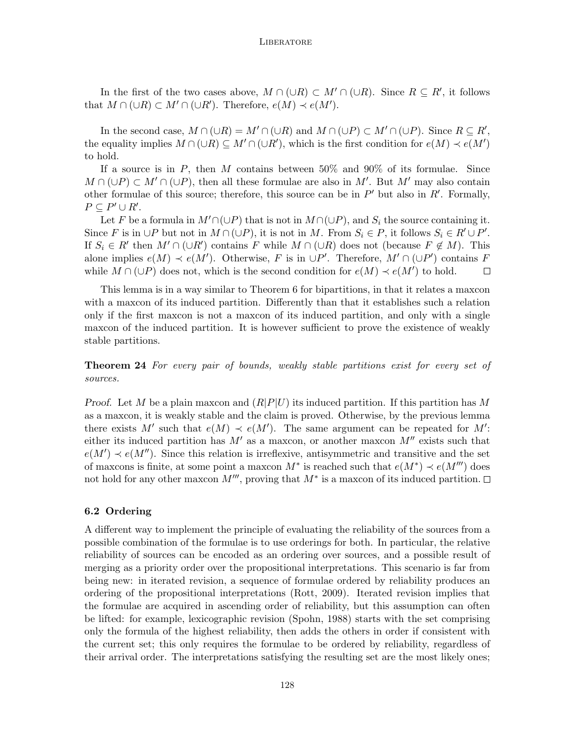In the first of the two cases above, $M \cap (\cup R) \subset M' \cap (\cup R)$. Since $R \subseteq R'$, it follows that $M \cap (\cup R) \subset M' \cap (\cup R')$. Therefore, $e(M) \prec e(M')$.

In the second case, $M \cap (\cup R) = M' \cap (\cup R)$ and $M \cap (\cup P) \subset M' \cap (\cup P)$. Since $R \subseteq R'$, the equality implies $M \cap (\cup R) \subseteq M' \cap (\cup R')$, which is the first condition for $e(M) \prec e(M')$ to hold.

If a source is in $P$, then $M$ contains between 50% and 90% of its formulae. Since $M \cap (\cup P) \subset M' \cap (\cup P)$, then all these formulae are also in $M'$. But $M'$ may also contain other formulae of this source; therefore, this source can be in $P'$ but also in $R'$. Formally, $P \subseteq P' \cup R'$.

Let $F$ be a formula in $M' \cap (\cup P)$ that is not in $M \cap (\cup P)$, and $S_i$ the source containing it. Since $F$ is in $\cup P$ but not in $M \cap (\cup P)$, it is not in $M$. From $S_i \in P$, it follows $S_i \in R' \cup P'$. If $S_i \in R'$ then $M' \cap (\cup R')$ contains $F$ while $M \cap (\cup R)$ does not (because $F \notin M$). This alone implies $e(M) \prec e(M')$. Otherwise, $F$ is in $\cup P'$. Therefore, $M' \cap (\cup P')$ contains $F$ while $M \cap (\cup P)$ does not, which is the second condition for $e(M) \prec e(M')$ to hold. □

This lemma is in a way similar to Theorem 6 for bipartitions, in that it relates a maxcon with a maxcon of its induced partition. Differently than that it establishes such a relation only if the first maxcon is not a maxcon of its induced partition, and only with a single maxcon of the induced partition. It is however sufficient to prove the existence of weakly stable partitions.

**Theorem 24** *For every pair of bounds, weakly stable partitions exist for every set of sources.*

*Proof.* Let $M$ be a plain maxcon and $(R|P|U)$ its induced partition. If this partition has $M$ as a maxcon, it is weakly stable and the claim is proved. Otherwise, by the previous lemma there exists $M'$ such that $e(M) \prec e(M')$. The same argument can be repeated for $M'$: either its induced partition has $M'$ as a maxcon, or another maxcon $M''$ exists such that $e(M') \prec e(M'')$. Since this relation is irreflexive, antisymmetric and transitive and the set of maxcons is finite, at some point a maxcon $M^*$ is reached such that $e(M^*) \prec e(M''')$ does not hold for any other maxcon $M'''$, proving that $M^*$ is a maxcon of its induced partition. □

### 6.2 Ordering

A different way to implement the principle of evaluating the reliability of the sources from a possible combination of the formulae is to use orderings for both. In particular, the relative reliability of sources can be encoded as an ordering over sources, and a possible result of merging as a priority order over the propositional interpretations. This scenario is far from being new: in iterated revision, a sequence of formulae ordered by reliability produces an ordering of the propositional interpretations (Rott, 2009). Iterated revision implies that the formulae are acquired in ascending order of reliability, but this assumption can often be lifted: for example, lexicographic revision (Spohn, 1988) starts with the set comprising only the formula of the highest reliability, then adds the others in order if consistent with the current set; this only requires the formulae to be ordered by reliability, regardless of their arrival order. The interpretations satisfying the resulting set are the most likely ones;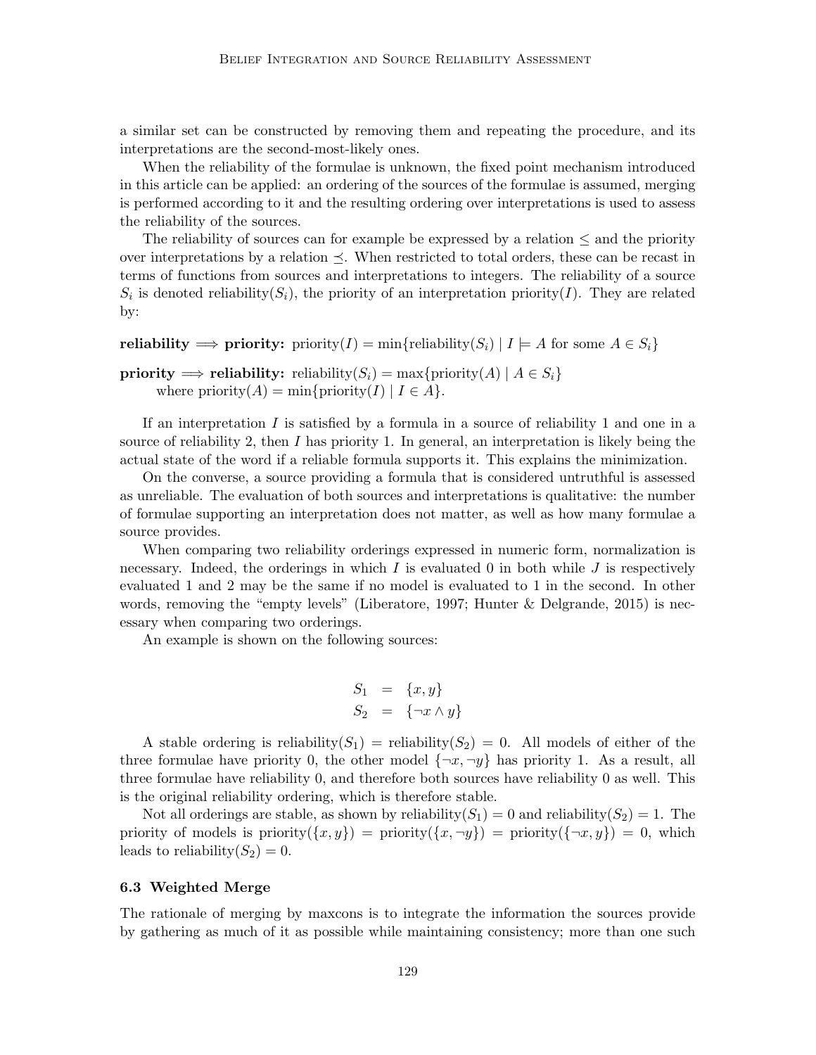a similar set can be constructed by removing them and repeating the procedure, and its interpretations are the second-most-likely ones.

When the reliability of the formulae is unknown, the fixed point mechanism introduced in this article can be applied: an ordering of the sources of the formulae is assumed, merging is performed according to it and the resulting ordering over interpretations is used to assess the reliability of the sources.

The reliability of sources can for example be expressed by a relation $\leq$ and the priority over interpretations by a relation $\preceq$. When restricted to total orders, these can be recast in terms of functions from sources and interpretations to integers. The reliability of a source $S_i$ is denoted $\text{reliability}(S_i)$, the priority of an interpretation $\text{priority}(I)$. They are related by:

**reliability $\Longrightarrow$ priority:** $\text{priority}(I) = \min\{\text{reliability}(S_i) \mid I \models A \text{ for some } A \in S_i\}$

**priority $\Longrightarrow$ reliability:** $\text{reliability}(S_i) = \max\{\text{priority}(A) \mid A \in S_i\}$
where $\text{priority}(A) = \min\{\text{priority}(I) \mid I \in A\}$.

If an interpretation $I$ is satisfied by a formula in a source of reliability 1 and one in a source of reliability 2, then $I$ has priority 1. In general, an interpretation is likely being the actual state of the word if a reliable formula supports it. This explains the minimization.

On the converse, a source providing a formula that is considered untruthful is assessed as unreliable. The evaluation of both sources and interpretations is qualitative: the number of formulae supporting an interpretation does not matter, as well as how many formulae a source provides.

When comparing two reliability orderings expressed in numeric form, normalization is necessary. Indeed, the orderings in which $I$ is evaluated 0 in both while $J$ is respectively evaluated 1 and 2 may be the same if no model is evaluated to 1 in the second. In other words, removing the "empty levels" (Liberatore, 1997; Hunter & Delgrande, 2015) is necessary when comparing two orderings.

An example is shown on the following sources:

$$
\begin{array}{rcl}
S_1 & = & \{x, y\} \\
S_2 & = & \{\neg x \wedge y\}
\end{array}
$$

A stable ordering is $\text{reliability}(S_1) = \text{reliability}(S_2) = 0$. All models of either of the three formulae have priority 0, the other model $\{\neg x, \neg y\}$ has priority 1. As a result, all three formulae have reliability 0, and therefore both sources have reliability 0 as well. This is the original reliability ordering, which is therefore stable.

Not all orderings are stable, as shown by $\text{reliability}(S_1) = 0$ and $\text{reliability}(S_2) = 1$. The priority of models is $\text{priority}(\{x, y\}) = \text{priority}(\{x, \neg y\}) = \text{priority}(\{\neg x, y\}) = 0$, which leads to $\text{reliability}(S_2) = 0$.

### 6.3 Weighted Merge

The rationale of merging by maxcons is to integrate the information the sources provide by gathering as much of it as possible while maintaining consistency; more than one such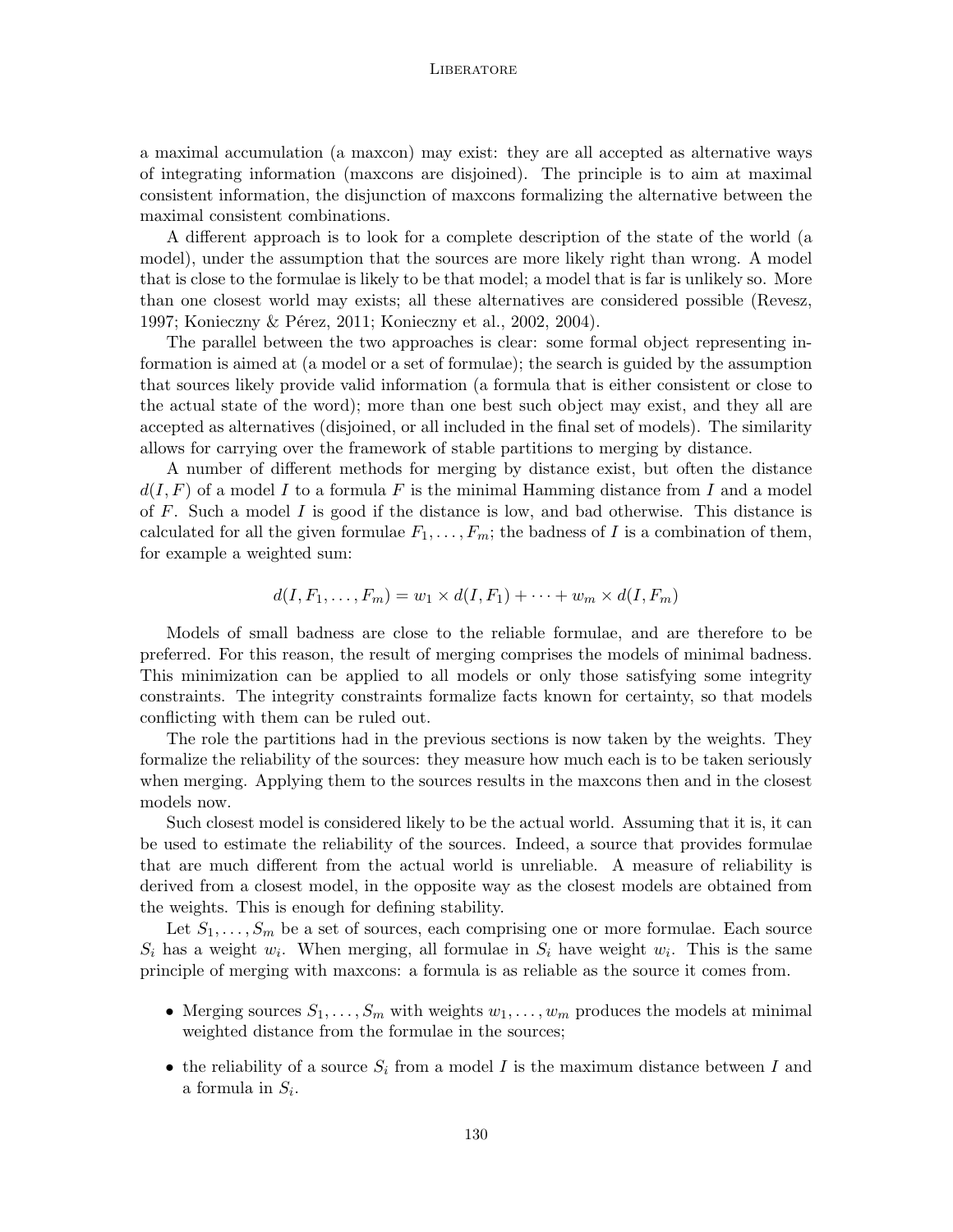a maximal accumulation (a maxcon) may exist: they are all accepted as alternative ways of integrating information (maxcons are disjoined). The principle is to aim at maximal consistent information, the disjunction of maxcons formalizing the alternative between the maximal consistent combinations.

A different approach is to look for a complete description of the state of the world (a model), under the assumption that the sources are more likely right than wrong. A model that is close to the formulae is likely to be that model; a model that is far is unlikely so. More than one closest world may exists; all these alternatives are considered possible (Revesz, 1997; Konieczny & Pérez, 2011; Konieczny et al., 2002, 2004).

The parallel between the two approaches is clear: some formal object representing information is aimed at (a model or a set of formulae); the search is guided by the assumption that sources likely provide valid information (a formula that is either consistent or close to the actual state of the word); more than one best such object may exist, and they all are accepted as alternatives (disjoined, or all included in the final set of models). The similarity allows for carrying over the framework of stable partitions to merging by distance.

A number of different methods for merging by distance exist, but often the distance $d(I, F)$ of a model $I$ to a formula $F$ is the minimal Hamming distance from $I$ and a model of $F$. Such a model $I$ is good if the distance is low, and bad otherwise. This distance is calculated for all the given formulae $F_1, \ldots, F_m$; the badness of $I$ is a combination of them, for example a weighted sum:

$$d(I, F_1, \ldots, F_m) = w_1 \times d(I, F_1) + \cdots + w_m \times d(I, F_m)$$

Models of small badness are close to the reliable formulae, and are therefore to be preferred. For this reason, the result of merging comprises the models of minimal badness. This minimization can be applied to all models or only those satisfying some integrity constraints. The integrity constraints formalize facts known for certainty, so that models conflicting with them can be ruled out.

The role the partitions had in the previous sections is now taken by the weights. They formalize the reliability of the sources: they measure how much each is to be taken seriously when merging. Applying them to the sources results in the maxcons then and in the closest models now.

Such closest model is considered likely to be the actual world. Assuming that it is, it can be used to estimate the reliability of the sources. Indeed, a source that provides formulae that are much different from the actual world is unreliable. A measure of reliability is derived from a closest model, in the opposite way as the closest models are obtained from the weights. This is enough for defining stability.

Let $S_1, \ldots, S_m$ be a set of sources, each comprising one or more formulae. Each source $S_i$ has a weight $w_i$. When merging, all formulae in $S_i$ have weight $w_i$. This is the same principle of merging with maxcons: a formula is as reliable as the source it comes from.

- Merging sources $S_1, \ldots, S_m$ with weights $w_1, \ldots, w_m$ produces the models at minimal weighted distance from the formulae in the sources;
- the reliability of a source $S_i$ from a model $I$ is the maximum distance between $I$ and a formula in $S_i$.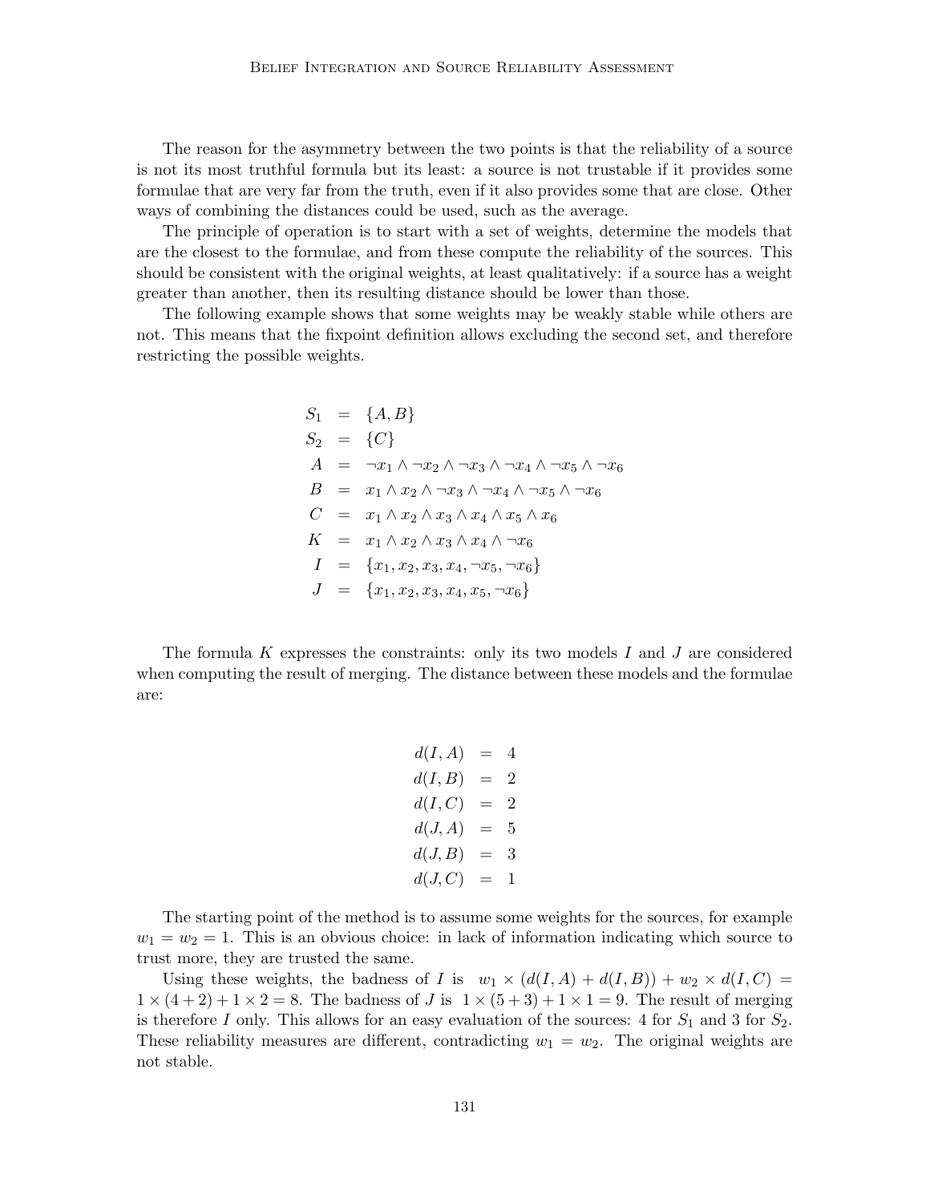The reason for the asymmetry between the two points is that the reliability of a source is not its most truthful formula but its least: a source is not trustable if it provides some formulae that are very far from the truth, even if it also provides some that are close. Other ways of combining the distances could be used, such as the average.

The principle of operation is to start with a set of weights, determine the models that are the closest to the formulae, and from these compute the reliability of the sources. This should be consistent with the original weights, at least qualitatively: if a source has a weight greater than another, then its resulting distance should be lower than those.

The following example shows that some weights may be weakly stable while others are not. This means that the fixpoint definition allows excluding the second set, and therefore restricting the possible weights.

$$
\begin{aligned}
S_1 &= \{A, B\} \\
S_2 &= \{C\} \\
A &= \neg x_1 \wedge \neg x_2 \wedge \neg x_3 \wedge \neg x_4 \wedge \neg x_5 \wedge \neg x_6 \\
B &= x_1 \wedge x_2 \wedge \neg x_3 \wedge \neg x_4 \wedge \neg x_5 \wedge \neg x_6 \\
C &= x_1 \wedge x_2 \wedge x_3 \wedge x_4 \wedge x_5 \wedge x_6 \\
K &= x_1 \wedge x_2 \wedge x_3 \wedge x_4 \wedge \neg x_6 \\
I &= \{x_1, x_2, x_3, x_4, \neg x_5, \neg x_6\} \\
J &= \{x_1, x_2, x_3, x_4, x_5, \neg x_6\}
\end{aligned}
$$

The formula $K$ expresses the constraints: only its two models $I$ and $J$ are considered when computing the result of merging. The distance between these models and the formulae are:

$$
\begin{aligned}
d(I, A) &= 4 \\
d(I, B) &= 2 \\
d(I, C) &= 2 \\
d(J, A) &= 5 \\
d(J, B) &= 3 \\
d(J, C) &= 1
\end{aligned}
$$

The starting point of the method is to assume some weights for the sources, for example $w_1 = w_2 = 1$. This is an obvious choice: in lack of information indicating which source to trust more, they are trusted the same.

Using these weights, the badness of $I$ is $w_1 \times (d(I, A) + d(I, B)) + w_2 \times d(I, C) = 1 \times (4 + 2) + 1 \times 2 = 8$. The badness of $J$ is $1 \times (5 + 3) + 1 \times 1 = 9$. The result of merging is therefore $I$ only. This allows for an easy evaluation of the sources: 4 for $S_1$ and 3 for $S_2$. These reliability measures are different, contradicting $w_1 = w_2$. The original weights are not stable.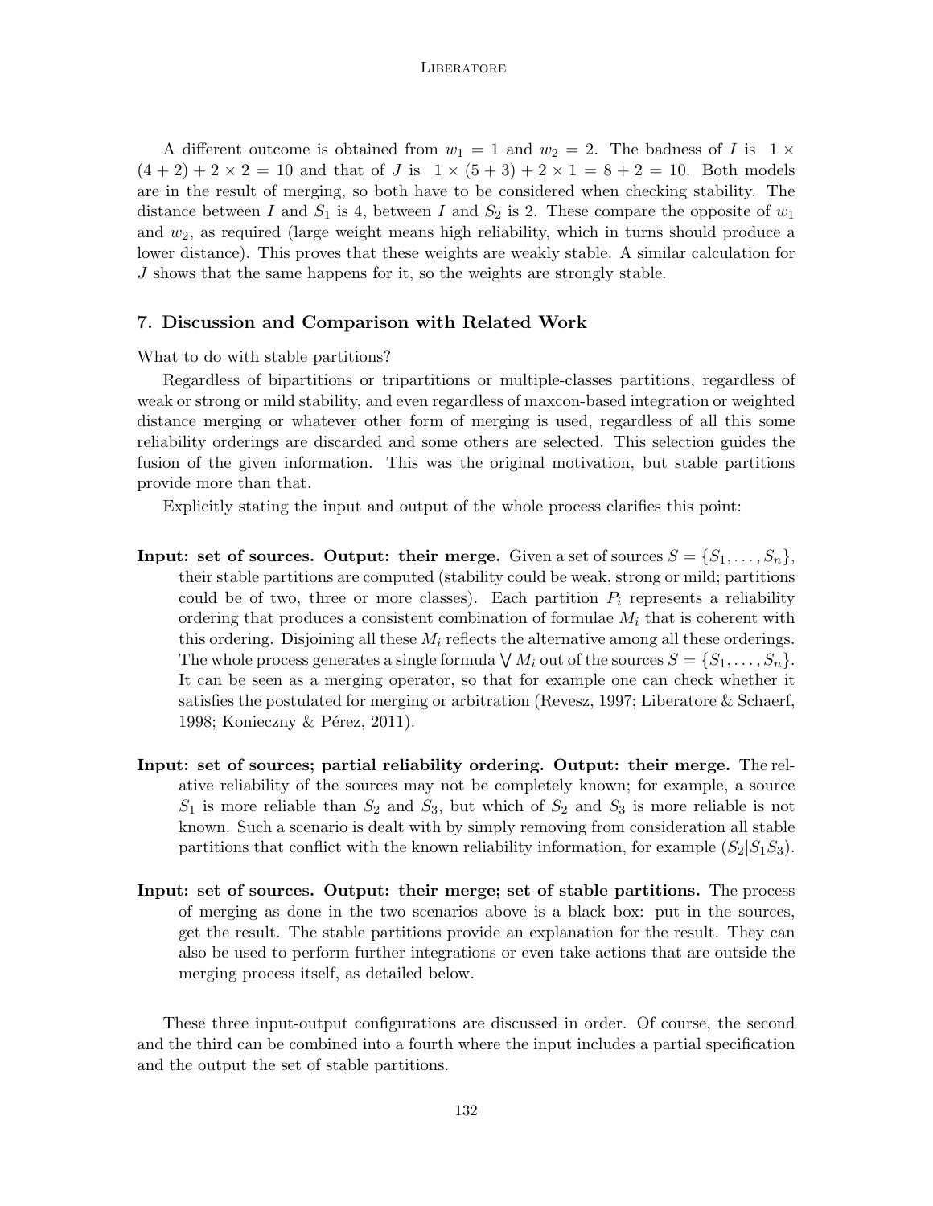A different outcome is obtained from $w_1 = 1$ and $w_2 = 2$. The badness of $I$ is $1 \times (4 + 2) + 2 \times 2 = 10$ and that of $J$ is $1 \times (5 + 3) + 2 \times 1 = 8 + 2 = 10$. Both models are in the result of merging, so both have to be considered when checking stability. The distance between $I$ and $S_1$ is 4, between $I$ and $S_2$ is 2. These compare the opposite of $w_1$ and $w_2$, as required (large weight means high reliability, which in turns should produce a lower distance). This proves that these weights are weakly stable. A similar calculation for $J$ shows that the same happens for it, so the weights are strongly stable.

## 7. Discussion and Comparison with Related Work

What to do with stable partitions?

Regardless of bipartitions or tripartitions or multiple-classes partitions, regardless of weak or strong or mild stability, and even regardless of maxcon-based integration or weighted distance merging or whatever other form of merging is used, regardless of all this some reliability orderings are discarded and some others are selected. This selection guides the fusion of the given information. This was the original motivation, but stable partitions provide more than that.

Explicitly stating the input and output of the whole process clarifies this point:

**Input: set of sources. Output: their merge.** Given a set of sources $S = \{S_1, \ldots, S_n\}$, their stable partitions are computed (stability could be weak, strong or mild; partitions could be of two, three or more classes). Each partition $P_i$ represents a reliability ordering that produces a consistent combination of formulae $M_i$ that is coherent with this ordering. Disjoining all these $M_i$ reflects the alternative among all these orderings. The whole process generates a single formula $\bigvee M_i$ out of the sources $S = \{S_1, \ldots, S_n\}$. It can be seen as a merging operator, so that for example one can check whether it satisfies the postulated for merging or arbitration (Revesz, 1997; Liberatore & Schaerf, 1998; Konieczny & Pérez, 2011).

**Input: set of sources; partial reliability ordering. Output: their merge.** The relative reliability of the sources may not be completely known; for example, a source $S_1$ is more reliable than $S_2$ and $S_3$, but which of $S_2$ and $S_3$ is more reliable is not known. Such a scenario is dealt with by simply removing from consideration all stable partitions that conflict with the known reliability information, for example $(S_2|S_1S_3)$.

**Input: set of sources. Output: their merge; set of stable partitions.** The process of merging as done in the two scenarios above is a black box: put in the sources, get the result. The stable partitions provide an explanation for the result. They can also be used to perform further integrations or even take actions that are outside the merging process itself, as detailed below.

These three input-output configurations are discussed in order. Of course, the second and the third can be combined into a fourth where the input includes a partial specification and the output the set of stable partitions.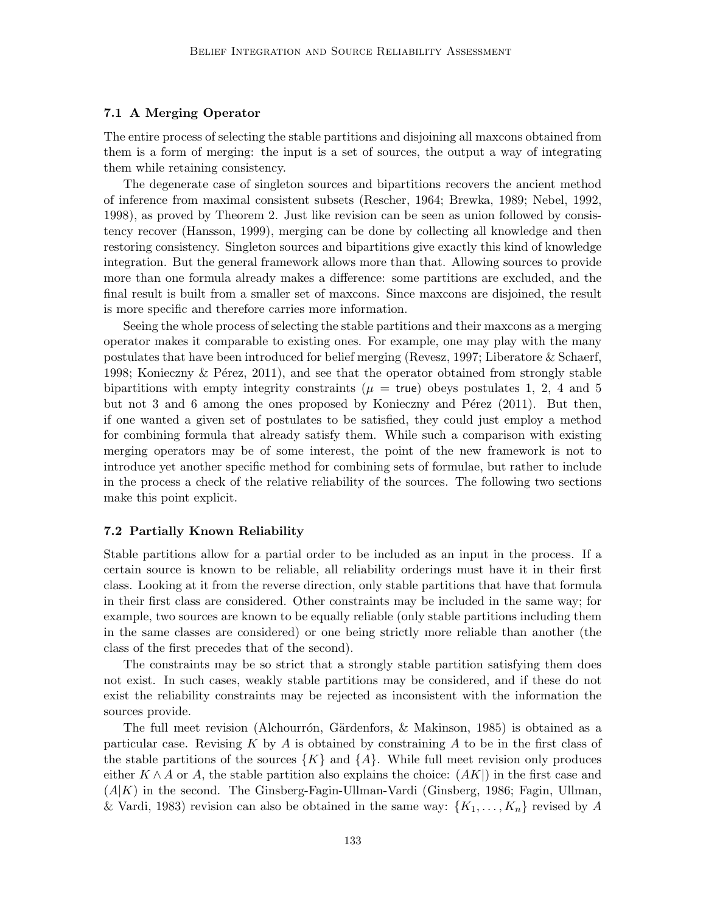### 7.1 A Merging Operator

The entire process of selecting the stable partitions and disjoining all maxcons obtained from them is a form of merging: the input is a set of sources, the output a way of integrating them while retaining consistency.

The degenerate case of singleton sources and bipartitions recovers the ancient method of inference from maximal consistent subsets (Rescher, 1964; Brewka, 1989; Nebel, 1992, 1998), as proved by Theorem 2. Just like revision can be seen as union followed by consistency recover (Hansson, 1999), merging can be done by collecting all knowledge and then restoring consistency. Singleton sources and bipartitions give exactly this kind of knowledge integration. But the general framework allows more than that. Allowing sources to provide more than one formula already makes a difference: some partitions are excluded, and the final result is built from a smaller set of maxcons. Since maxcons are disjoined, the result is more specific and therefore carries more information.

Seeing the whole process of selecting the stable partitions and their maxcons as a merging operator makes it comparable to existing ones. For example, one may play with the many postulates that have been introduced for belief merging (Revesz, 1997; Liberatore & Schaerf, 1998; Konieczny & Pérez, 2011), and see that the operator obtained from strongly stable bipartitions with empty integrity constraints ($\mu = \mathsf{true}$) obeys postulates 1, 2, 4 and 5 but not 3 and 6 among the ones proposed by Konieczny and Pérez (2011). But then, if one wanted a given set of postulates to be satisfied, they could just employ a method for combining formula that already satisfy them. While such a comparison with existing merging operators may be of some interest, the point of the new framework is not to introduce yet another specific method for combining sets of formulae, but rather to include in the process a check of the relative reliability of the sources. The following two sections make this point explicit.

### 7.2 Partially Known Reliability

Stable partitions allow for a partial order to be included as an input in the process. If a certain source is known to be reliable, all reliability orderings must have it in their first class. Looking at it from the reverse direction, only stable partitions that have that formula in their first class are considered. Other constraints may be included in the same way; for example, two sources are known to be equally reliable (only stable partitions including them in the same classes are considered) or one being strictly more reliable than another (the class of the first precedes that of the second).

The constraints may be so strict that a strongly stable partition satisfying them does not exist. In such cases, weakly stable partitions may be considered, and if these do not exist the reliability constraints may be rejected as inconsistent with the information the sources provide.

The full meet revision (Alchourrón, Gärdenfors, & Makinson, 1985) is obtained as a particular case. Revising $K$ by $A$ is obtained by constraining $A$ to be in the first class of the stable partitions of the sources $\{K\}$ and $\{A\}$. While full meet revision only produces either $K \wedge A$ or $A$, the stable partition also explains the choice: $(AK|)$ in the first case and $(A|K)$ in the second. The Ginsberg-Fagin-Ullman-Vardi (Ginsberg, 1986; Fagin, Ullman, & Vardi, 1983) revision can also be obtained in the same way: $\{K_1, \ldots, K_n\}$ revised by $A$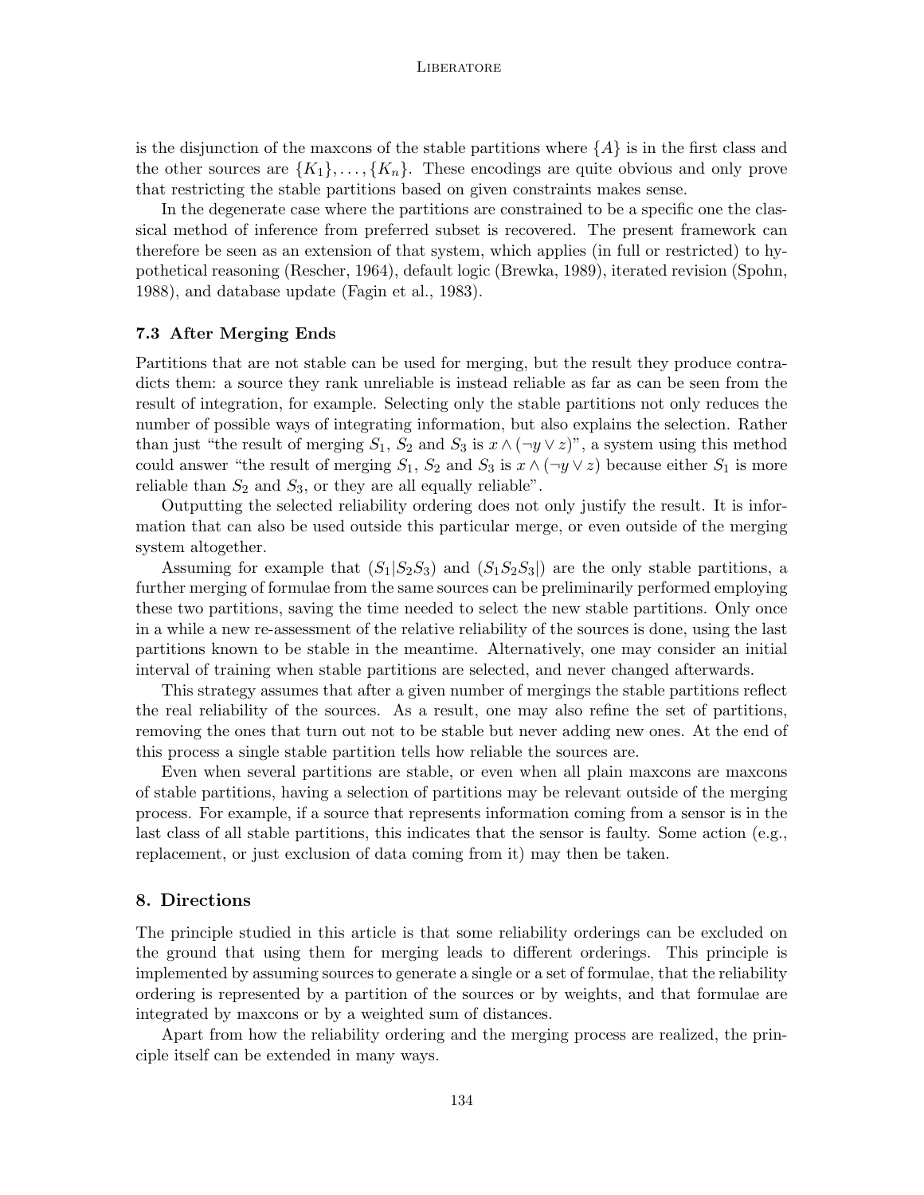is the disjunction of the maxcons of the stable partitions where $\{A\}$ is in the first class and the other sources are $\{K_1\}, \ldots, \{K_n\}$. These encodings are quite obvious and only prove that restricting the stable partitions based on given constraints makes sense.

In the degenerate case where the partitions are constrained to be a specific one the classical method of inference from preferred subset is recovered. The present framework can therefore be seen as an extension of that system, which applies (in full or restricted) to hypothetical reasoning (Rescher, 1964), default logic (Brewka, 1989), iterated revision (Spohn, 1988), and database update (Fagin et al., 1983).

### 7.3 After Merging Ends

Partitions that are not stable can be used for merging, but the result they produce contradicts them: a source they rank unreliable is instead reliable as far as can be seen from the result of integration, for example. Selecting only the stable partitions not only reduces the number of possible ways of integrating information, but also explains the selection. Rather than just "the result of merging $S_1$, $S_2$ and $S_3$ is $x \wedge (\neg y \vee z)$", a system using this method could answer "the result of merging $S_1$, $S_2$ and $S_3$ is $x \wedge (\neg y \vee z)$ because either $S_1$ is more reliable than $S_2$ and $S_3$, or they are all equally reliable".

Outputting the selected reliability ordering does not only justify the result. It is information that can also be used outside this particular merge, or even outside of the merging system altogether.

Assuming for example that $(S_1|S_2S_3)$ and $(S_1S_2S_3|)$ are the only stable partitions, a further merging of formulae from the same sources can be preliminarily performed employing these two partitions, saving the time needed to select the new stable partitions. Only once in a while a new re-assessment of the relative reliability of the sources is done, using the last partitions known to be stable in the meantime. Alternatively, one may consider an initial interval of training when stable partitions are selected, and never changed afterwards.

This strategy assumes that after a given number of mergings the stable partitions reflect the real reliability of the sources. As a result, one may also refine the set of partitions, removing the ones that turn out not to be stable but never adding new ones. At the end of this process a single stable partition tells how reliable the sources are.

Even when several partitions are stable, or even when all plain maxcons are maxcons of stable partitions, having a selection of partitions may be relevant outside of the merging process. For example, if a source that represents information coming from a sensor is in the last class of all stable partitions, this indicates that the sensor is faulty. Some action (e.g., replacement, or just exclusion of data coming from it) may then be taken.

## 8. Directions

The principle studied in this article is that some reliability orderings can be excluded on the ground that using them for merging leads to different orderings. This principle is implemented by assuming sources to generate a single or a set of formulae, that the reliability ordering is represented by a partition of the sources or by weights, and that formulae are integrated by maxcons or by a weighted sum of distances.

Apart from how the reliability ordering and the merging process are realized, the principle itself can be extended in many ways.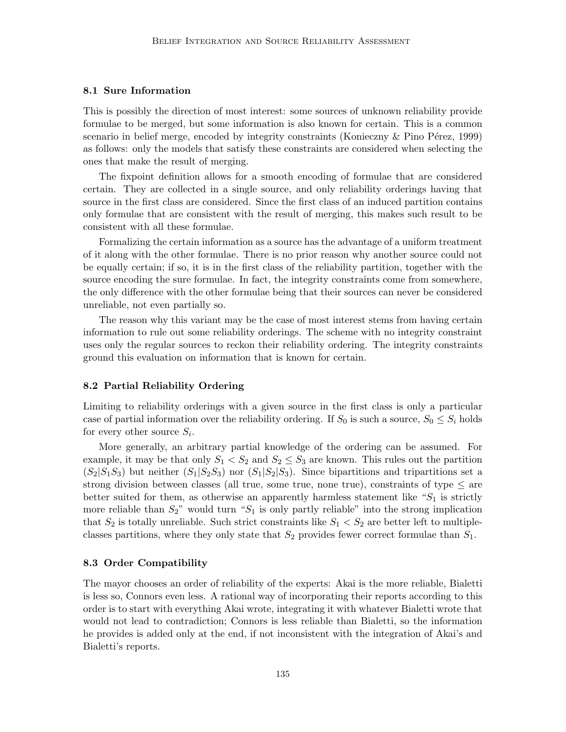### 8.1 Sure Information

This is possibly the direction of most interest: some sources of unknown reliability provide formulae to be merged, but some information is also known for certain. This is a common scenario in belief merge, encoded by integrity constraints (Konieczny & Pino Pérez, 1999) as follows: only the models that satisfy these constraints are considered when selecting the ones that make the result of merging.

The fixpoint definition allows for a smooth encoding of formulae that are considered certain. They are collected in a single source, and only reliability orderings having that source in the first class are considered. Since the first class of an induced partition contains only formulae that are consistent with the result of merging, this makes such result to be consistent with all these formulae.

Formalizing the certain information as a source has the advantage of a uniform treatment of it along with the other formulae. There is no prior reason why another source could not be equally certain; if so, it is in the first class of the reliability partition, together with the source encoding the sure formulae. In fact, the integrity constraints come from somewhere, the only difference with the other formulae being that their sources can never be considered unreliable, not even partially so.

The reason why this variant may be the case of most interest stems from having certain information to rule out some reliability orderings. The scheme with no integrity constraint uses only the regular sources to reckon their reliability ordering. The integrity constraints ground this evaluation on information that is known for certain.

### 8.2 Partial Reliability Ordering

Limiting to reliability orderings with a given source in the first class is only a particular case of partial information over the reliability ordering. If $S_0$ is such a source, $S_0 \leq S_i$ holds for every other source $S_i$.

More generally, an arbitrary partial knowledge of the ordering can be assumed. For example, it may be that only $S_1 < S_2$ and $S_2 \leq S_3$ are known. This rules out the partition $(S_2|S_1S_3)$ but neither $(S_1|S_2S_3)$ nor $(S_1|S_2|S_3)$. Since bipartitions and tripartitions set a strong division between classes (all true, some true, none true), constraints of type $\leq$ are better suited for them, as otherwise an apparently harmless statement like "$S_1$ is strictly more reliable than $S_2$" would turn "$S_1$ is only partly reliable" into the strong implication that $S_2$ is totally unreliable. Such strict constraints like $S_1 < S_2$ are better left to multiple-classes partitions, where they only state that $S_2$ provides fewer correct formulae than $S_1$.

### 8.3 Order Compatibility

The mayor chooses an order of reliability of the experts: Akai is the more reliable, Bialetti is less so, Connors even less. A rational way of incorporating their reports according to this order is to start with everything Akai wrote, integrating it with whatever Bialetti wrote that would not lead to contradiction; Connors is less reliable than Bialetti, so the information he provides is added only at the end, if not inconsistent with the integration of Akai's and Bialetti's reports.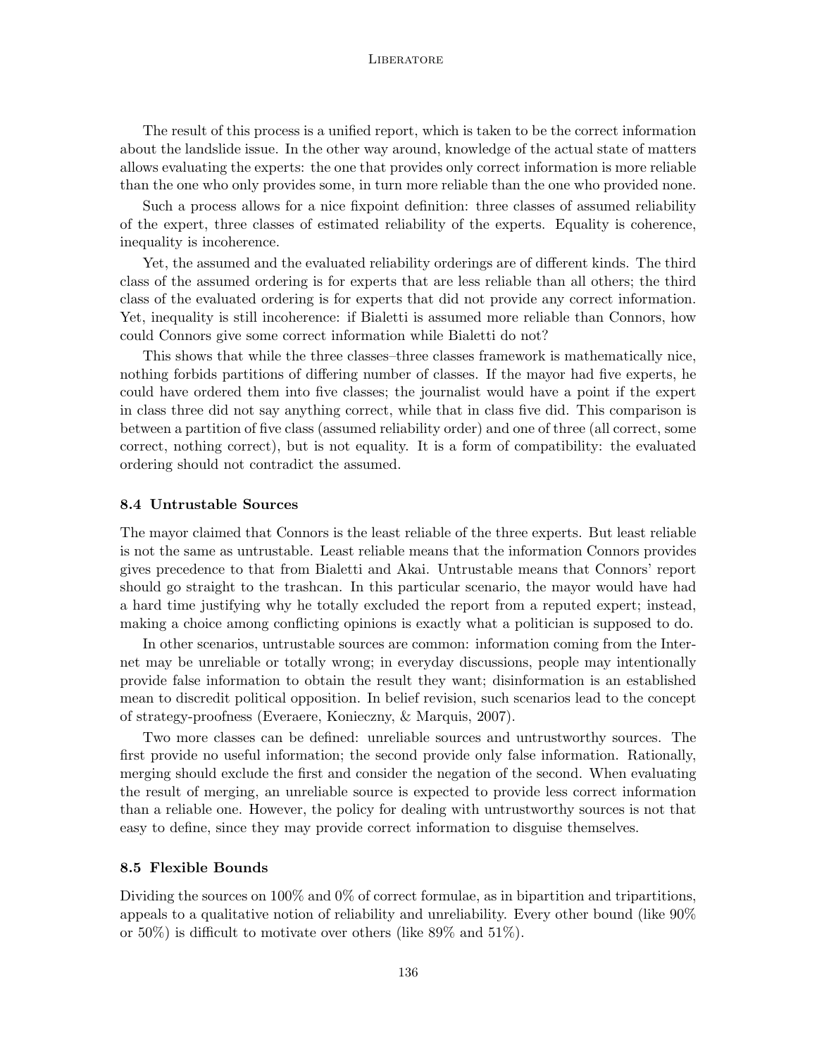The result of this process is a unified report, which is taken to be the correct information about the landslide issue. In the other way around, knowledge of the actual state of matters allows evaluating the experts: the one that provides only correct information is more reliable than the one who only provides some, in turn more reliable than the one who provided none.

Such a process allows for a nice fixpoint definition: three classes of assumed reliability of the expert, three classes of estimated reliability of the experts. Equality is coherence, inequality is incoherence.

Yet, the assumed and the evaluated reliability orderings are of different kinds. The third class of the assumed ordering is for experts that are less reliable than all others; the third class of the evaluated ordering is for experts that did not provide any correct information. Yet, inequality is still incoherence: if Bialetti is assumed more reliable than Connors, how could Connors give some correct information while Bialetti do not?

This shows that while the three classes–three classes framework is mathematically nice, nothing forbids partitions of differing number of classes. If the mayor had five experts, he could have ordered them into five classes; the journalist would have a point if the expert in class three did not say anything correct, while that in class five did. This comparison is between a partition of five class (assumed reliability order) and one of three (all correct, some correct, nothing correct), but is not equality. It is a form of compatibility: the evaluated ordering should not contradict the assumed.

### 8.4 Untrustable Sources

The mayor claimed that Connors is the least reliable of the three experts. But least reliable is not the same as untrustable. Least reliable means that the information Connors provides gives precedence to that from Bialetti and Akai. Untrustable means that Connors' report should go straight to the trashcan. In this particular scenario, the mayor would have had a hard time justifying why he totally excluded the report from a reputed expert; instead, making a choice among conflicting opinions is exactly what a politician is supposed to do.

In other scenarios, untrustable sources are common: information coming from the Internet may be unreliable or totally wrong; in everyday discussions, people may intentionally provide false information to obtain the result they want; disinformation is an established mean to discredit political opposition. In belief revision, such scenarios lead to the concept of strategy-proofness (Everaere, Konieczny, & Marquis, 2007).

Two more classes can be defined: unreliable sources and untrustworthy sources. The first provide no useful information; the second provide only false information. Rationally, merging should exclude the first and consider the negation of the second. When evaluating the result of merging, an unreliable source is expected to provide less correct information than a reliable one. However, the policy for dealing with untrustworthy sources is not that easy to define, since they may provide correct information to disguise themselves.

### 8.5 Flexible Bounds

Dividing the sources on 100% and 0% of correct formulae, as in bipartition and tripartitions, appeals to a qualitative notion of reliability and unreliability. Every other bound (like 90% or 50%) is difficult to motivate over others (like 89% and 51%).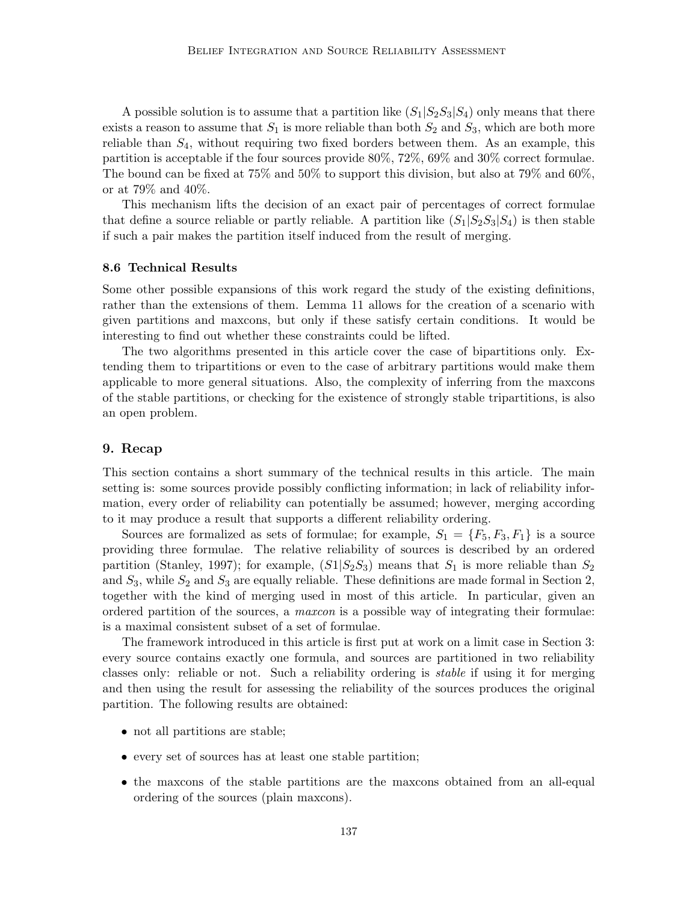A possible solution is to assume that a partition like $(S_1|S_2S_3|S_4)$ only means that there exists a reason to assume that $S_1$ is more reliable than both $S_2$ and $S_3$, which are both more reliable than $S_4$, without requiring two fixed borders between them. As an example, this partition is acceptable if the four sources provide 80%, 72%, 69% and 30% correct formulae. The bound can be fixed at 75% and 50% to support this division, but also at 79% and 60%, or at 79% and 40%.

This mechanism lifts the decision of an exact pair of percentages of correct formulae that define a source reliable or partly reliable. A partition like $(S_1|S_2S_3|S_4)$ is then stable if such a pair makes the partition itself induced from the result of merging.

### 8.6 Technical Results

Some other possible expansions of this work regard the study of the existing definitions, rather than the extensions of them. Lemma 11 allows for the creation of a scenario with given partitions and maxcons, but only if these satisfy certain conditions. It would be interesting to find out whether these constraints could be lifted.

The two algorithms presented in this article cover the case of bipartitions only. Extending them to tripartitions or even to the case of arbitrary partitions would make them applicable to more general situations. Also, the complexity of inferring from the maxcons of the stable partitions, or checking for the existence of strongly stable tripartitions, is also an open problem.

## 9. Recap

This section contains a short summary of the technical results in this article. The main setting is: some sources provide possibly conflicting information; in lack of reliability information, every order of reliability can potentially be assumed; however, merging according to it may produce a result that supports a different reliability ordering.

Sources are formalized as sets of formulae; for example, $S_1 = \{F_5, F_3, F_1\}$ is a source providing three formulae. The relative reliability of sources is described by an ordered partition (Stanley, 1997); for example, $(S1|S_2S_3)$ means that $S_1$ is more reliable than $S_2$ and $S_3$, while $S_2$ and $S_3$ are equally reliable. These definitions are made formal in Section 2, together with the kind of merging used in most of this article. In particular, given an ordered partition of the sources, a *maxcon* is a possible way of integrating their formulae: is a maximal consistent subset of a set of formulae.

The framework introduced in this article is first put at work on a limit case in Section 3: every source contains exactly one formula, and sources are partitioned in two reliability classes only: reliable or not. Such a reliability ordering is *stable* if using it for merging and then using the result for assessing the reliability of the sources produces the original partition. The following results are obtained:

- not all partitions are stable;
- every set of sources has at least one stable partition;
- the maxcons of the stable partitions are the maxcons obtained from an all-equal ordering of the sources (plain maxcons).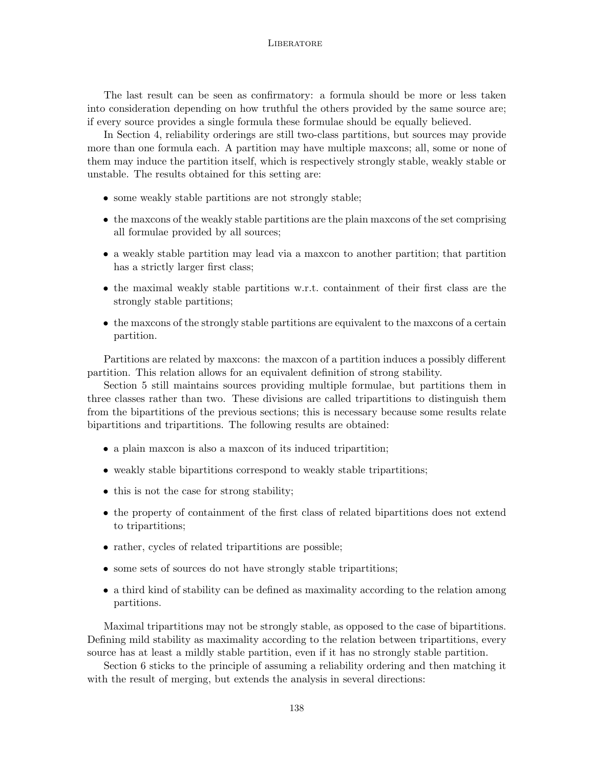The last result can be seen as confirmatory: a formula should be more or less taken into consideration depending on how truthful the others provided by the same source are; if every source provides a single formula these formulae should be equally believed.

In Section 4, reliability orderings are still two-class partitions, but sources may provide more than one formula each. A partition may have multiple maxcons; all, some or none of them may induce the partition itself, which is respectively strongly stable, weakly stable or unstable. The results obtained for this setting are:

- some weakly stable partitions are not strongly stable;
- the maxcons of the weakly stable partitions are the plain maxcons of the set comprising all formulae provided by all sources;
- a weakly stable partition may lead via a maxcon to another partition; that partition has a strictly larger first class;
- the maximal weakly stable partitions w.r.t. containment of their first class are the strongly stable partitions;
- the maxcons of the strongly stable partitions are equivalent to the maxcons of a certain partition.

Partitions are related by maxcons: the maxcon of a partition induces a possibly different partition. This relation allows for an equivalent definition of strong stability.

Section 5 still maintains sources providing multiple formulae, but partitions them in three classes rather than two. These divisions are called tripartitions to distinguish them from the bipartitions of the previous sections; this is necessary because some results relate bipartitions and tripartitions. The following results are obtained:

- a plain maxcon is also a maxcon of its induced tripartition;
- weakly stable bipartitions correspond to weakly stable tripartitions;
- this is not the case for strong stability;
- the property of containment of the first class of related bipartitions does not extend to tripartitions;
- rather, cycles of related tripartitions are possible;
- some sets of sources do not have strongly stable tripartitions;
- a third kind of stability can be defined as maximality according to the relation among partitions.

Maximal tripartitions may not be strongly stable, as opposed to the case of bipartitions. Defining mild stability as maximality according to the relation between tripartitions, every source has at least a mildly stable partition, even if it has no strongly stable partition.

Section 6 sticks to the principle of assuming a reliability ordering and then matching it with the result of merging, but extends the analysis in several directions: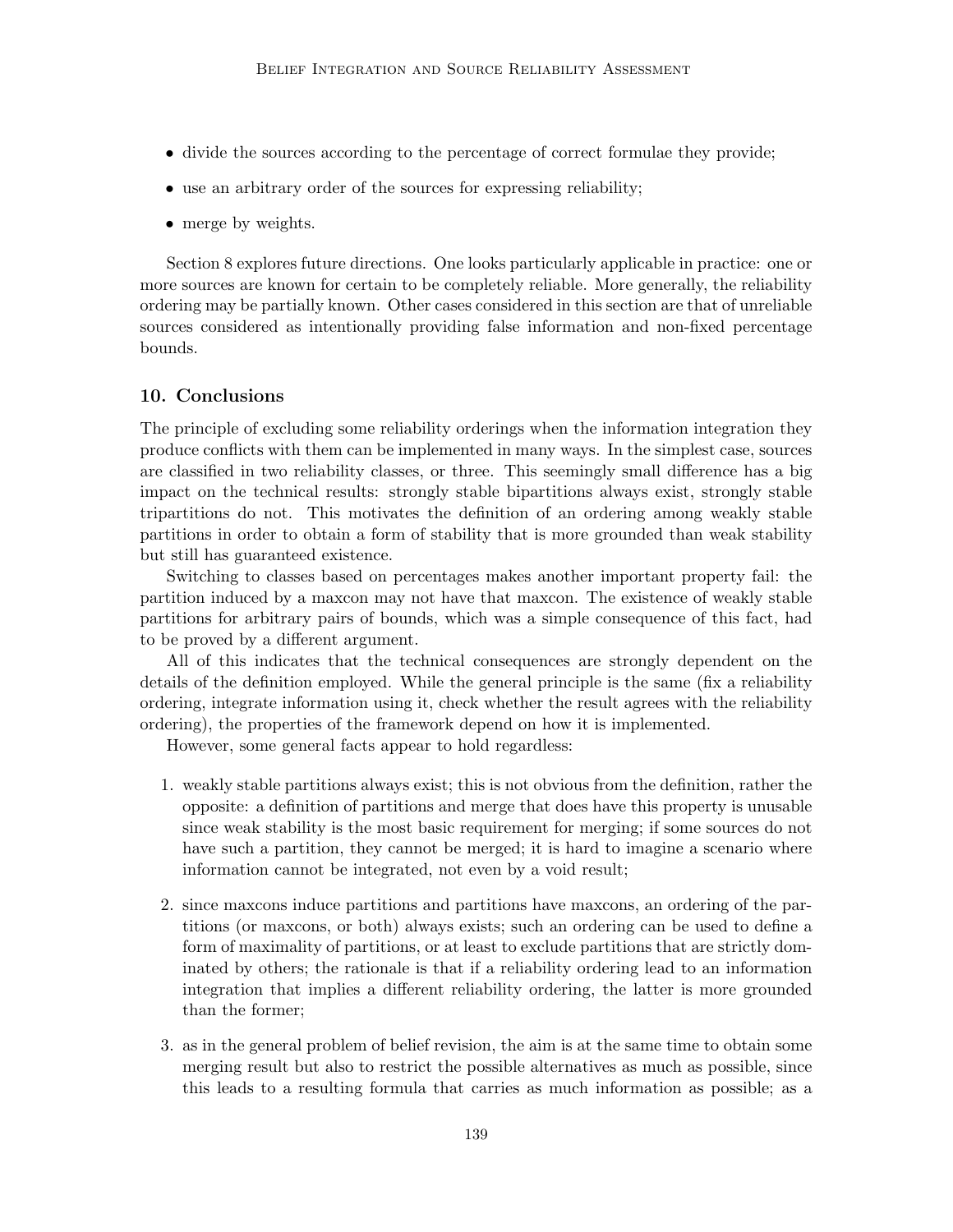- divide the sources according to the percentage of correct formulae they provide;
- use an arbitrary order of the sources for expressing reliability;
- merge by weights.

Section 8 explores future directions. One looks particularly applicable in practice: one or more sources are known for certain to be completely reliable. More generally, the reliability ordering may be partially known. Other cases considered in this section are that of unreliable sources considered as intentionally providing false information and non-fixed percentage bounds.

## 10. Conclusions

The principle of excluding some reliability orderings when the information integration they produce conflicts with them can be implemented in many ways. In the simplest case, sources are classified in two reliability classes, or three. This seemingly small difference has a big impact on the technical results: strongly stable bipartitions always exist, strongly stable tripartitions do not. This motivates the definition of an ordering among weakly stable partitions in order to obtain a form of stability that is more grounded than weak stability but still has guaranteed existence.

Switching to classes based on percentages makes another important property fail: the partition induced by a maxcon may not have that maxcon. The existence of weakly stable partitions for arbitrary pairs of bounds, which was a simple consequence of this fact, had to be proved by a different argument.

All of this indicates that the technical consequences are strongly dependent on the details of the definition employed. While the general principle is the same (fix a reliability ordering, integrate information using it, check whether the result agrees with the reliability ordering), the properties of the framework depend on how it is implemented.

However, some general facts appear to hold regardless:

1. weakly stable partitions always exist; this is not obvious from the definition, rather the opposite: a definition of partitions and merge that does have this property is unusable since weak stability is the most basic requirement for merging; if some sources do not have such a partition, they cannot be merged; it is hard to imagine a scenario where information cannot be integrated, not even by a void result;

2. since maxcons induce partitions and partitions have maxcons, an ordering of the partitions (or maxcons, or both) always exists; such an ordering can be used to define a form of maximality of partitions, or at least to exclude partitions that are strictly dominated by others; the rationale is that if a reliability ordering lead to an information integration that implies a different reliability ordering, the latter is more grounded than the former;

3. as in the general problem of belief revision, the aim is at the same time to obtain some merging result but also to restrict the possible alternatives as much as possible, since this leads to a resulting formula that carries as much information as possible; as a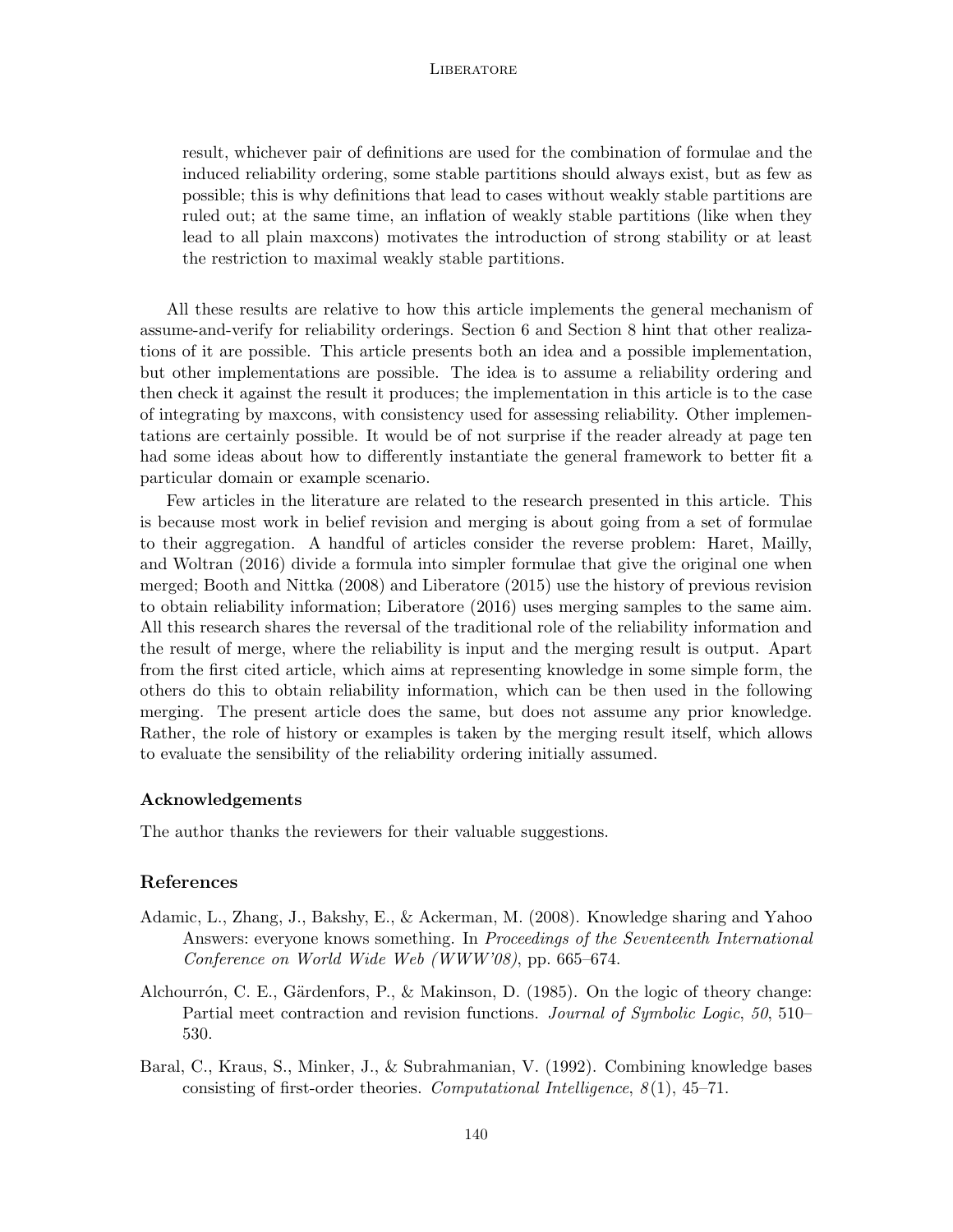result, whichever pair of definitions are used for the combination of formulae and the induced reliability ordering, some stable partitions should always exist, but as few as possible; this is why definitions that lead to cases without weakly stable partitions are ruled out; at the same time, an inflation of weakly stable partitions (like when they lead to all plain maxcons) motivates the introduction of strong stability or at least the restriction to maximal weakly stable partitions.

All these results are relative to how this article implements the general mechanism of assume-and-verify for reliability orderings. Section 6 and Section 8 hint that other realizations of it are possible. This article presents both an idea and a possible implementation, but other implementations are possible. The idea is to assume a reliability ordering and then check it against the result it produces; the implementation in this article is to the case of integrating by maxcons, with consistency used for assessing reliability. Other implementations are certainly possible. It would be of not surprise if the reader already at page ten had some ideas about how to differently instantiate the general framework to better fit a particular domain or example scenario.

Few articles in the literature are related to the research presented in this article. This is because most work in belief revision and merging is about going from a set of formulae to their aggregation. A handful of articles consider the reverse problem: Haret, Mailly, and Woltran (2016) divide a formula into simpler formulae that give the original one when merged; Booth and Nittka (2008) and Liberatore (2015) use the history of previous revision to obtain reliability information; Liberatore (2016) uses merging samples to the same aim. All this research shares the reversal of the traditional role of the reliability information and the result of merge, where the reliability is input and the merging result is output. Apart from the first cited article, which aims at representing knowledge in some simple form, the others do this to obtain reliability information, which can be then used in the following merging. The present article does the same, but does not assume any prior knowledge. Rather, the role of history or examples is taken by the merging result itself, which allows to evaluate the sensibility of the reliability ordering initially assumed.

### Acknowledgements

The author thanks the reviewers for their valuable suggestions.

## References

Adamic, L., Zhang, J., Bakshy, E., & Ackerman, M. (2008). Knowledge sharing and Yahoo Answers: everyone knows something. In *Proceedings of the Seventeenth International Conference on World Wide Web (WWW'08)*, pp. 665–674.

Alchourrón, C. E., Gärdenfors, P., & Makinson, D. (1985). On the logic of theory change: Partial meet contraction and revision functions. *Journal of Symbolic Logic*, *50*, 510–530.

Baral, C., Kraus, S., Minker, J., & Subrahmanian, V. (1992). Combining knowledge bases consisting of first-order theories. *Computational Intelligence*, *8*(1), 45–71.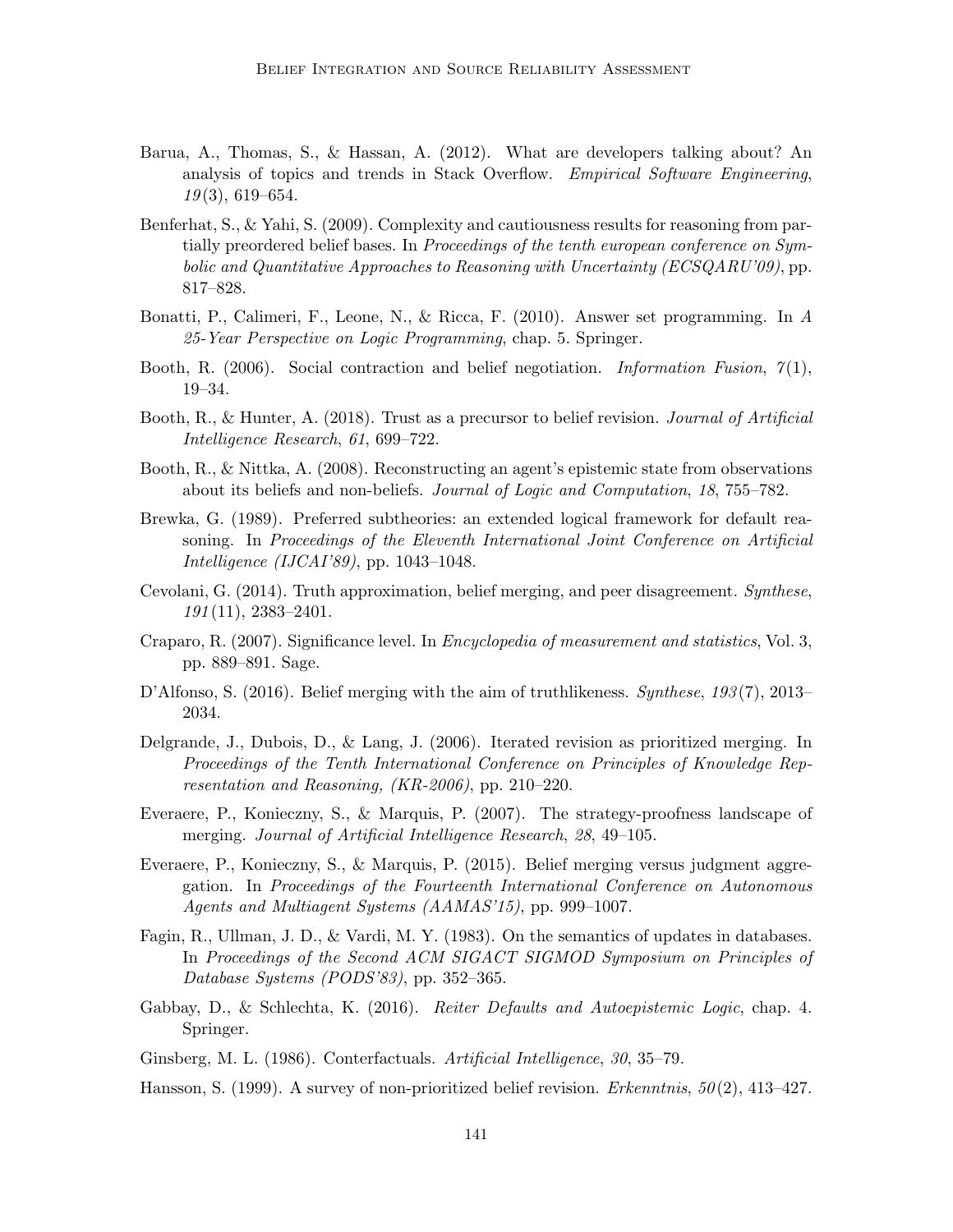Barua, A., Thomas, S., & Hassan, A. (2012). What are developers talking about? An analysis of topics and trends in Stack Overflow. *Empirical Software Engineering*, *19*(3), 619–654.

Benferhat, S., & Yahi, S. (2009). Complexity and cautiousness results for reasoning from partially preordered belief bases. In *Proceedings of the tenth european conference on Symbolic and Quantitative Approaches to Reasoning with Uncertainty (ECSQARU'09)*, pp. 817–828.

Bonatti, P., Calimeri, F., Leone, N., & Ricca, F. (2010). Answer set programming. In *A 25-Year Perspective on Logic Programming*, chap. 5. Springer.

Booth, R. (2006). Social contraction and belief negotiation. *Information Fusion*, *7*(1), 19–34.

Booth, R., & Hunter, A. (2018). Trust as a precursor to belief revision. *Journal of Artificial Intelligence Research*, *61*, 699–722.

Booth, R., & Nittka, A. (2008). Reconstructing an agent's epistemic state from observations about its beliefs and non-beliefs. *Journal of Logic and Computation*, *18*, 755–782.

Brewka, G. (1989). Preferred subtheories: an extended logical framework for default reasoning. In *Proceedings of the Eleventh International Joint Conference on Artificial Intelligence (IJCAI'89)*, pp. 1043–1048.

Cevolani, G. (2014). Truth approximation, belief merging, and peer disagreement. *Synthese*, *191*(11), 2383–2401.

Craparo, R. (2007). Significance level. In *Encyclopedia of measurement and statistics*, Vol. 3, pp. 889–891. Sage.

D'Alfonso, S. (2016). Belief merging with the aim of truthlikeness. *Synthese*, *193*(7), 2013–2034.

Delgrande, J., Dubois, D., & Lang, J. (2006). Iterated revision as prioritized merging. In *Proceedings of the Tenth International Conference on Principles of Knowledge Representation and Reasoning, (KR-2006)*, pp. 210–220.

Everaere, P., Konieczny, S., & Marquis, P. (2007). The strategy-proofness landscape of merging. *Journal of Artificial Intelligence Research*, *28*, 49–105.

Everaere, P., Konieczny, S., & Marquis, P. (2015). Belief merging versus judgment aggregation. In *Proceedings of the Fourteenth International Conference on Autonomous Agents and Multiagent Systems (AAMAS'15)*, pp. 999–1007.

Fagin, R., Ullman, J. D., & Vardi, M. Y. (1983). On the semantics of updates in databases. In *Proceedings of the Second ACM SIGACT SIGMOD Symposium on Principles of Database Systems (PODS'83)*, pp. 352–365.

Gabbay, D., & Schlechta, K. (2016). *Reiter Defaults and Autoepistemic Logic*, chap. 4. Springer.

Ginsberg, M. L. (1986). Conterfactuals. *Artificial Intelligence*, *30*, 35–79.

Hansson, S. (1999). A survey of non-prioritized belief revision. *Erkenntnis*, *50*(2), 413–427.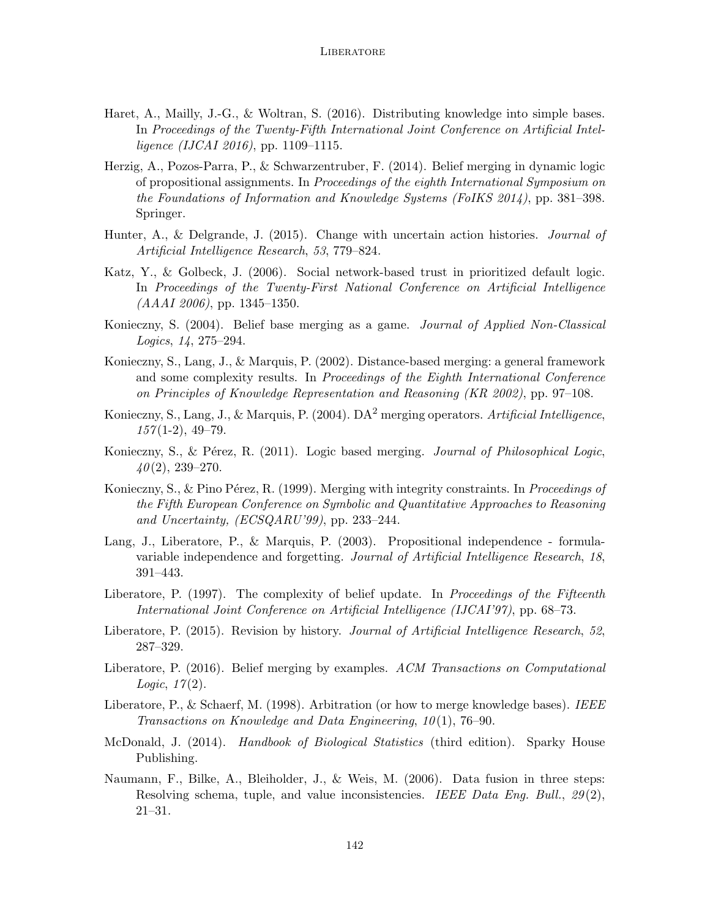Haret, A., Mailly, J.-G., & Woltran, S. (2016). Distributing knowledge into simple bases. In *Proceedings of the Twenty-Fifth International Joint Conference on Artificial Intelligence (IJCAI 2016)*, pp. 1109–1115.

Herzig, A., Pozos-Parra, P., & Schwarzentruber, F. (2014). Belief merging in dynamic logic of propositional assignments. In *Proceedings of the eighth International Symposium on the Foundations of Information and Knowledge Systems (FoIKS 2014)*, pp. 381–398. Springer.

Hunter, A., & Delgrande, J. (2015). Change with uncertain action histories. *Journal of Artificial Intelligence Research*, *53*, 779–824.

Katz, Y., & Golbeck, J. (2006). Social network-based trust in prioritized default logic. In *Proceedings of the Twenty-First National Conference on Artificial Intelligence (AAAI 2006)*, pp. 1345–1350.

Konieczny, S. (2004). Belief base merging as a game. *Journal of Applied Non-Classical Logics*, *14*, 275–294.

Konieczny, S., Lang, J., & Marquis, P. (2002). Distance-based merging: a general framework and some complexity results. In *Proceedings of the Eighth International Conference on Principles of Knowledge Representation and Reasoning (KR 2002)*, pp. 97–108.

Konieczny, S., Lang, J., & Marquis, P. (2004). $\text{DA}^2$ merging operators. *Artificial Intelligence*, *157*(1-2), 49–79.

Konieczny, S., & Pérez, R. (2011). Logic based merging. *Journal of Philosophical Logic*, *40*(2), 239–270.

Konieczny, S., & Pino Pérez, R. (1999). Merging with integrity constraints. In *Proceedings of the Fifth European Conference on Symbolic and Quantitative Approaches to Reasoning and Uncertainty, (ECSQARU'99)*, pp. 233–244.

Lang, J., Liberatore, P., & Marquis, P. (2003). Propositional independence - formula-variable independence and forgetting. *Journal of Artificial Intelligence Research*, *18*, 391–443.

Liberatore, P. (1997). The complexity of belief update. In *Proceedings of the Fifteenth International Joint Conference on Artificial Intelligence (IJCAI'97)*, pp. 68–73.

Liberatore, P. (2015). Revision by history. *Journal of Artificial Intelligence Research*, *52*, 287–329.

Liberatore, P. (2016). Belief merging by examples. *ACM Transactions on Computational Logic*, *17*(2).

Liberatore, P., & Schaerf, M. (1998). Arbitration (or how to merge knowledge bases). *IEEE Transactions on Knowledge and Data Engineering*, *10*(1), 76–90.

McDonald, J. (2014). *Handbook of Biological Statistics* (third edition). Sparky House Publishing.

Naumann, F., Bilke, A., Bleiholder, J., & Weis, M. (2006). Data fusion in three steps: Resolving schema, tuple, and value inconsistencies. *IEEE Data Eng. Bull.*, *29*(2), 21–31.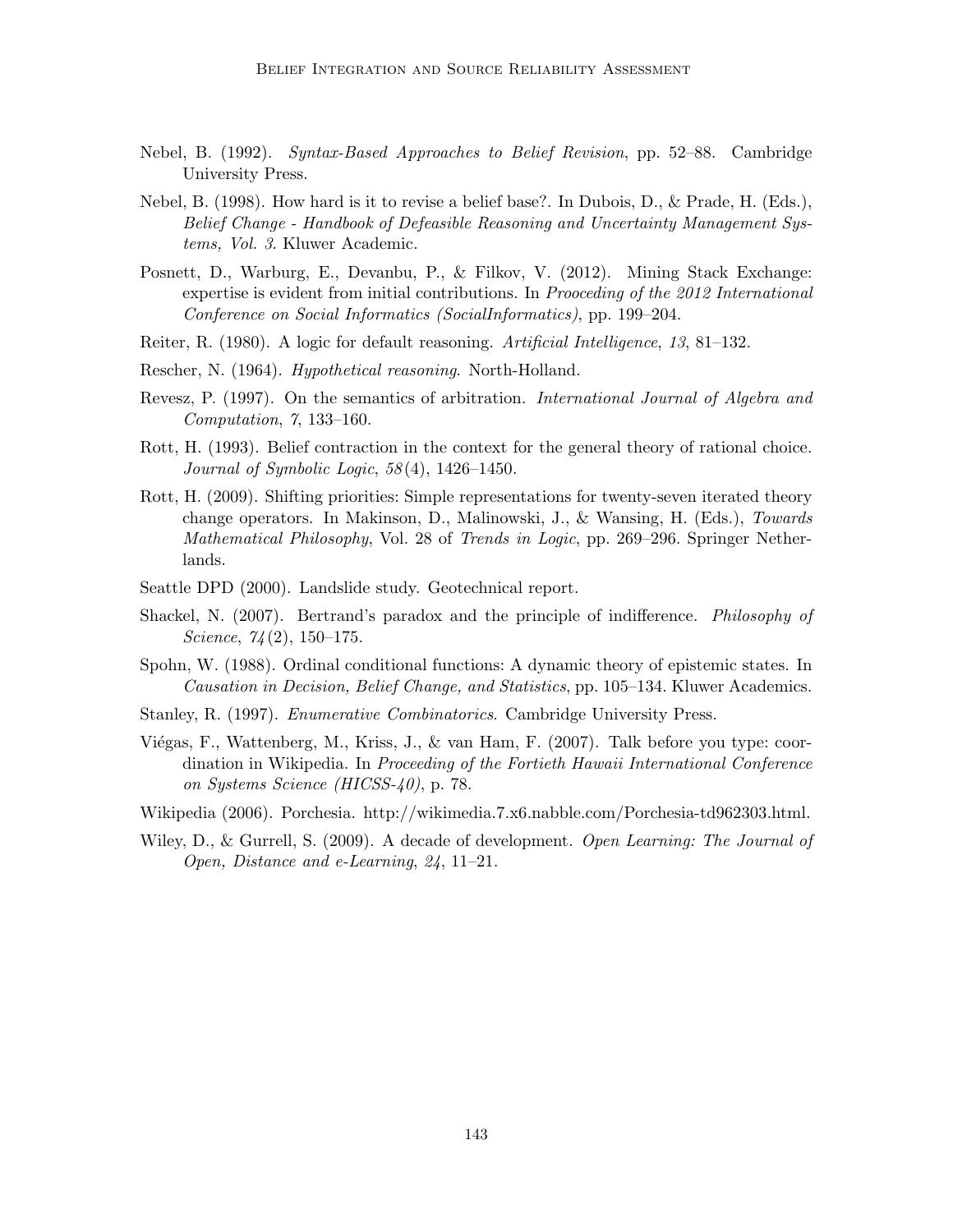Nebel, B. (1992). *Syntax-Based Approaches to Belief Revision*, pp. 52–88. Cambridge University Press.

Nebel, B. (1998). How hard is it to revise a belief base?. In Dubois, D., & Prade, H. (Eds.), *Belief Change - Handbook of Defeasible Reasoning and Uncertainty Management Systems, Vol. 3*. Kluwer Academic.

Posnett, D., Warburg, E., Devanbu, P., & Filkov, V. (2012). Mining Stack Exchange: expertise is evident from initial contributions. In *Prooceding of the 2012 International Conference on Social Informatics (SocialInformatics)*, pp. 199–204.

Reiter, R. (1980). A logic for default reasoning. *Artificial Intelligence*, *13*, 81–132.

Rescher, N. (1964). *Hypothetical reasoning*. North-Holland.

Revesz, P. (1997). On the semantics of arbitration. *International Journal of Algebra and Computation*, *7*, 133–160.

Rott, H. (1993). Belief contraction in the context for the general theory of rational choice. *Journal of Symbolic Logic*, *58*(4), 1426–1450.

Rott, H. (2009). Shifting priorities: Simple representations for twenty-seven iterated theory change operators. In Makinson, D., Malinowski, J., & Wansing, H. (Eds.), *Towards Mathematical Philosophy*, Vol. 28 of *Trends in Logic*, pp. 269–296. Springer Netherlands.

Seattle DPD (2000). Landslide study. Geotechnical report.

Shackel, N. (2007). Bertrand's paradox and the principle of indifference. *Philosophy of Science*, *74*(2), 150–175.

Spohn, W. (1988). Ordinal conditional functions: A dynamic theory of epistemic states. In *Causation in Decision, Belief Change, and Statistics*, pp. 105–134. Kluwer Academics.

Stanley, R. (1997). *Enumerative Combinatorics*. Cambridge University Press.

Viégas, F., Wattenberg, M., Kriss, J., & van Ham, F. (2007). Talk before you type: coordination in Wikipedia. In *Proceeding of the Fortieth Hawaii International Conference on Systems Science (HICSS-40)*, p. 78.

Wikipedia (2006). Porchesia. http://wikimedia.7.x6.nabble.com/Porchesia-td962303.html.

Wiley, D., & Gurrell, S. (2009). A decade of development. *Open Learning: The Journal of Open, Distance and e-Learning*, *24*, 11–21.